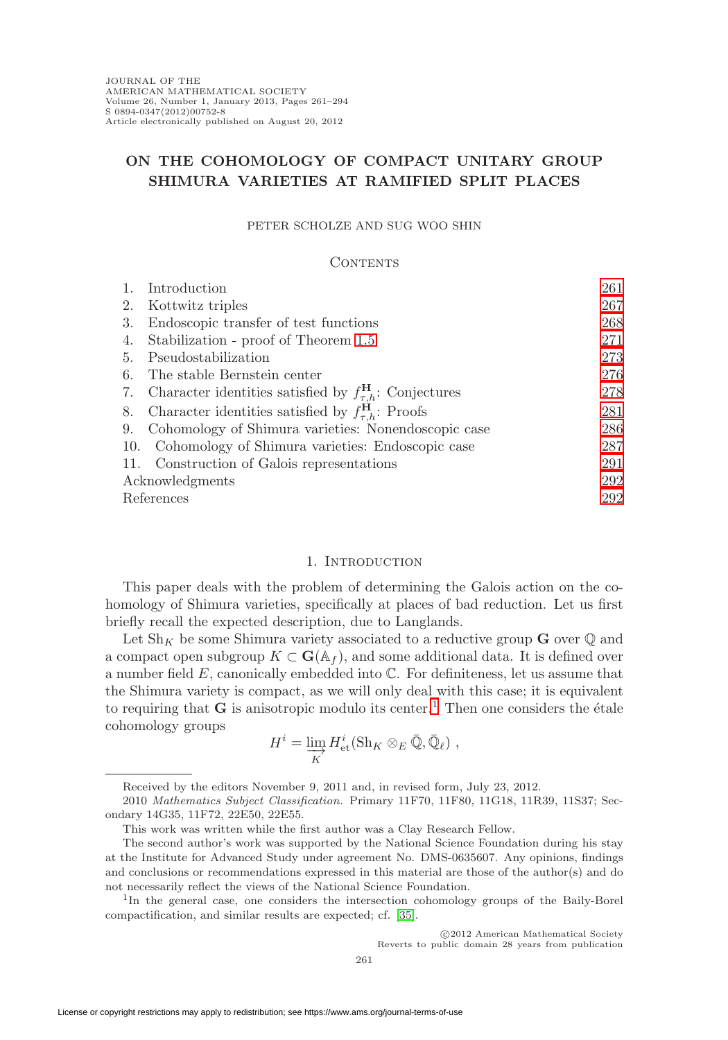# ON THE COHOMOLOGY OF COMPACT UNITARY GROUP SHIMURA VARIETIES AT RAMIFIED SPLIT PLACES

PETER SCHOLZE AND SUG WOO SHIN

## Contents

| | | |
|---|---|---|
| 1. | Introduction | 261 |
| 2. | Kottwitz triples | 267 |
| 3. | Endoscopic transfer of test functions | 268 |
| 4. | Stabilization - proof of Theorem 1.5 | 271 |
| 5. | Pseudostabilization | 273 |
| 6. | The stable Bernstein center | 276 |
| 7. | Character identities satisfied by $f^{\mathbf{H}}_{\tau,h}$: Conjectures | 278 |
| 8. | Character identities satisfied by $f^{\mathbf{H}}_{\tau,h}$: Proofs | 281 |
| 9. | Cohomology of Shimura varieties: Nonendoscopic case | 286 |
| 10. | Cohomology of Shimura varieties: Endoscopic case | 287 |
| 11. | Construction of Galois representations | 291 |
| | Acknowledgments | 292 |
| | References | 292 |

## 1. Introduction

This paper deals with the problem of determining the Galois action on the cohomology of Shimura varieties, specifically at places of bad reduction. Let us first briefly recall the expected description, due to Langlands.

Let $\mathrm{Sh}_K$ be some Shimura variety associated to a reductive group $\mathbf{G}$ over $\mathbb{Q}$ and a compact open subgroup $K \subset \mathbf{G}(\mathbb{A}_f)$, and some additional data. It is defined over a number field $E$, canonically embedded into $\mathbb{C}$. For definiteness, let us assume that the Shimura variety is compact, as we will only deal with this case; it is equivalent to requiring that $\mathbf{G}$ is anisotropic modulo its center.[1] Then one considers the étale cohomology groups

$$H^i = \varinjlim_{K} H^i_{\mathrm{et}}(\mathrm{Sh}_K \otimes_E \bar{\mathbb{Q}}, \bar{\mathbb{Q}}_\ell)\ ,$$

Received by the editors November 9, 2011 and, in revised form, July 23, 2012.

2010 *Mathematics Subject Classification.* Primary 11F70, 11F80, 11G18, 11R39, 11S37; Secondary 14G35, 11F72, 22E50, 22E55.

This work was written while the first author was a Clay Research Fellow.

The second author's work was supported by the National Science Foundation during his stay at the Institute for Advanced Study under agreement No. DMS-0635607. Any opinions, findings and conclusions or recommendations expressed in this material are those of the author(s) and do not necessarily reflect the views of the National Science Foundation.

[1] In the general case, one considers the intersection cohomology groups of the Baily-Borel compactification, and similar results are expected; cf. [35].

©2012 American Mathematical Society
Reverts to public domain 28 years from publication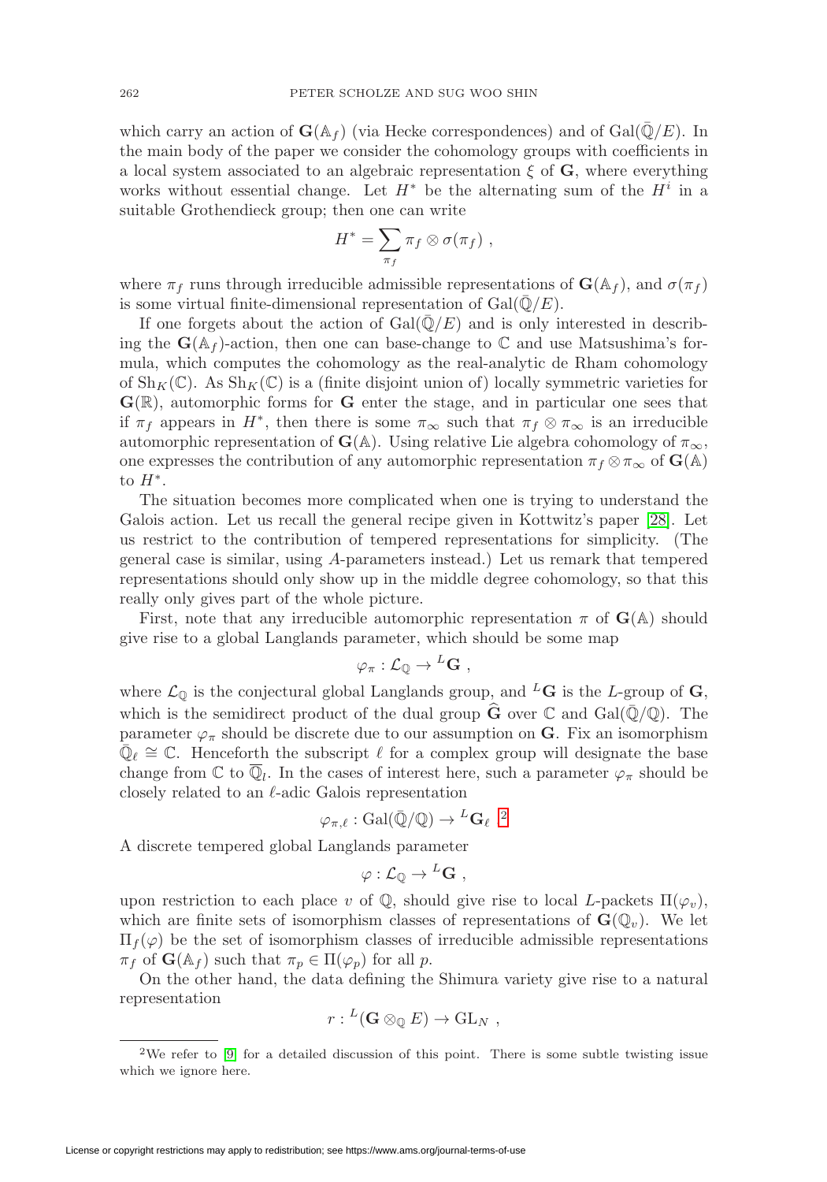which carry an action of $\mathbf{G}(\mathbb{A}_f)$ (via Hecke correspondences) and of $\mathrm{Gal}(\bar{\mathbb{Q}}/E)$. In the main body of the paper we consider the cohomology groups with coefficients in a local system associated to an algebraic representation $\xi$ of $\mathbf{G}$, where everything works without essential change. Let $H^*$ be the alternating sum of the $H^i$ in a suitable Grothendieck group; then one can write

$$H^* = \sum_{\pi_f} \pi_f \otimes \sigma(\pi_f) \ ,$$

where $\pi_f$ runs through irreducible admissible representations of $\mathbf{G}(\mathbb{A}_f)$, and $\sigma(\pi_f)$ is some virtual finite-dimensional representation of $\mathrm{Gal}(\bar{\mathbb{Q}}/E)$.

If one forgets about the action of $\mathrm{Gal}(\bar{\mathbb{Q}}/E)$ and is only interested in describing the $\mathbf{G}(\mathbb{A}_f)$-action, then one can base-change to $\mathbb{C}$ and use Matsushima's formula, which computes the cohomology as the real-analytic de Rham cohomology of $\mathrm{Sh}_K(\mathbb{C})$. As $\mathrm{Sh}_K(\mathbb{C})$ is a (finite disjoint union of) locally symmetric varieties for $\mathbf{G}(\mathbb{R})$, automorphic forms for $\mathbf{G}$ enter the stage, and in particular one sees that if $\pi_f$ appears in $H^*$, then there is some $\pi_\infty$ such that $\pi_f \otimes \pi_\infty$ is an irreducible automorphic representation of $\mathbf{G}(\mathbb{A})$. Using relative Lie algebra cohomology of $\pi_\infty$, one expresses the contribution of any automorphic representation $\pi_f \otimes \pi_\infty$ of $\mathbf{G}(\mathbb{A})$ to $H^*$.

The situation becomes more complicated when one is trying to understand the Galois action. Let us recall the general recipe given in Kottwitz's paper [28]. Let us restrict to the contribution of tempered representations for simplicity. (The general case is similar, using $A$-parameters instead.) Let us remark that tempered representations should only show up in the middle degree cohomology, so that this really only gives part of the whole picture.

First, note that any irreducible automorphic representation $\pi$ of $\mathbf{G}(\mathbb{A})$ should give rise to a global Langlands parameter, which should be some map

$$\varphi_\pi : \mathcal{L}_{\mathbb{Q}} \to {}^L\mathbf{G} \ ,$$

where $\mathcal{L}_{\mathbb{Q}}$ is the conjectural global Langlands group, and ${}^L\mathbf{G}$ is the $L$-group of $\mathbf{G}$, which is the semidirect product of the dual group $\widehat{\mathbf{G}}$ over $\mathbb{C}$ and $\mathrm{Gal}(\bar{\mathbb{Q}}/\mathbb{Q})$. The parameter $\varphi_\pi$ should be discrete due to our assumption on $\mathbf{G}$. Fix an isomorphism $\bar{\mathbb{Q}}_\ell \cong \mathbb{C}$. Henceforth the subscript $\ell$ for a complex group will designate the base change from $\mathbb{C}$ to $\overline{\mathbb{Q}}_l$. In the cases of interest here, such a parameter $\varphi_\pi$ should be closely related to an $\ell$-adic Galois representation

$$\varphi_{\pi,\ell} : \mathrm{Gal}(\bar{\mathbb{Q}}/\mathbb{Q}) \to {}^L\mathbf{G}_\ell \ .^{2}$$

A discrete tempered global Langlands parameter

$$\varphi : \mathcal{L}_{\mathbb{Q}} \to {}^L\mathbf{G} \ ,$$

upon restriction to each place $v$ of $\mathbb{Q}$, should give rise to local $L$-packets $\Pi(\varphi_v)$, which are finite sets of isomorphism classes of representations of $\mathbf{G}(\mathbb{Q}_v)$. We let $\Pi_f(\varphi)$ be the set of isomorphism classes of irreducible admissible representations $\pi_f$ of $\mathbf{G}(\mathbb{A}_f)$ such that $\pi_p \in \Pi(\varphi_p)$ for all $p$.

On the other hand, the data defining the Shimura variety give rise to a natural representation

$$r : {}^L(\mathbf{G} \otimes_{\mathbb{Q}} E) \to \mathrm{GL}_N \ ,$$

---

[2] We refer to [9] for a detailed discussion of this point. There is some subtle twisting issue which we ignore here.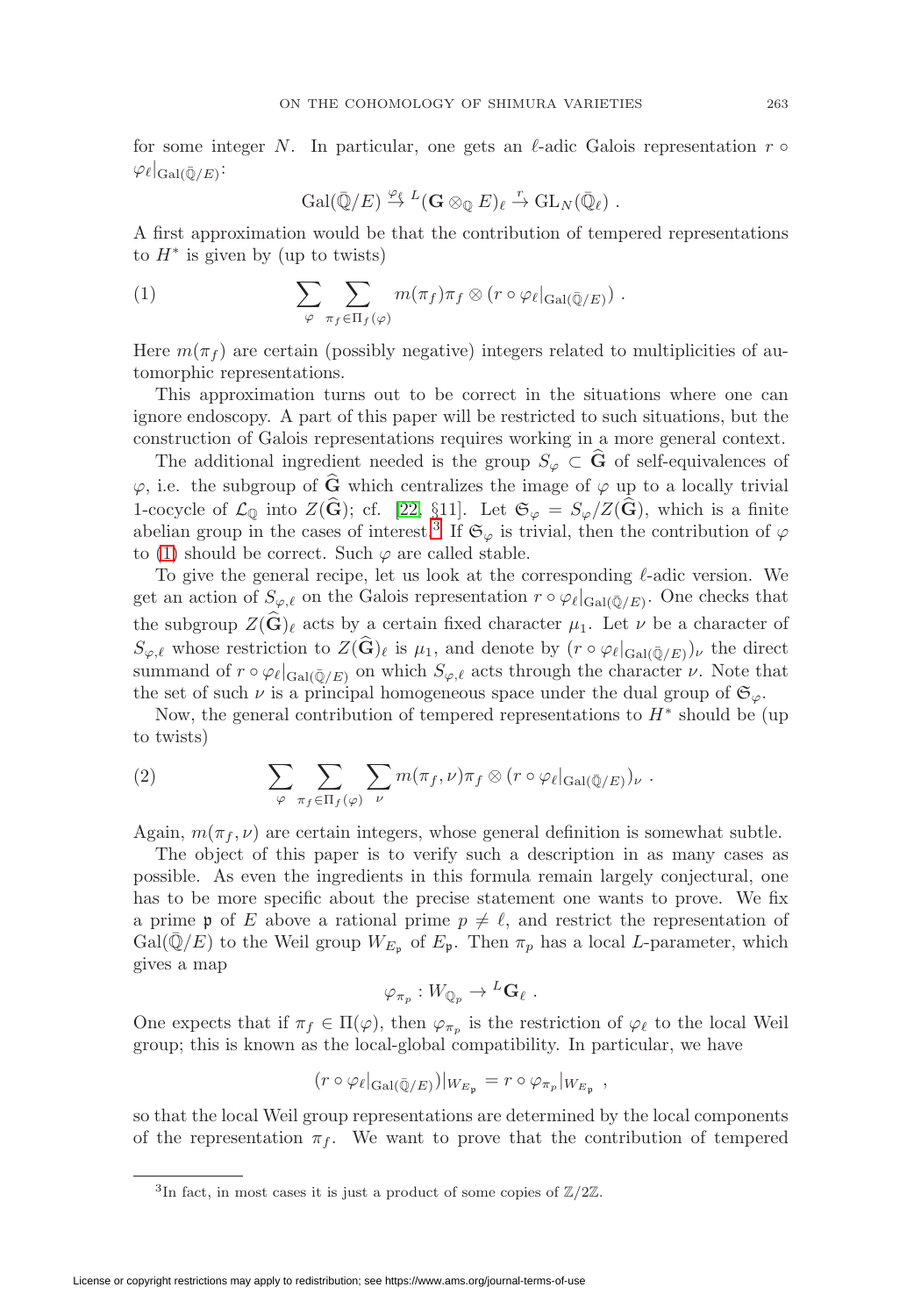for some integer $N$. In particular, one gets an $\ell$-adic Galois representation $r \circ \varphi_\ell|_{\mathrm{Gal}(\bar{\mathbb{Q}}/E)}$:

$$\mathrm{Gal}(\bar{\mathbb{Q}}/E) \xrightarrow{\varphi_\ell} {}^L(\mathbf{G} \otimes_{\mathbb{Q}} E)_\ell \xrightarrow{r} \mathrm{GL}_N(\bar{\mathbb{Q}}_\ell) .$$

A first approximation would be that the contribution of tempered representations to $H^*$ is given by (up to twists)

$$\sum_{\varphi} \sum_{\pi_f \in \Pi_f(\varphi)} m(\pi_f) \pi_f \otimes (r \circ \varphi_\ell|_{\mathrm{Gal}(\bar{\mathbb{Q}}/E)}) . \tag{1}$$

Here $m(\pi_f)$ are certain (possibly negative) integers related to multiplicities of automorphic representations.

This approximation turns out to be correct in the situations where one can ignore endoscopy. A part of this paper will be restricted to such situations, but the construction of Galois representations requires working in a more general context.

The additional ingredient needed is the group $S_\varphi \subset \widehat{\mathbf{G}}$ of self-equivalences of $\varphi$, i.e. the subgroup of $\widehat{\mathbf{G}}$ which centralizes the image of $\varphi$ up to a locally trivial 1-cocycle of $\mathcal{L}_{\mathbb{Q}}$ into $Z(\widehat{\mathbf{G}})$; cf. [22, §11]. Let $\mathfrak{S}_\varphi = S_\varphi / Z(\widehat{\mathbf{G}})$, which is a finite abelian group in the cases of interest.[3] If $\mathfrak{S}_\varphi$ is trivial, then the contribution of $\varphi$ to (1) should be correct. Such $\varphi$ are called stable.

To give the general recipe, let us look at the corresponding $\ell$-adic version. We get an action of $S_{\varphi,\ell}$ on the Galois representation $r \circ \varphi_\ell|_{\mathrm{Gal}(\bar{\mathbb{Q}}/E)}$. One checks that the subgroup $Z(\widehat{\mathbf{G}})_\ell$ acts by a certain fixed character $\mu_1$. Let $\nu$ be a character of $S_{\varphi,\ell}$ whose restriction to $Z(\widehat{\mathbf{G}})_\ell$ is $\mu_1$, and denote by $(r \circ \varphi_\ell|_{\mathrm{Gal}(\bar{\mathbb{Q}}/E)})_\nu$ the direct summand of $r \circ \varphi_\ell|_{\mathrm{Gal}(\bar{\mathbb{Q}}/E)}$ on which $S_{\varphi,\ell}$ acts through the character $\nu$. Note that the set of such $\nu$ is a principal homogeneous space under the dual group of $\mathfrak{S}_\varphi$.

Now, the general contribution of tempered representations to $H^*$ should be (up to twists)

$$\sum_{\varphi} \sum_{\pi_f \in \Pi_f(\varphi)} \sum_{\nu} m(\pi_f, \nu) \pi_f \otimes (r \circ \varphi_\ell|_{\mathrm{Gal}(\bar{\mathbb{Q}}/E)})_\nu . \tag{2}$$

Again, $m(\pi_f, \nu)$ are certain integers, whose general definition is somewhat subtle.

The object of this paper is to verify such a description in as many cases as possible. As even the ingredients in this formula remain largely conjectural, one has to be more specific about the precise statement one wants to prove. We fix a prime $\mathfrak{p}$ of $E$ above a rational prime $p \neq \ell$, and restrict the representation of $\mathrm{Gal}(\bar{\mathbb{Q}}/E)$ to the Weil group $W_{E_\mathfrak{p}}$ of $E_\mathfrak{p}$. Then $\pi_p$ has a local $L$-parameter, which gives a map

$$\varphi_{\pi_p} : W_{\mathbb{Q}_p} \to {}^L\mathbf{G}_\ell .$$

One expects that if $\pi_f \in \Pi(\varphi)$, then $\varphi_{\pi_p}$ is the restriction of $\varphi_\ell$ to the local Weil group; this is known as the local-global compatibility. In particular, we have

$$(r \circ \varphi_\ell|_{\mathrm{Gal}(\bar{\mathbb{Q}}/E)})|_{W_{E_\mathfrak{p}}} = r \circ \varphi_{\pi_p}|_{W_{E_\mathfrak{p}}} ,$$

so that the local Weil group representations are determined by the local components of the representation $\pi_f$. We want to prove that the contribution of tempered

[3] In fact, in most cases it is just a product of some copies of $\mathbb{Z}/2\mathbb{Z}$.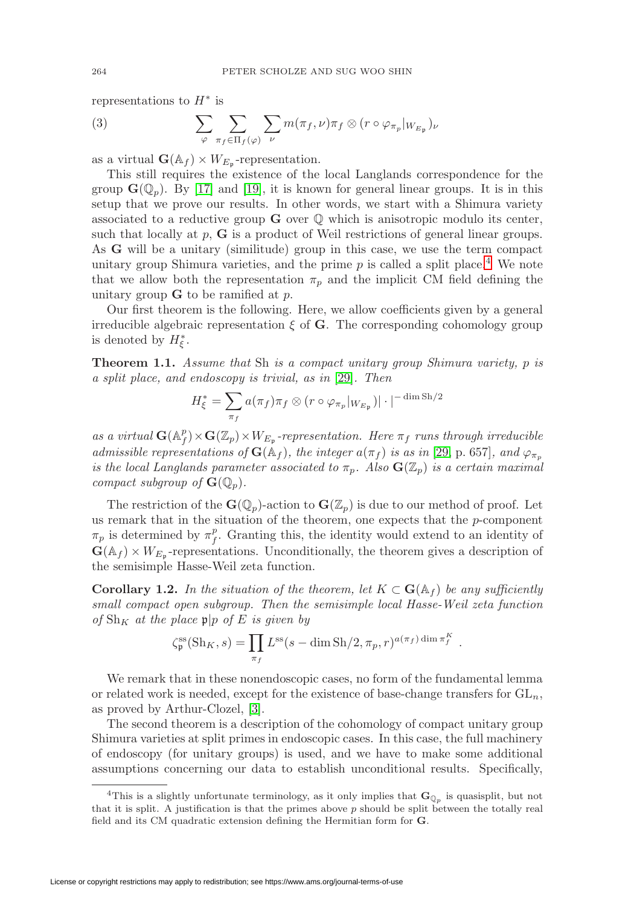representations to $H^*$ is

$$\sum_{\varphi} \sum_{\pi_f \in \Pi_f(\varphi)} \sum_{\nu} m(\pi_f, \nu) \pi_f \otimes (r \circ \varphi_{\pi_p}|_{W_{E_\mathfrak{p}}})_\nu \tag{3}$$

as a virtual $\mathbf{G}(\mathbb{A}_f) \times W_{E_\mathfrak{p}}$-representation.

This still requires the existence of the local Langlands correspondence for the group $\mathbf{G}(\mathbb{Q}_p)$. By [17] and [19], it is known for general linear groups. It is in this setup that we prove our results. In other words, we start with a Shimura variety associated to a reductive group $\mathbf{G}$ over $\mathbb{Q}$ which is anisotropic modulo its center, such that locally at $p$, $\mathbf{G}$ is a product of Weil restrictions of general linear groups. As $\mathbf{G}$ will be a unitary (similitude) group in this case, we use the term compact unitary group Shimura varieties, and the prime $p$ is called a split place.[4] We note that we allow both the representation $\pi_p$ and the implicit CM field defining the unitary group $\mathbf{G}$ to be ramified at $p$.

Our first theorem is the following. Here, we allow coefficients given by a general irreducible algebraic representation $\xi$ of $\mathbf{G}$. The corresponding cohomology group is denoted by $H^*_\xi$.

**Theorem 1.1.** *Assume that* Sh *is a compact unitary group Shimura variety, $p$ is a split place, and endoscopy is trivial, as in* [29]*. Then*

$$H^*_\xi = \sum_{\pi_f} a(\pi_f) \pi_f \otimes (r \circ \varphi_{\pi_p}|_{W_{E_\mathfrak{p}}}) |\cdot|^{-\dim \mathrm{Sh}/2}$$

*as a virtual $\mathbf{G}(\mathbb{A}_f^p) \times \mathbf{G}(\mathbb{Z}_p) \times W_{E_\mathfrak{p}}$-representation. Here $\pi_f$ runs through irreducible admissible representations of $\mathbf{G}(\mathbb{A}_f)$, the integer $a(\pi_f)$ is as in* [29, p. 657]*, and $\varphi_{\pi_p}$ is the local Langlands parameter associated to $\pi_p$. Also $\mathbf{G}(\mathbb{Z}_p)$ is a certain maximal compact subgroup of $\mathbf{G}(\mathbb{Q}_p)$.*

The restriction of the $\mathbf{G}(\mathbb{Q}_p)$-action to $\mathbf{G}(\mathbb{Z}_p)$ is due to our method of proof. Let us remark that in the situation of the theorem, one expects that the $p$-component $\pi_p$ is determined by $\pi_f^p$. Granting this, the identity would extend to an identity of $\mathbf{G}(\mathbb{A}_f) \times W_{E_\mathfrak{p}}$-representations. Unconditionally, the theorem gives a description of the semisimple Hasse-Weil zeta function.

**Corollary 1.2.** *In the situation of the theorem, let $K \subset \mathbf{G}(\mathbb{A}_f)$ be any sufficiently small compact open subgroup. Then the semisimple local Hasse-Weil zeta function of $\mathrm{Sh}_K$ at the place $\mathfrak{p}|p$ of $E$ is given by*

$$\zeta^{\mathrm{ss}}_\mathfrak{p}(\mathrm{Sh}_K, s) = \prod_{\pi_f} L^{\mathrm{ss}}(s - \dim \mathrm{Sh}/2, \pi_p, r)^{a(\pi_f) \dim \pi_f^K} .$$

We remark that in these nonendoscopic cases, no form of the fundamental lemma or related work is needed, except for the existence of base-change transfers for $\mathrm{GL}_n$, as proved by Arthur-Clozel, [3].

The second theorem is a description of the cohomology of compact unitary group Shimura varieties at split primes in endoscopic cases. In this case, the full machinery of endoscopy (for unitary groups) is used, and we have to make some additional assumptions concerning our data to establish unconditional results. Specifically,

[4] This is a slightly unfortunate terminology, as it only implies that $\mathbf{G}_{\mathbb{Q}_p}$ is quasisplit, but not that it is split. A justification is that the primes above $p$ should be split between the totally real field and its CM quadratic extension defining the Hermitian form for $\mathbf{G}$.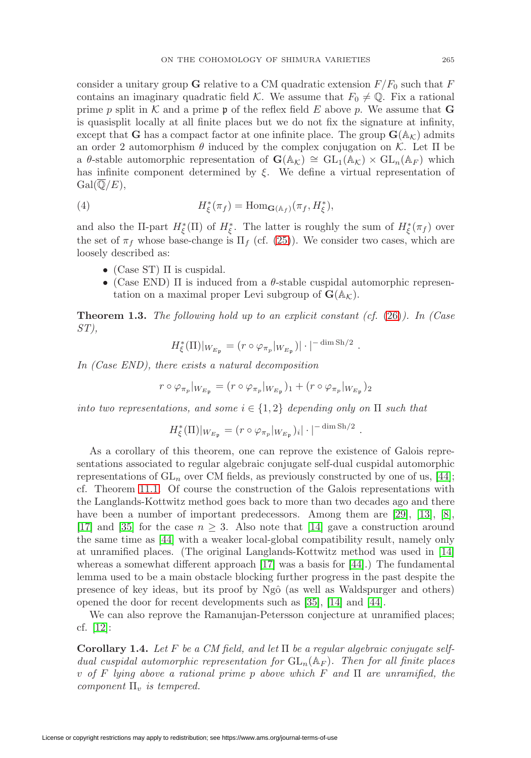consider a unitary group $\mathbf{G}$ relative to a CM quadratic extension $F/F_0$ such that $F$ contains an imaginary quadratic field $\mathcal{K}$. We assume that $F_0 \neq \mathbb{Q}$. Fix a rational prime $p$ split in $\mathcal{K}$ and a prime $\mathfrak{p}$ of the reflex field $E$ above $p$. We assume that $\mathbf{G}$ is quasisplit locally at all finite places but we do not fix the signature at infinity, except that $\mathbf{G}$ has a compact factor at one infinite place. The group $\mathbf{G}(\mathbb{A}_\mathcal{K})$ admits an order 2 automorphism $\theta$ induced by the complex conjugation on $\mathcal{K}$. Let $\Pi$ be a $\theta$-stable automorphic representation of $\mathbf{G}(\mathbb{A}_\mathcal{K}) \cong \mathrm{GL}_1(\mathbb{A}_\mathcal{K}) \times \mathrm{GL}_n(\mathbb{A}_F)$ which has infinite component determined by $\xi$. We define a virtual representation of $\mathrm{Gal}(\overline{\mathbb{Q}}/E)$,

$$H^*_\xi(\pi_f) = \mathrm{Hom}_{\mathbf{G}(\mathbb{A}_f)}(\pi_f, H^*_\xi), \tag{4}$$

and also the $\Pi$-part $H^*_\xi(\Pi)$ of $H^*_\xi$. The latter is roughly the sum of $H^*_\xi(\pi_f)$ over the set of $\pi_f$ whose base-change is $\Pi_f$ (cf. (25)). We consider two cases, which are loosely described as:

- (Case ST) $\Pi$ is cuspidal.
- (Case END) $\Pi$ is induced from a $\theta$-stable cuspidal automorphic representation on a maximal proper Levi subgroup of $\mathbf{G}(\mathbb{A}_\mathcal{K})$.

**Theorem 1.3.** *The following hold up to an explicit constant (cf.* (26)*). In (Case ST),*

$$H^*_\xi(\Pi)|_{W_{E_\mathfrak{p}}} = (r \circ \varphi_{\pi_p}|_{W_{E_\mathfrak{p}}})|\cdot|^{-\dim \mathrm{Sh}/2}.$$

*In (Case END), there exists a natural decomposition*

$$r \circ \varphi_{\pi_p}|_{W_{E_\mathfrak{p}}} = (r \circ \varphi_{\pi_p}|_{W_{E_\mathfrak{p}}})_1 + (r \circ \varphi_{\pi_p}|_{W_{E_\mathfrak{p}}})_2$$

*into two representations, and some $i \in \{1,2\}$ depending only on $\Pi$ such that*

$$H^*_\xi(\Pi)|_{W_{E_\mathfrak{p}}} = (r \circ \varphi_{\pi_p}|_{W_{E_\mathfrak{p}}})_i|\cdot|^{-\dim \mathrm{Sh}/2}.$$

As a corollary of this theorem, one can reprove the existence of Galois representations associated to regular algebraic conjugate self-dual cuspidal automorphic representations of $\mathrm{GL}_n$ over CM fields, as previously constructed by one of us, [44]; cf. Theorem 11.1. Of course the construction of the Galois representations with the Langlands-Kottwitz method goes back to more than two decades ago and there have been a number of important predecessors. Among them are [29], [13], [8], [17] and [35] for the case $n \geq 3$. Also note that [14] gave a construction around the same time as [44] with a weaker local-global compatibility result, namely only at unramified places. (The original Langlands-Kottwitz method was used in [14] whereas a somewhat different approach [17] was a basis for [44].) The fundamental lemma used to be a main obstacle blocking further progress in the past despite the presence of key ideas, but its proof by Ngô (as well as Waldspurger and others) opened the door for recent developments such as [35], [14] and [44].

We can also reprove the Ramanujan-Petersson conjecture at unramified places; cf. [12]:

**Corollary 1.4.** *Let $F$ be a CM field, and let $\Pi$ be a regular algebraic conjugate self-dual cuspidal automorphic representation for $\mathrm{GL}_n(\mathbb{A}_F)$. Then for all finite places $v$ of $F$ lying above a rational prime $p$ above which $F$ and $\Pi$ are unramified, the component $\Pi_v$ is tempered.*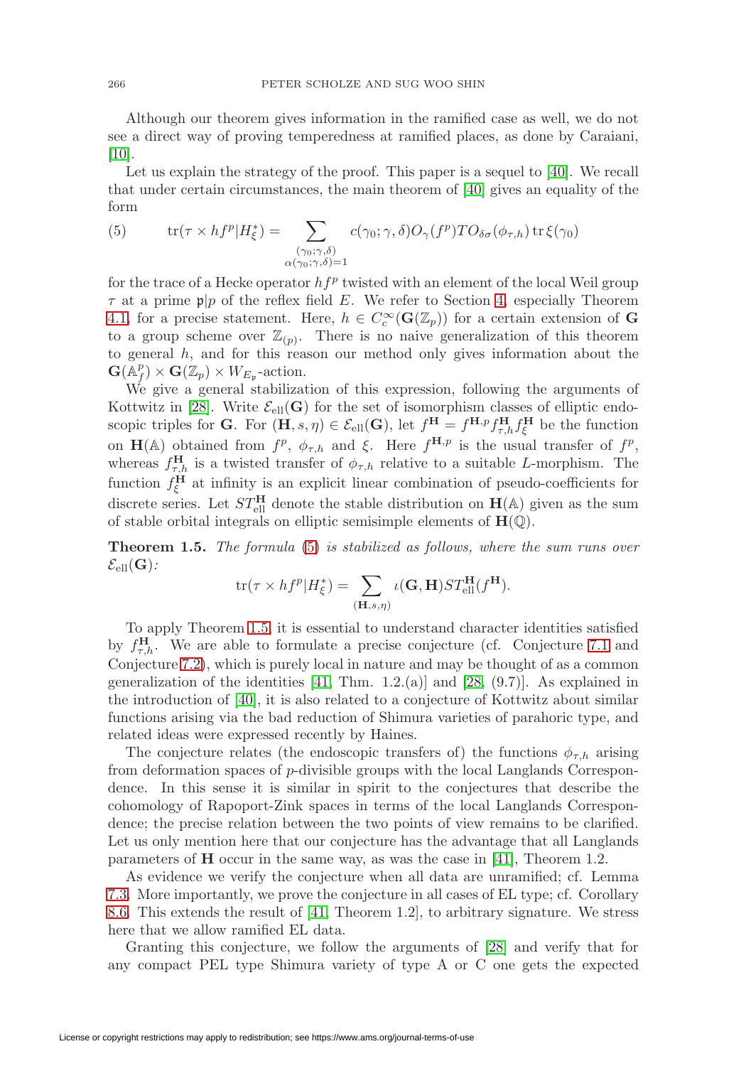Although our theorem gives information in the ramified case as well, we do not see a direct way of proving temperedness at ramified places, as done by Caraiani, [10].

Let us explain the strategy of the proof. This paper is a sequel to [40]. We recall that under certain circumstances, the main theorem of [40] gives an equality of the form

$$\operatorname{tr}(\tau \times hf^p | H^*_\xi) = \sum_{\substack{(\gamma_0;\gamma,\delta)\\ \alpha(\gamma_0;\gamma,\delta)=1}} c(\gamma_0;\gamma,\delta) O_\gamma(f^p) TO_{\delta\sigma}(\phi_{\tau,h}) \operatorname{tr}\xi(\gamma_0) \tag{5}$$

for the trace of a Hecke operator $hf^p$ twisted with an element of the local Weil group $\tau$ at a prime $\mathfrak{p}|p$ of the reflex field $E$. We refer to Section 4, especially Theorem 4.1, for a precise statement. Here, $h \in C_c^\infty(\mathbf{G}(\mathbb{Z}_p))$ for a certain extension of $\mathbf{G}$ to a group scheme over $\mathbb{Z}_{(p)}$. There is no naive generalization of this theorem to general $h$, and for this reason our method only gives information about the $\mathbf{G}(\mathbb{A}_f^p) \times \mathbf{G}(\mathbb{Z}_p) \times W_{E_\mathfrak{p}}$-action.

We give a general stabilization of this expression, following the arguments of Kottwitz in [28]. Write $\mathcal{E}_{\mathrm{ell}}(\mathbf{G})$ for the set of isomorphism classes of elliptic endoscopic triples for $\mathbf{G}$. For $(\mathbf{H}, s, \eta) \in \mathcal{E}_{\mathrm{ell}}(\mathbf{G})$, let $f^{\mathbf{H}} = f^{\mathbf{H},p} f^{\mathbf{H}}_{\tau,h} f^{\mathbf{H}}_\xi$ be the function on $\mathbf{H}(\mathbb{A})$ obtained from $f^p$, $\phi_{\tau,h}$ and $\xi$. Here $f^{\mathbf{H},p}$ is the usual transfer of $f^p$, whereas $f^{\mathbf{H}}_{\tau,h}$ is a twisted transfer of $\phi_{\tau,h}$ relative to a suitable $L$-morphism. The function $f^{\mathbf{H}}_\xi$ at infinity is an explicit linear combination of pseudo-coefficients for discrete series. Let $ST^{\mathbf{H}}_{\mathrm{ell}}$ denote the stable distribution on $\mathbf{H}(\mathbb{A})$ given as the sum of stable orbital integrals on elliptic semisimple elements of $\mathbf{H}(\mathbb{Q})$.

**Theorem 1.5.** *The formula* (5) *is stabilized as follows, where the sum runs over* $\mathcal{E}_{\mathrm{ell}}(\mathbf{G})$*:*

$$\operatorname{tr}(\tau \times hf^p | H^*_\xi) = \sum_{(\mathbf{H},s,\eta)} \iota(\mathbf{G},\mathbf{H}) ST^{\mathbf{H}}_{\mathrm{ell}}(f^{\mathbf{H}}).$$

To apply Theorem 1.5, it is essential to understand character identities satisfied by $f^{\mathbf{H}}_{\tau,h}$. We are able to formulate a precise conjecture (cf. Conjecture 7.1 and Conjecture 7.2), which is purely local in nature and may be thought of as a common generalization of the identities [41, Thm. 1.2.(a)] and [28, (9.7)]. As explained in the introduction of [40], it is also related to a conjecture of Kottwitz about similar functions arising via the bad reduction of Shimura varieties of parahoric type, and related ideas were expressed recently by Haines.

The conjecture relates (the endoscopic transfers of) the functions $\phi_{\tau,h}$ arising from deformation spaces of $p$-divisible groups with the local Langlands Correspondence. In this sense it is similar in spirit to the conjectures that describe the cohomology of Rapoport-Zink spaces in terms of the local Langlands Correspondence; the precise relation between the two points of view remains to be clarified. Let us only mention here that our conjecture has the advantage that all Langlands parameters of $\mathbf{H}$ occur in the same way, as was the case in [41], Theorem 1.2.

As evidence we verify the conjecture when all data are unramified; cf. Lemma 7.3. More importantly, we prove the conjecture in all cases of EL type; cf. Corollary 8.6. This extends the result of [41, Theorem 1.2], to arbitrary signature. We stress here that we allow ramified EL data.

Granting this conjecture, we follow the arguments of [28] and verify that for any compact PEL type Shimura variety of type A or C one gets the expected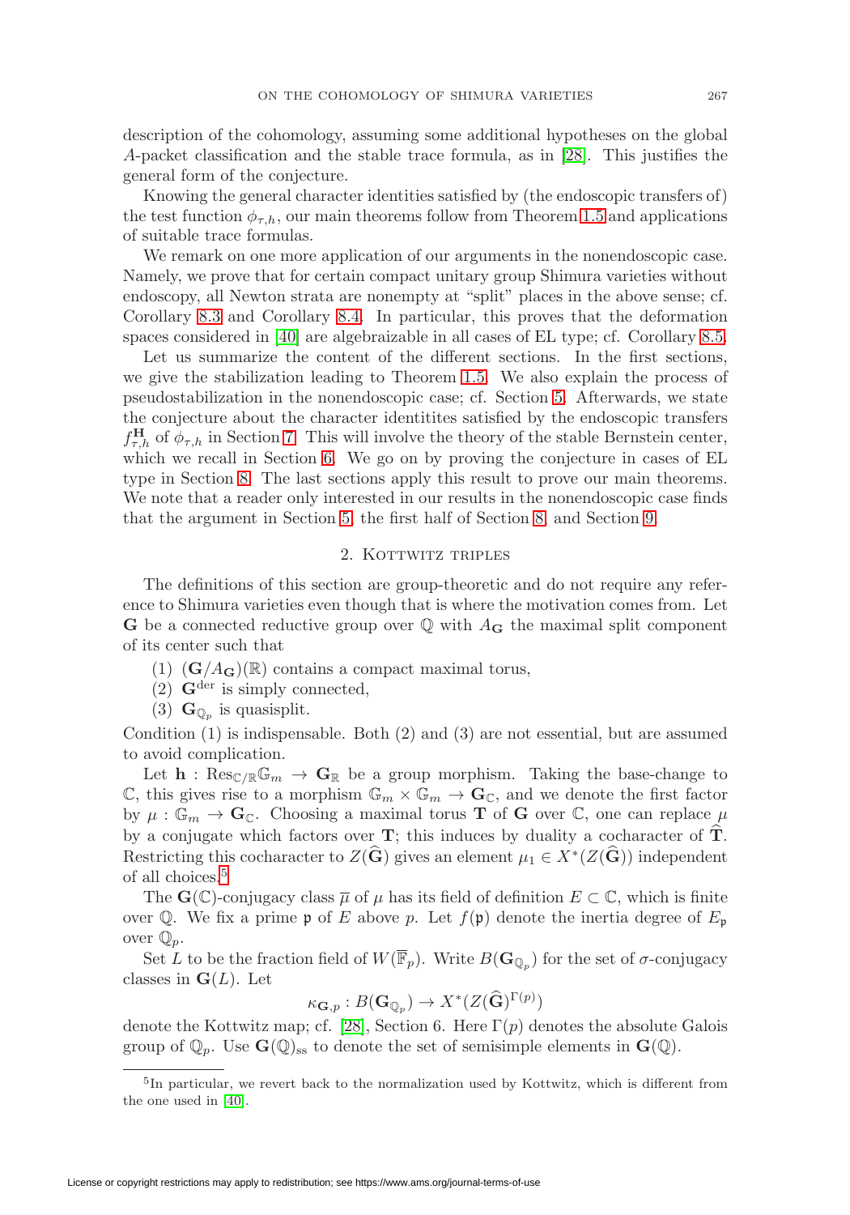description of the cohomology, assuming some additional hypotheses on the global $A$-packet classification and the stable trace formula, as in [28]. This justifies the general form of the conjecture.

Knowing the general character identities satisfied by (the endoscopic transfers of) the test function $\phi_{\tau,h}$, our main theorems follow from Theorem 1.5 and applications of suitable trace formulas.

We remark on one more application of our arguments in the nonendoscopic case. Namely, we prove that for certain compact unitary group Shimura varieties without endoscopy, all Newton strata are nonempty at "split" places in the above sense; cf. Corollary 8.3 and Corollary 8.4. In particular, this proves that the deformation spaces considered in [40] are algebraizable in all cases of EL type; cf. Corollary 8.5.

Let us summarize the content of the different sections. In the first sections, we give the stabilization leading to Theorem 1.5. We also explain the process of pseudostabilization in the nonendoscopic case; cf. Section 5. Afterwards, we state the conjecture about the character identitites satisfied by the endoscopic transfers $f^{\mathbf{H}}_{\tau,h}$ of $\phi_{\tau,h}$ in Section 7. This will involve the theory of the stable Bernstein center, which we recall in Section 6. We go on by proving the conjecture in cases of EL type in Section 8. The last sections apply this result to prove our main theorems. We note that a reader only interested in our results in the nonendoscopic case finds that the argument in Section 5, the first half of Section 8, and Section 9.

## 2. Kottwitz triples

The definitions of this section are group-theoretic and do not require any reference to Shimura varieties even though that is where the motivation comes from. Let $\mathbf{G}$ be a connected reductive group over $\mathbb{Q}$ with $A_{\mathbf{G}}$ the maximal split component of its center such that

1. $(\mathbf{G}/A_{\mathbf{G}})(\mathbb{R})$ contains a compact maximal torus,
2. $\mathbf{G}^{\mathrm{der}}$ is simply connected,
3. $\mathbf{G}_{\mathbb{Q}_p}$ is quasisplit.

Condition (1) is indispensable. Both (2) and (3) are not essential, but are assumed to avoid complication.

Let $\mathbf{h} : \mathrm{Res}_{\mathbb{C}/\mathbb{R}}\mathbb{G}_m \to \mathbf{G}_{\mathbb{R}}$ be a group morphism. Taking the base-change to $\mathbb{C}$, this gives rise to a morphism $\mathbb{G}_m \times \mathbb{G}_m \to \mathbf{G}_{\mathbb{C}}$, and we denote the first factor by $\mu : \mathbb{G}_m \to \mathbf{G}_{\mathbb{C}}$. Choosing a maximal torus $\mathbf{T}$ of $\mathbf{G}$ over $\mathbb{C}$, one can replace $\mu$ by a conjugate which factors over $\mathbf{T}$; this induces by duality a cocharacter of $\widehat{\mathbf{T}}$. Restricting this cocharacter to $Z(\widehat{\mathbf{G}})$ gives an element $\mu_1 \in X^*(Z(\widehat{\mathbf{G}}))$ independent of all choices.[5]

The $\mathbf{G}(\mathbb{C})$-conjugacy class $\overline{\mu}$ of $\mu$ has its field of definition $E \subset \mathbb{C}$, which is finite over $\mathbb{Q}$. We fix a prime $\mathfrak{p}$ of $E$ above $p$. Let $f(\mathfrak{p})$ denote the inertia degree of $E_{\mathfrak{p}}$ over $\mathbb{Q}_p$.

Set $L$ to be the fraction field of $W(\overline{\mathbb{F}}_p)$. Write $B(\mathbf{G}_{\mathbb{Q}_p})$ for the set of $\sigma$-conjugacy classes in $\mathbf{G}(L)$. Let

$$\kappa_{\mathbf{G},p} : B(\mathbf{G}_{\mathbb{Q}_p}) \to X^*(Z(\widehat{\mathbf{G}})^{\Gamma(p)})$$

denote the Kottwitz map; cf. [28], Section 6. Here $\Gamma(p)$ denotes the absolute Galois group of $\mathbb{Q}_p$. Use $\mathbf{G}(\mathbb{Q})_{\mathrm{ss}}$ to denote the set of semisimple elements in $\mathbf{G}(\mathbb{Q})$.

[5] In particular, we revert back to the normalization used by Kottwitz, which is different from the one used in [40].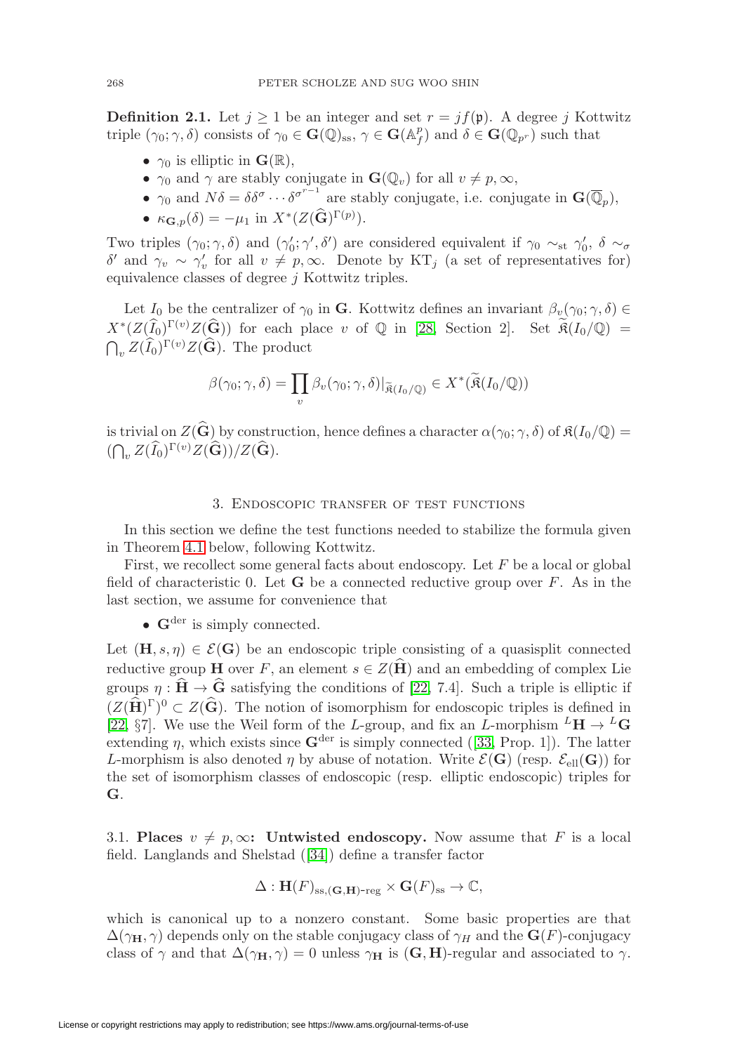**Definition 2.1.** Let $j \geq 1$ be an integer and set $r = jf(\mathfrak{p})$. A degree $j$ Kottwitz triple $(\gamma_0; \gamma, \delta)$ consists of $\gamma_0 \in \mathbf{G}(\mathbb{Q})_{\mathrm{ss}}$, $\gamma \in \mathbf{G}(\mathbb{A}_f^p)$ and $\delta \in \mathbf{G}(\mathbb{Q}_{p^r})$ such that

- $\gamma_0$ is elliptic in $\mathbf{G}(\mathbb{R})$,
- $\gamma_0$ and $\gamma$ are stably conjugate in $\mathbf{G}(\mathbb{Q}_v)$ for all $v \neq p, \infty$,
- $\gamma_0$ and $N\delta = \delta\delta^\sigma \cdots \delta^{\sigma^{r-1}}$ are stably conjugate, i.e. conjugate in $\mathbf{G}(\overline{\mathbb{Q}}_p)$,
- $\kappa_{\mathbf{G},p}(\delta) = -\mu_1$ in $X^*(Z(\widehat{\mathbf{G}})^{\Gamma(p)})$.

Two triples $(\gamma_0; \gamma, \delta)$ and $(\gamma_0'; \gamma', \delta')$ are considered equivalent if $\gamma_0 \sim_{\mathrm{st}} \gamma_0'$, $\delta \sim_\sigma \delta'$ and $\gamma_v \sim \gamma_v'$ for all $v \neq p, \infty$. Denote by $\mathrm{KT}_j$ (a set of representatives for) equivalence classes of degree $j$ Kottwitz triples.

Let $I_0$ be the centralizer of $\gamma_0$ in $\mathbf{G}$. Kottwitz defines an invariant $\beta_v(\gamma_0; \gamma, \delta) \in X^*(Z(\widehat{I}_0)^{\Gamma(v)}Z(\widehat{\mathbf{G}}))$ for each place $v$ of $\mathbb{Q}$ in [28, Section 2]. Set $\widetilde{\mathfrak{K}}(I_0/\mathbb{Q}) = \bigcap_v Z(\widehat{I}_0)^{\Gamma(v)}Z(\widehat{\mathbf{G}})$. The product

$$\beta(\gamma_0; \gamma, \delta) = \prod_v \beta_v(\gamma_0; \gamma, \delta)|_{\widetilde{\mathfrak{K}}(I_0/\mathbb{Q})} \in X^*(\widetilde{\mathfrak{K}}(I_0/\mathbb{Q}))$$

is trivial on $Z(\widehat{\mathbf{G}})$ by construction, hence defines a character $\alpha(\gamma_0; \gamma, \delta)$ of $\mathfrak{K}(I_0/\mathbb{Q}) = (\bigcap_v Z(\widehat{I}_0)^{\Gamma(v)}Z(\widehat{\mathbf{G}}))/Z(\widehat{\mathbf{G}})$.

## 3. Endoscopic transfer of test functions

In this section we define the test functions needed to stabilize the formula given in Theorem 4.1 below, following Kottwitz.

First, we recollect some general facts about endoscopy. Let $F$ be a local or global field of characteristic 0. Let $\mathbf{G}$ be a connected reductive group over $F$. As in the last section, we assume for convenience that

- $\mathbf{G}^{\mathrm{der}}$ is simply connected.

Let $(\mathbf{H}, s, \eta) \in \mathcal{E}(\mathbf{G})$ be an endoscopic triple consisting of a quasisplit connected reductive group $\mathbf{H}$ over $F$, an element $s \in Z(\widehat{\mathbf{H}})$ and an embedding of complex Lie groups $\eta : \widehat{\mathbf{H}} \to \widehat{\mathbf{G}}$ satisfying the conditions of [22, 7.4]. Such a triple is elliptic if $(Z(\widehat{\mathbf{H}})^\Gamma)^0 \subset Z(\widehat{\mathbf{G}})$. The notion of isomorphism for endoscopic triples is defined in [22, §7]. We use the Weil form of the $L$-group, and fix an $L$-morphism ${}^L\mathbf{H} \to {}^L\mathbf{G}$ extending $\eta$, which exists since $\mathbf{G}^{\mathrm{der}}$ is simply connected ([33, Prop. 1]). The latter $L$-morphism is also denoted $\eta$ by abuse of notation. Write $\mathcal{E}(\mathbf{G})$ (resp. $\mathcal{E}_{\mathrm{ell}}(\mathbf{G})$) for the set of isomorphism classes of endoscopic (resp. elliptic endoscopic) triples for $\mathbf{G}$.

### 3.1. Places $v \neq p, \infty$: Untwisted endoscopy.

Now assume that $F$ is a local field. Langlands and Shelstad ([34]) define a transfer factor

$$\Delta : \mathbf{H}(F)_{\mathrm{ss},(\mathbf{G},\mathbf{H})\text{-reg}} \times \mathbf{G}(F)_{\mathrm{ss}} \to \mathbb{C},$$

which is canonical up to a nonzero constant. Some basic properties are that $\Delta(\gamma_{\mathbf{H}}, \gamma)$ depends only on the stable conjugacy class of $\gamma_H$ and the $\mathbf{G}(F)$-conjugacy class of $\gamma$ and that $\Delta(\gamma_{\mathbf{H}}, \gamma) = 0$ unless $\gamma_{\mathbf{H}}$ is $(\mathbf{G}, \mathbf{H})$-regular and associated to $\gamma$.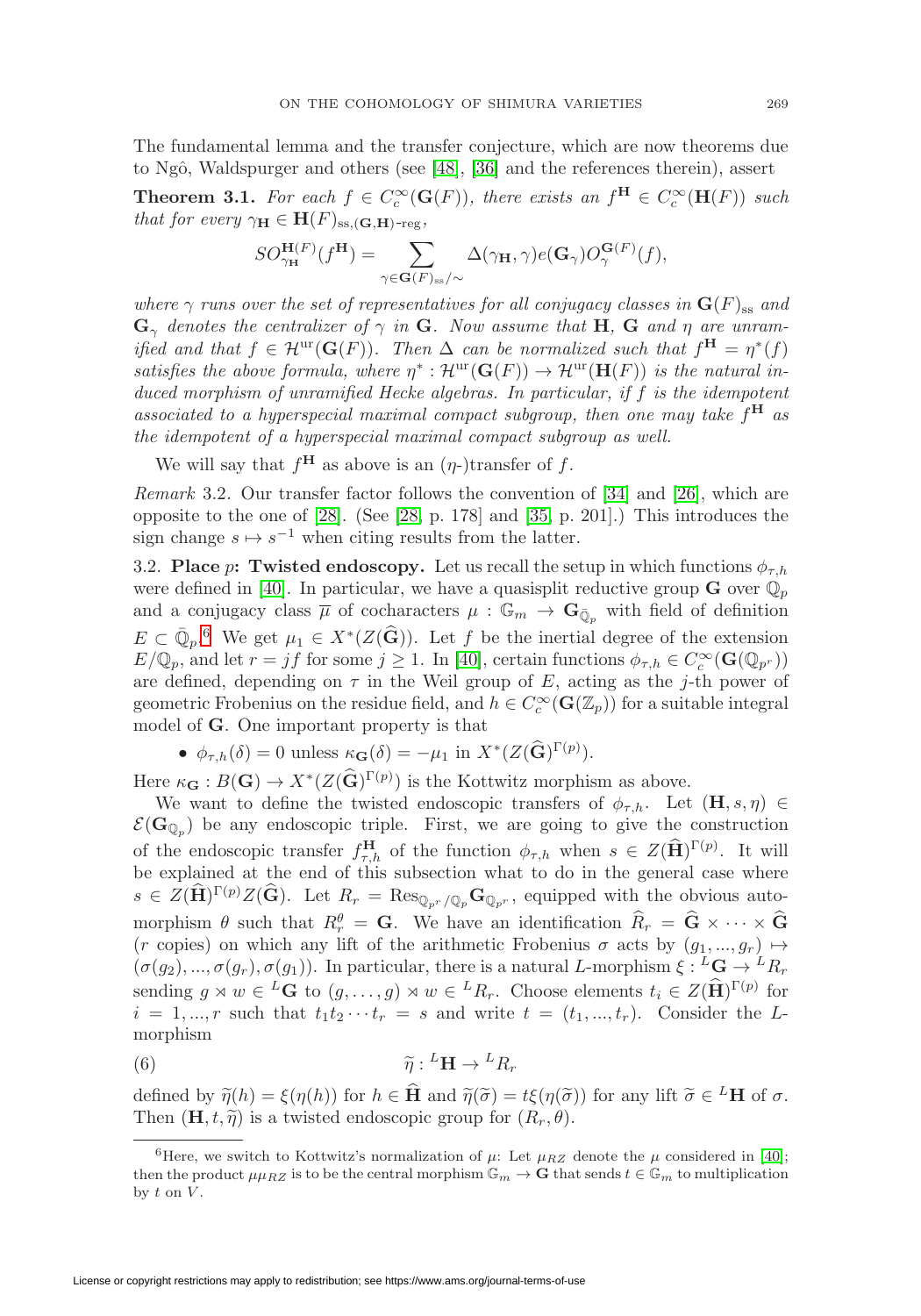The fundamental lemma and the transfer conjecture, which are now theorems due to Ngô, Waldspurger and others (see [48], [36] and the references therein), assert

**Theorem 3.1.** *For each $f \in C_c^\infty(\mathbf{G}(F))$, there exists an $f^{\mathbf{H}} \in C_c^\infty(\mathbf{H}(F))$ such that for every $\gamma_{\mathbf{H}} \in \mathbf{H}(F)_{\mathrm{ss},(\mathbf{G},\mathbf{H})\text{-reg}}$,*

$$SO_{\gamma_{\mathbf{H}}}^{\mathbf{H}(F)}(f^{\mathbf{H}}) = \sum_{\gamma \in \mathbf{G}(F)_{\mathrm{ss}}/\sim} \Delta(\gamma_{\mathbf{H}}, \gamma) e(\mathbf{G}_\gamma) O_\gamma^{\mathbf{G}(F)}(f),$$

*where $\gamma$ runs over the set of representatives for all conjugacy classes in $\mathbf{G}(F)_{\mathrm{ss}}$ and $\mathbf{G}_\gamma$ denotes the centralizer of $\gamma$ in $\mathbf{G}$. Now assume that $\mathbf{H}$, $\mathbf{G}$ and $\eta$ are unramified and that $f \in \mathcal{H}^{\mathrm{ur}}(\mathbf{G}(F))$. Then $\Delta$ can be normalized such that $f^{\mathbf{H}} = \eta^*(f)$ satisfies the above formula, where $\eta^* : \mathcal{H}^{\mathrm{ur}}(\mathbf{G}(F)) \to \mathcal{H}^{\mathrm{ur}}(\mathbf{H}(F))$ is the natural induced morphism of unramified Hecke algebras. In particular, if $f$ is the idempotent associated to a hyperspecial maximal compact subgroup, then one may take $f^{\mathbf{H}}$ as the idempotent of a hyperspecial maximal compact subgroup as well.*

We will say that $f^{\mathbf{H}}$ as above is an ($\eta$-)transfer of $f$.

*Remark* 3.2. Our transfer factor follows the convention of [34] and [26], which are opposite to the one of [28]. (See [28, p. 178] and [35, p. 201].) This introduces the sign change $s \mapsto s^{-1}$ when citing results from the latter.

3.2. **Place $p$: Twisted endoscopy.** Let us recall the setup in which functions $\phi_{\tau,h}$ were defined in [40]. In particular, we have a quasisplit reductive group $\mathbf{G}$ over $\mathbb{Q}_p$ and a conjugacy class $\overline{\mu}$ of cocharacters $\mu : \mathbb{G}_m \to \mathbf{G}_{\bar{\mathbb{Q}}_p}$ with field of definition $E \subset \bar{\mathbb{Q}}_p$.[6] We get $\mu_1 \in X^*(Z(\widehat{\mathbf{G}}))$. Let $f$ be the inertial degree of the extension $E/\mathbb{Q}_p$, and let $r = jf$ for some $j \geq 1$. In [40], certain functions $\phi_{\tau,h} \in C_c^\infty(\mathbf{G}(\mathbb{Q}_{p^r}))$ are defined, depending on $\tau$ in the Weil group of $E$, acting as the $j$-th power of geometric Frobenius on the residue field, and $h \in C_c^\infty(\mathbf{G}(\mathbb{Z}_p))$ for a suitable integral model of $\mathbf{G}$. One important property is that

- $\phi_{\tau,h}(\delta) = 0$ unless $\kappa_{\mathbf{G}}(\delta) = -\mu_1$ in $X^*(Z(\widehat{\mathbf{G}})^{\Gamma(p)})$.

Here $\kappa_{\mathbf{G}} : B(\mathbf{G}) \to X^*(Z(\widehat{\mathbf{G}})^{\Gamma(p)})$ is the Kottwitz morphism as above.

We want to define the twisted endoscopic transfers of $\phi_{\tau,h}$. Let $(\mathbf{H}, s, \eta) \in \mathcal{E}(\mathbf{G}_{\mathbb{Q}_p})$ be any endoscopic triple. First, we are going to give the construction of the endoscopic transfer $f_{\tau,h}^{\mathbf{H}}$ of the function $\phi_{\tau,h}$ when $s \in Z(\widehat{\mathbf{H}})^{\Gamma(p)}$. It will be explained at the end of this subsection what to do in the general case where $s \in Z(\widehat{\mathbf{H}})^{\Gamma(p)} Z(\widehat{\mathbf{G}})$. Let $R_r = \mathrm{Res}_{\mathbb{Q}_{p^r}/\mathbb{Q}_p} \mathbf{G}_{\mathbb{Q}_{p^r}}$, equipped with the obvious automorphism $\theta$ such that $R_r^\theta = \mathbf{G}$. We have an identification $\widehat{R}_r = \widehat{\mathbf{G}} \times \cdots \times \widehat{\mathbf{G}}$ ($r$ copies) on which any lift of the arithmetic Frobenius $\sigma$ acts by $(g_1, ..., g_r) \mapsto (\sigma(g_2), ..., \sigma(g_r), \sigma(g_1))$. In particular, there is a natural $L$-morphism $\xi : {}^L\mathbf{G} \to {}^L R_r$ sending $g \rtimes w \in {}^L\mathbf{G}$ to $(g, \ldots, g) \rtimes w \in {}^L R_r$. Choose elements $t_i \in Z(\widehat{\mathbf{H}})^{\Gamma(p)}$ for $i = 1, ..., r$ such that $t_1 t_2 \cdots t_r = s$ and write $t = (t_1, ..., t_r)$. Consider the $L$-morphism

$$\widetilde{\eta} : {}^L\mathbf{H} \to {}^L R_r \tag{6}$$

defined by $\widetilde{\eta}(h) = \xi(\eta(h))$ for $h \in \widehat{\mathbf{H}}$ and $\widetilde{\eta}(\widetilde{\sigma}) = t\xi(\eta(\widetilde{\sigma}))$ for any lift $\widetilde{\sigma} \in {}^L\mathbf{H}$ of $\sigma$. Then $(\mathbf{H}, t, \widetilde{\eta})$ is a twisted endoscopic group for $(R_r, \theta)$.

---

[6] Here, we switch to Kottwitz's normalization of $\mu$: Let $\mu_{RZ}$ denote the $\mu$ considered in [40]; then the product $\mu\mu_{RZ}$ is to be the central morphism $\mathbb{G}_m \to \mathbf{G}$ that sends $t \in \mathbb{G}_m$ to multiplication by $t$ on $V$.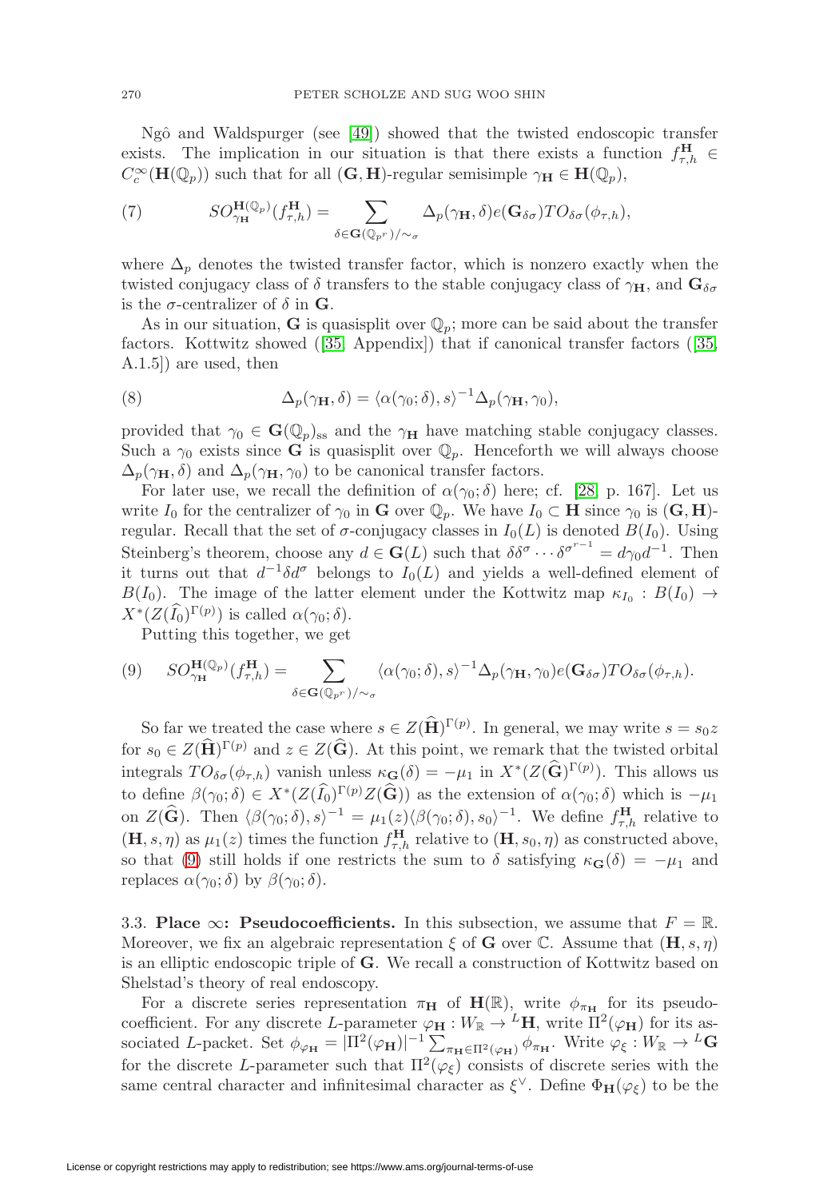Ngô and Waldspurger (see [49]) showed that the twisted endoscopic transfer exists. The implication in our situation is that there exists a function $f^{\mathbf{H}}_{\tau,h} \in C^\infty_c(\mathbf{H}(\mathbb{Q}_p))$ such that for all $(\mathbf{G},\mathbf{H})$-regular semisimple $\gamma_{\mathbf{H}} \in \mathbf{H}(\mathbb{Q}_p)$,

$$SO^{\mathbf{H}(\mathbb{Q}_p)}_{\gamma_{\mathbf{H}}}(f^{\mathbf{H}}_{\tau,h}) = \sum_{\delta \in \mathbf{G}(\mathbb{Q}_{p^r})/\sim_\sigma} \Delta_p(\gamma_{\mathbf{H}}, \delta) e(\mathbf{G}_{\delta\sigma}) TO_{\delta\sigma}(\phi_{\tau,h}), \tag{7}$$

where $\Delta_p$ denotes the twisted transfer factor, which is nonzero exactly when the twisted conjugacy class of $\delta$ transfers to the stable conjugacy class of $\gamma_{\mathbf{H}}$, and $\mathbf{G}_{\delta\sigma}$ is the $\sigma$-centralizer of $\delta$ in $\mathbf{G}$.

As in our situation, $\mathbf{G}$ is quasisplit over $\mathbb{Q}_p$; more can be said about the transfer factors. Kottwitz showed ([35, Appendix]) that if canonical transfer factors ([35, A.1.5]) are used, then

$$\Delta_p(\gamma_{\mathbf{H}}, \delta) = \langle \alpha(\gamma_0; \delta), s\rangle^{-1} \Delta_p(\gamma_{\mathbf{H}}, \gamma_0), \tag{8}$$

provided that $\gamma_0 \in \mathbf{G}(\mathbb{Q}_p)_{\mathrm{ss}}$ and the $\gamma_{\mathbf{H}}$ have matching stable conjugacy classes. Such a $\gamma_0$ exists since $\mathbf{G}$ is quasisplit over $\mathbb{Q}_p$. Henceforth we will always choose $\Delta_p(\gamma_{\mathbf{H}}, \delta)$ and $\Delta_p(\gamma_{\mathbf{H}}, \gamma_0)$ to be canonical transfer factors.

For later use, we recall the definition of $\alpha(\gamma_0; \delta)$ here; cf. [28, p. 167]. Let us write $I_0$ for the centralizer of $\gamma_0$ in $\mathbf{G}$ over $\mathbb{Q}_p$. We have $I_0 \subset \mathbf{H}$ since $\gamma_0$ is $(\mathbf{G},\mathbf{H})$-regular. Recall that the set of $\sigma$-conjugacy classes in $I_0(L)$ is denoted $B(I_0)$. Using Steinberg's theorem, choose any $d \in \mathbf{G}(L)$ such that $\delta\delta^\sigma \cdots \delta^{\sigma^{r-1}} = d\gamma_0 d^{-1}$. Then it turns out that $d^{-1}\delta d^\sigma$ belongs to $I_0(L)$ and yields a well-defined element of $B(I_0)$. The image of the latter element under the Kottwitz map $\kappa_{I_0} : B(I_0) \to X^*(Z(\widehat{I_0})^{\Gamma(p)})$ is called $\alpha(\gamma_0; \delta)$.

Putting this together, we get

$$SO^{\mathbf{H}(\mathbb{Q}_p)}_{\gamma_{\mathbf{H}}}(f^{\mathbf{H}}_{\tau,h}) = \sum_{\delta \in \mathbf{G}(\mathbb{Q}_{p^r})/\sim_\sigma} \langle \alpha(\gamma_0; \delta), s\rangle^{-1} \Delta_p(\gamma_{\mathbf{H}}, \gamma_0) e(\mathbf{G}_{\delta\sigma}) TO_{\delta\sigma}(\phi_{\tau,h}). \tag{9}$$

So far we treated the case where $s \in Z(\widehat{\mathbf{H}})^{\Gamma(p)}$. In general, we may write $s = s_0 z$ for $s_0 \in Z(\widehat{\mathbf{H}})^{\Gamma(p)}$ and $z \in Z(\widehat{\mathbf{G}})$. At this point, we remark that the twisted orbital integrals $TO_{\delta\sigma}(\phi_{\tau,h})$ vanish unless $\kappa_{\mathbf{G}}(\delta) = -\mu_1$ in $X^*(Z(\widehat{\mathbf{G}})^{\Gamma(p)})$. This allows us to define $\beta(\gamma_0; \delta) \in X^*(Z(\widehat{I_0})^{\Gamma(p)} Z(\widehat{\mathbf{G}}))$ as the extension of $\alpha(\gamma_0; \delta)$ which is $-\mu_1$ on $Z(\widehat{\mathbf{G}})$. Then $\langle \beta(\gamma_0; \delta), s\rangle^{-1} = \mu_1(z) \langle \beta(\gamma_0; \delta), s_0\rangle^{-1}$. We define $f^{\mathbf{H}}_{\tau,h}$ relative to $(\mathbf{H}, s, \eta)$ as $\mu_1(z)$ times the function $f^{\mathbf{H}}_{\tau,h}$ relative to $(\mathbf{H}, s_0, \eta)$ as constructed above, so that (9) still holds if one restricts the sum to $\delta$ satisfying $\kappa_{\mathbf{G}}(\delta) = -\mu_1$ and replaces $\alpha(\gamma_0; \delta)$ by $\beta(\gamma_0; \delta)$.

### 3.3. Place $\infty$: Pseudocoefficients.

In this subsection, we assume that $F = \mathbb{R}$. Moreover, we fix an algebraic representation $\xi$ of $\mathbf{G}$ over $\mathbb{C}$. Assume that $(\mathbf{H}, s, \eta)$ is an elliptic endoscopic triple of $\mathbf{G}$. We recall a construction of Kottwitz based on Shelstad's theory of real endoscopy.

For a discrete series representation $\pi_{\mathbf{H}}$ of $\mathbf{H}(\mathbb{R})$, write $\phi_{\pi_{\mathbf{H}}}$ for its pseudo-coefficient. For any discrete $L$-parameter $\varphi_{\mathbf{H}} : W_{\mathbb{R}} \to {}^L\mathbf{H}$, write $\Pi^2(\varphi_{\mathbf{H}})$ for its associated $L$-packet. Set $\phi_{\varphi_{\mathbf{H}}} = |\Pi^2(\varphi_{\mathbf{H}})|^{-1} \sum_{\pi_{\mathbf{H}} \in \Pi^2(\varphi_{\mathbf{H}})} \phi_{\pi_{\mathbf{H}}}$. Write $\varphi_\xi : W_{\mathbb{R}} \to {}^L\mathbf{G}$ for the discrete $L$-parameter such that $\Pi^2(\varphi_\xi)$ consists of discrete series with the same central character and infinitesimal character as $\xi^\vee$. Define $\Phi_{\mathbf{H}}(\varphi_\xi)$ to be the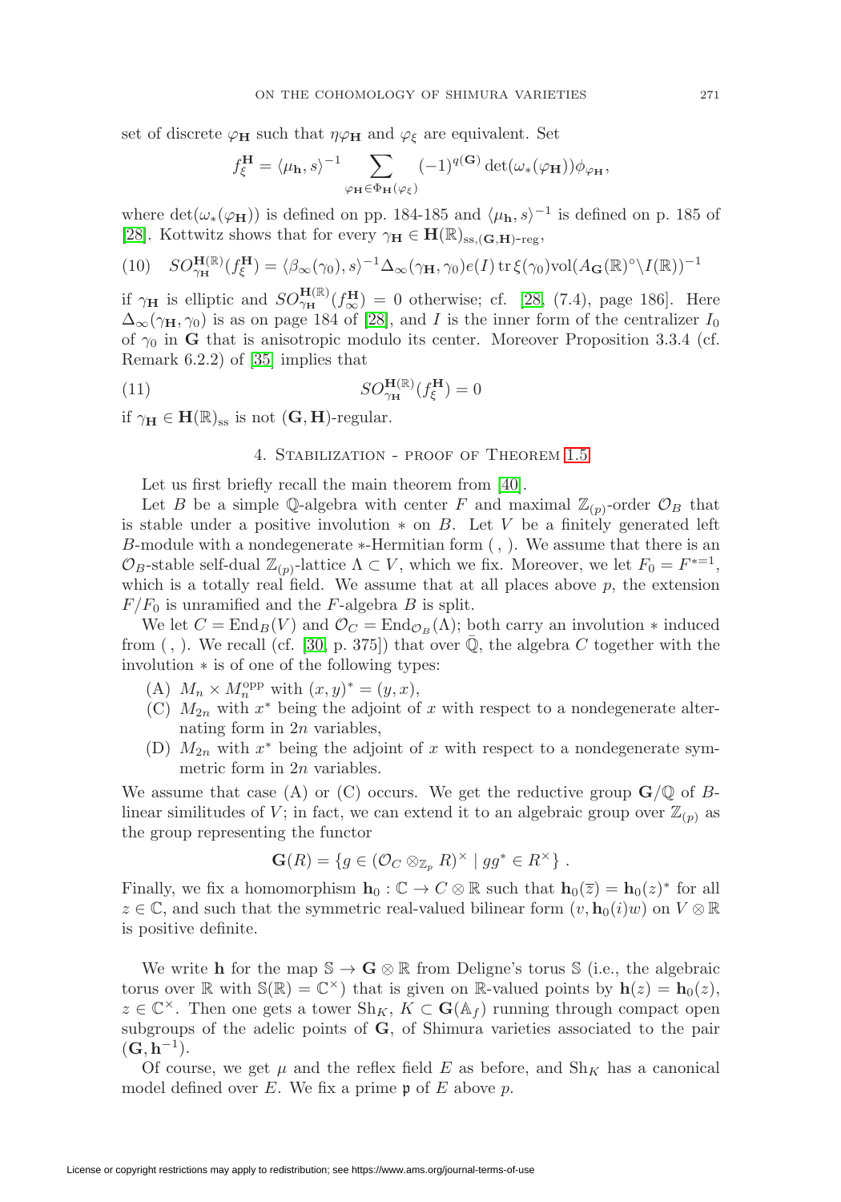set of discrete $\varphi_{\mathbf{H}}$ such that $\eta\varphi_{\mathbf{H}}$ and $\varphi_\xi$ are equivalent. Set

$$f_\xi^{\mathbf{H}} = \langle \mu_{\mathbf{h}}, s\rangle^{-1} \sum_{\varphi_{\mathbf{H}} \in \Phi_{\mathbf{H}}(\varphi_\xi)} (-1)^{q(\mathbf{G})} \det(\omega_*(\varphi_{\mathbf{H}}))\phi_{\varphi_{\mathbf{H}}},$$

where $\det(\omega_*(\varphi_{\mathbf{H}}))$ is defined on pp. 184-185 and $\langle \mu_{\mathbf{h}}, s\rangle^{-1}$ is defined on p. 185 of [28]. Kottwitz shows that for every $\gamma_{\mathbf{H}} \in \mathbf{H}(\mathbb{R})_{\mathrm{ss},(\mathbf{G},\mathbf{H})\text{-reg}}$,

$$(10) \quad SO_{\gamma_{\mathbf{H}}}^{\mathbf{H}(\mathbb{R})}(f_\xi^{\mathbf{H}}) = \langle \beta_\infty(\gamma_0), s\rangle^{-1}\Delta_\infty(\gamma_{\mathbf{H}}, \gamma_0)e(I)\operatorname{tr}\xi(\gamma_0)\mathrm{vol}(A_{\mathbf{G}}(\mathbb{R})^\circ\backslash I(\mathbb{R}))^{-1}$$

if $\gamma_{\mathbf{H}}$ is elliptic and $SO_{\gamma_{\mathbf{H}}}^{\mathbf{H}(\mathbb{R})}(f_\infty^{\mathbf{H}}) = 0$ otherwise; cf. [28, (7.4), page 186]. Here $\Delta_\infty(\gamma_{\mathbf{H}}, \gamma_0)$ is as on page 184 of [28], and $I$ is the inner form of the centralizer $I_0$ of $\gamma_0$ in $\mathbf{G}$ that is anisotropic modulo its center. Moreover Proposition 3.3.4 (cf. Remark 6.2.2) of [35] implies that

$$(11) \qquad SO_{\gamma_{\mathbf{H}}}^{\mathbf{H}(\mathbb{R})}(f_\xi^{\mathbf{H}}) = 0$$

if $\gamma_{\mathbf{H}} \in \mathbf{H}(\mathbb{R})_{\mathrm{ss}}$ is not $(\mathbf{G},\mathbf{H})$-regular.

## 4. Stabilization - proof of Theorem 1.5

Let us first briefly recall the main theorem from [40].

Let $B$ be a simple $\mathbb{Q}$-algebra with center $F$ and maximal $\mathbb{Z}_{(p)}$-order $\mathcal{O}_B$ that is stable under a positive involution $*$ on $B$. Let $V$ be a finitely generated left $B$-module with a nondegenerate $*$-Hermitian form $(\, ,\,)$. We assume that there is an $\mathcal{O}_B$-stable self-dual $\mathbb{Z}_{(p)}$-lattice $\Lambda \subset V$, which we fix. Moreover, we let $F_0 = F^{*=1}$, which is a totally real field. We assume that at all places above $p$, the extension $F/F_0$ is unramified and the $F$-algebra $B$ is split.

We let $C = \mathrm{End}_B(V)$ and $\mathcal{O}_C = \mathrm{End}_{\mathcal{O}_B}(\Lambda)$; both carry an involution $*$ induced from $(\, ,\,)$. We recall (cf. [30, p. 375]) that over $\bar{\mathbb{Q}}$, the algebra $C$ together with the involution $*$ is of one of the following types:

(A) $M_n \times M_n^{\mathrm{opp}}$ with $(x, y)^* = (y, x)$,

(C) $M_{2n}$ with $x^*$ being the adjoint of $x$ with respect to a nondegenerate alternating form in $2n$ variables,

(D) $M_{2n}$ with $x^*$ being the adjoint of $x$ with respect to a nondegenerate symmetric form in $2n$ variables.

We assume that case (A) or (C) occurs. We get the reductive group $\mathbf{G}/\mathbb{Q}$ of $B$-linear similitudes of $V$; in fact, we can extend it to an algebraic group over $\mathbb{Z}_{(p)}$ as the group representing the functor

$$\mathbf{G}(R) = \{g \in (\mathcal{O}_C \otimes_{\mathbb{Z}_p} R)^\times \mid gg^* \in R^\times\}\,.$$

Finally, we fix a homomorphism $\mathbf{h}_0 : \mathbb{C} \to C \otimes \mathbb{R}$ such that $\mathbf{h}_0(\overline{z}) = \mathbf{h}_0(z)^*$ for all $z \in \mathbb{C}$, and such that the symmetric real-valued bilinear form $(v, \mathbf{h}_0(i)w)$ on $V \otimes \mathbb{R}$ is positive definite.

We write $\mathbf{h}$ for the map $\mathbb{S} \to \mathbf{G} \otimes \mathbb{R}$ from Deligne's torus $\mathbb{S}$ (i.e., the algebraic torus over $\mathbb{R}$ with $\mathbb{S}(\mathbb{R}) = \mathbb{C}^\times$) that is given on $\mathbb{R}$-valued points by $\mathbf{h}(z) = \mathbf{h}_0(z)$, $z \in \mathbb{C}^\times$. Then one gets a tower $\mathrm{Sh}_K$, $K \subset \mathbf{G}(\mathbb{A}_f)$ running through compact open subgroups of the adelic points of $\mathbf{G}$, of Shimura varieties associated to the pair $(\mathbf{G}, \mathbf{h}^{-1})$.

Of course, we get $\mu$ and the reflex field $E$ as before, and $\mathrm{Sh}_K$ has a canonical model defined over $E$. We fix a prime $\mathfrak{p}$ of $E$ above $p$.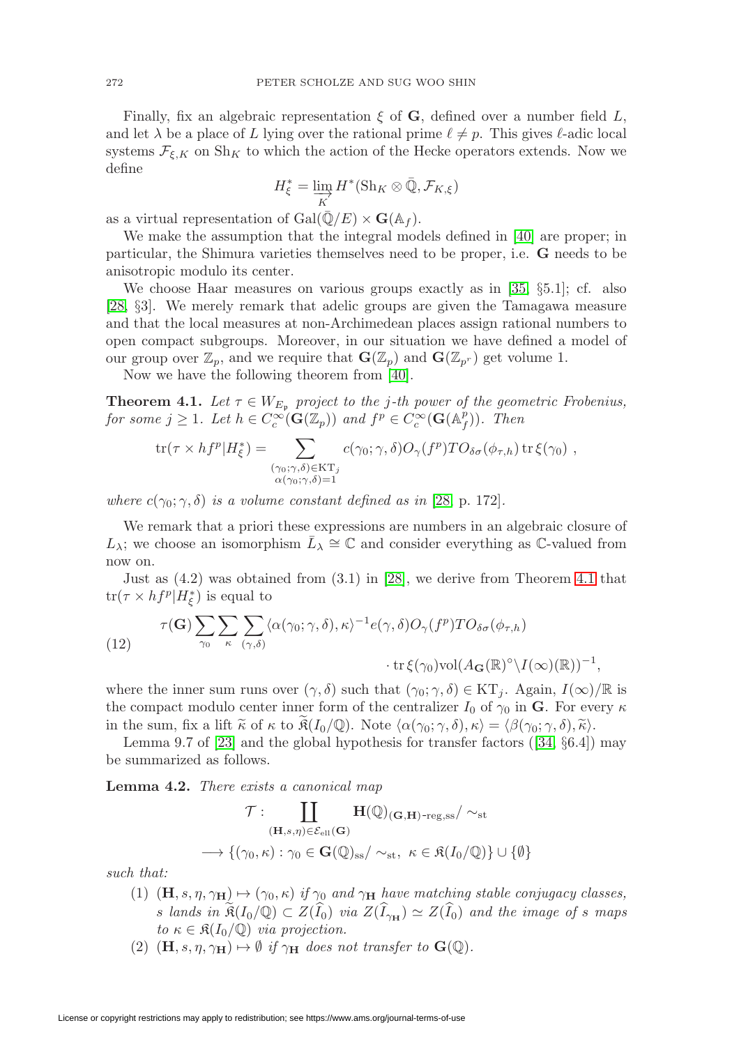Finally, fix an algebraic representation $\xi$ of $\mathbf{G}$, defined over a number field $L$, and let $\lambda$ be a place of $L$ lying over the rational prime $\ell \neq p$. This gives $\ell$-adic local systems $\mathcal{F}_{\xi,K}$ on $\mathrm{Sh}_K$ to which the action of the Hecke operators extends. Now we define

$$H^*_\xi = \varinjlim_K H^*(\mathrm{Sh}_K \otimes \bar{\mathbb{Q}}, \mathcal{F}_{K,\xi})$$

as a virtual representation of $\mathrm{Gal}(\bar{\mathbb{Q}}/E) \times \mathbf{G}(\mathbb{A}_f)$.

We make the assumption that the integral models defined in [40] are proper; in particular, the Shimura varieties themselves need to be proper, i.e. $\mathbf{G}$ needs to be anisotropic modulo its center.

We choose Haar measures on various groups exactly as in [35, §5.1]; cf. also [28, §3]. We merely remark that adelic groups are given the Tamagawa measure and that the local measures at non-Archimedean places assign rational numbers to open compact subgroups. Moreover, in our situation we have defined a model of our group over $\mathbb{Z}_p$, and we require that $\mathbf{G}(\mathbb{Z}_p)$ and $\mathbf{G}(\mathbb{Z}_{p^r})$ get volume 1.

Now we have the following theorem from [40].

**Theorem 4.1.** *Let $\tau \in W_{E_\mathfrak{p}}$ project to the $j$-th power of the geometric Frobenius, for some $j \geq 1$. Let $h \in C_c^\infty(\mathbf{G}(\mathbb{Z}_p))$ and $f^p \in C_c^\infty(\mathbf{G}(\mathbb{A}_f^p))$. Then*

$$\mathrm{tr}(\tau \times hf^p | H^*_\xi) = \sum_{\substack{(\gamma_0;\gamma,\delta)\in \mathrm{KT}_j \\ \alpha(\gamma_0;\gamma,\delta)=1}} c(\gamma_0;\gamma,\delta) O_\gamma(f^p) TO_{\delta\sigma}(\phi_{\tau,h}) \,\mathrm{tr}\,\xi(\gamma_0)\ ,$$

*where $c(\gamma_0;\gamma,\delta)$ is a volume constant defined as in* [28, p. 172].

We remark that a priori these expressions are numbers in an algebraic closure of $L_\lambda$; we choose an isomorphism $\bar{L}_\lambda \cong \mathbb{C}$ and consider everything as $\mathbb{C}$-valued from now on.

Just as (4.2) was obtained from (3.1) in [28], we derive from Theorem 4.1 that $\mathrm{tr}(\tau \times hf^p | H^*_\xi)$ is equal to

$$\tau(\mathbf{G}) \sum_{\gamma_0} \sum_{\kappa} \sum_{(\gamma,\delta)} \langle \alpha(\gamma_0;\gamma,\delta),\kappa\rangle^{-1} e(\gamma,\delta) O_\gamma(f^p) TO_{\delta\sigma}(\phi_{\tau,h}) \cdot \mathrm{tr}\,\xi(\gamma_0) \mathrm{vol}(A_{\mathbf{G}}(\mathbb{R})^\circ \backslash I(\infty)(\mathbb{R}))^{-1}, \tag{12}$$

where the inner sum runs over $(\gamma,\delta)$ such that $(\gamma_0;\gamma,\delta) \in \mathrm{KT}_j$. Again, $I(\infty)/\mathbb{R}$ is the compact modulo center inner form of the centralizer $I_0$ of $\gamma_0$ in $\mathbf{G}$. For every $\kappa$ in the sum, fix a lift $\widetilde{\kappa}$ of $\kappa$ to $\widetilde{\mathfrak{K}}(I_0/\mathbb{Q})$. Note $\langle \alpha(\gamma_0;\gamma,\delta),\kappa\rangle = \langle \beta(\gamma_0;\gamma,\delta),\widetilde{\kappa}\rangle$.

Lemma 9.7 of [23] and the global hypothesis for transfer factors ([34, §6.4]) may be summarized as follows.

**Lemma 4.2.** *There exists a canonical map*

$$\mathcal{T} : \coprod_{(\mathbf{H},s,\eta)\in\mathcal{E}_{\mathrm{ell}}(\mathbf{G})} \mathbf{H}(\mathbb{Q})_{(\mathbf{G},\mathbf{H})\text{-reg,ss}}/\sim_{\mathrm{st}} \longrightarrow \{(\gamma_0,\kappa) : \gamma_0 \in \mathbf{G}(\mathbb{Q})_{\mathrm{ss}}/\sim_{\mathrm{st}},\ \kappa \in \mathfrak{K}(I_0/\mathbb{Q})\} \cup \{\emptyset\}$$

*such that:*

1. *$(\mathbf{H},s,\eta,\gamma_{\mathbf{H}}) \mapsto (\gamma_0,\kappa)$ if $\gamma_0$ and $\gamma_{\mathbf{H}}$ have matching stable conjugacy classes, $s$ lands in $\widetilde{\mathfrak{K}}(I_0/\mathbb{Q}) \subset Z(\widehat{I}_0)$ via $Z(\widehat{I}_{\gamma_{\mathbf{H}}}) \simeq Z(\widehat{I}_0)$ and the image of $s$ maps to $\kappa \in \mathfrak{K}(I_0/\mathbb{Q})$ via projection.*
2. *$(\mathbf{H},s,\eta,\gamma_{\mathbf{H}}) \mapsto \emptyset$ if $\gamma_{\mathbf{H}}$ does not transfer to $\mathbf{G}(\mathbb{Q})$.*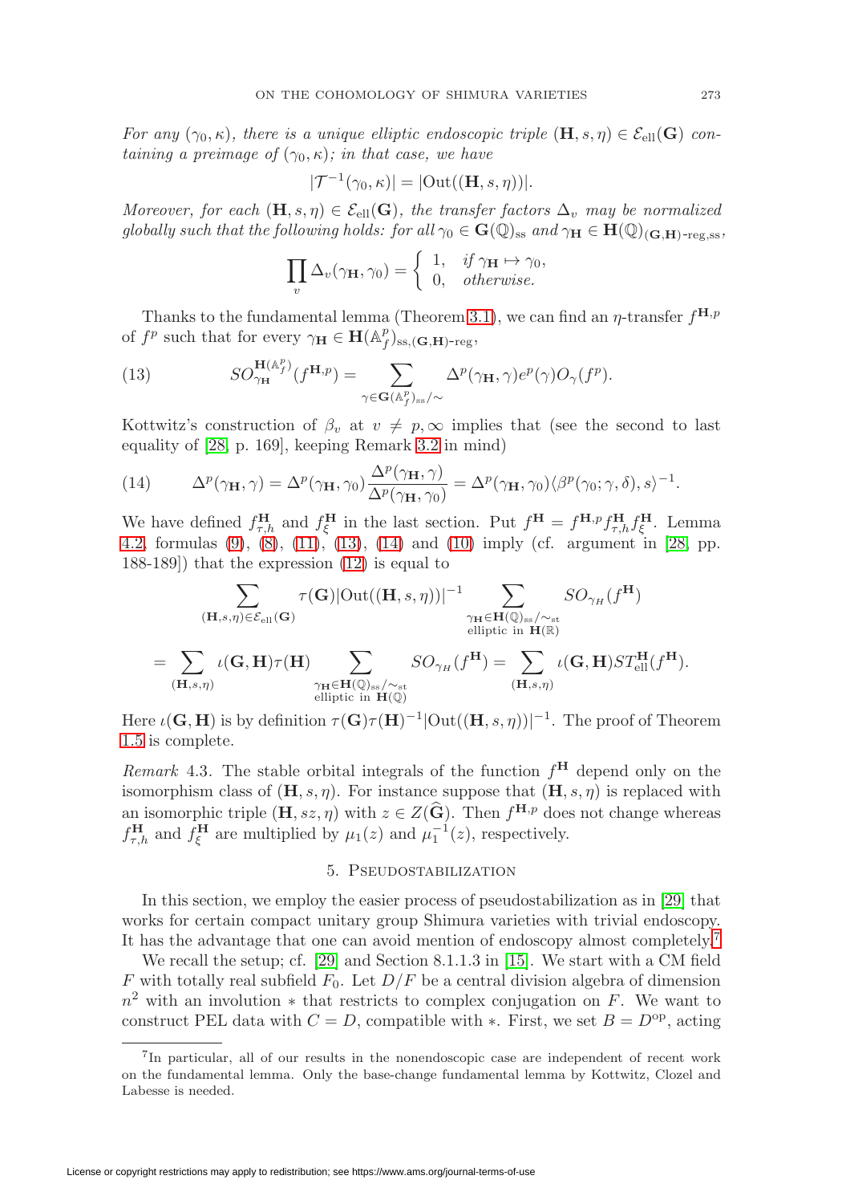*For any $(\gamma_0, \kappa)$, there is a unique elliptic endoscopic triple $(\mathbf{H}, s, \eta) \in \mathcal{E}_{\mathrm{ell}}(\mathbf{G})$ containing a preimage of $(\gamma_0, \kappa)$; in that case, we have*

$$|\mathcal{T}^{-1}(\gamma_0, \kappa)| = |\mathrm{Out}((\mathbf{H}, s, \eta))|.$$

*Moreover, for each $(\mathbf{H}, s, \eta) \in \mathcal{E}_{\mathrm{ell}}(\mathbf{G})$, the transfer factors $\Delta_v$ may be normalized globally such that the following holds: for all $\gamma_0 \in \mathbf{G}(\mathbb{Q})_{\mathrm{ss}}$ and $\gamma_{\mathbf{H}} \in \mathbf{H}(\mathbb{Q})_{(\mathbf{G},\mathbf{H})\text{-reg,ss}}$,*

$$\prod_v \Delta_v(\gamma_{\mathbf{H}}, \gamma_0) = \begin{cases} 1, & \text{if } \gamma_{\mathbf{H}} \mapsto \gamma_0, \\ 0, & \text{otherwise.} \end{cases}$$

Thanks to the fundamental lemma (Theorem 3.1), we can find an $\eta$-transfer $f^{\mathbf{H},p}$ of $f^p$ such that for every $\gamma_{\mathbf{H}} \in \mathbf{H}(\mathbb{A}_f^p)_{\mathrm{ss},(\mathbf{G},\mathbf{H})\text{-reg}}$,

$$SO^{\mathbf{H}(\mathbb{A}_f^p)}_{\gamma_{\mathbf{H}}}(f^{\mathbf{H},p}) = \sum_{\gamma \in \mathbf{G}(\mathbb{A}_f^p)_{\mathrm{ss}}/\sim} \Delta^p(\gamma_{\mathbf{H}}, \gamma) e^p(\gamma) O_\gamma(f^p). \tag{13}$$

Kottwitz's construction of $\beta_v$ at $v \neq p, \infty$ implies that (see the second to last equality of [28, p. 169], keeping Remark 3.2 in mind)

$$\Delta^p(\gamma_{\mathbf{H}}, \gamma) = \Delta^p(\gamma_{\mathbf{H}}, \gamma_0) \frac{\Delta^p(\gamma_{\mathbf{H}}, \gamma)}{\Delta^p(\gamma_{\mathbf{H}}, \gamma_0)} = \Delta^p(\gamma_{\mathbf{H}}, \gamma_0) \langle \beta^p(\gamma_0; \gamma, \delta), s \rangle^{-1}. \tag{14}$$

We have defined $f^{\mathbf{H}}_{\tau,h}$ and $f^{\mathbf{H}}_{\xi}$ in the last section. Put $f^{\mathbf{H}} = f^{\mathbf{H},p} f^{\mathbf{H}}_{\tau,h} f^{\mathbf{H}}_{\xi}$. Lemma 4.2, formulas (9), (8), (11), (13), (14) and (10) imply (cf. argument in [28, pp. 188-189]) that the expression (12) is equal to

$$\sum_{(\mathbf{H},s,\eta) \in \mathcal{E}_{\mathrm{ell}}(\mathbf{G})} \tau(\mathbf{G}) |\mathrm{Out}((\mathbf{H}, s, \eta))|^{-1} \sum_{\substack{\gamma_{\mathbf{H}} \in \mathbf{H}(\mathbb{Q})_{\mathrm{ss}}/\sim_{\mathrm{st}} \\ \text{elliptic in } \mathbf{H}(\mathbb{R})}} SO_{\gamma_H}(f^{\mathbf{H}})$$

$$= \sum_{(\mathbf{H},s,\eta)} \iota(\mathbf{G}, \mathbf{H}) \tau(\mathbf{H}) \sum_{\substack{\gamma_{\mathbf{H}} \in \mathbf{H}(\mathbb{Q})_{\mathrm{ss}}/\sim_{\mathrm{st}} \\ \text{elliptic in } \mathbf{H}(\mathbb{Q})}} SO_{\gamma_H}(f^{\mathbf{H}}) = \sum_{(\mathbf{H},s,\eta)} \iota(\mathbf{G}, \mathbf{H}) ST^{\mathbf{H}}_{\mathrm{ell}}(f^{\mathbf{H}}).$$

Here $\iota(\mathbf{G}, \mathbf{H})$ is by definition $\tau(\mathbf{G})\tau(\mathbf{H})^{-1}|\mathrm{Out}((\mathbf{H}, s, \eta))|^{-1}$. The proof of Theorem 1.5 is complete.

*Remark* 4.3. The stable orbital integrals of the function $f^{\mathbf{H}}$ depend only on the isomorphism class of $(\mathbf{H}, s, \eta)$. For instance suppose that $(\mathbf{H}, s, \eta)$ is replaced with an isomorphic triple $(\mathbf{H}, sz, \eta)$ with $z \in Z(\widehat{\mathbf{G}})$. Then $f^{\mathbf{H},p}$ does not change whereas $f^{\mathbf{H}}_{\tau,h}$ and $f^{\mathbf{H}}_{\xi}$ are multiplied by $\mu_1(z)$ and $\mu_1^{-1}(z)$, respectively.

## 5. Pseudostabilization

In this section, we employ the easier process of pseudostabilization as in [29] that works for certain compact unitary group Shimura varieties with trivial endoscopy. It has the advantage that one can avoid mention of endoscopy almost completely.[7]

We recall the setup; cf. [29] and Section 8.1.1.3 in [15]. We start with a CM field $F$ with totally real subfield $F_0$. Let $D/F$ be a central division algebra of dimension $n^2$ with an involution $*$ that restricts to complex conjugation on $F$. We want to construct PEL data with $C = D$, compatible with $*$. First, we set $B = D^{\mathrm{op}}$, acting

[7] In particular, all of our results in the nonendoscopic case are independent of recent work on the fundamental lemma. Only the base-change fundamental lemma by Kottwitz, Clozel and Labesse is needed.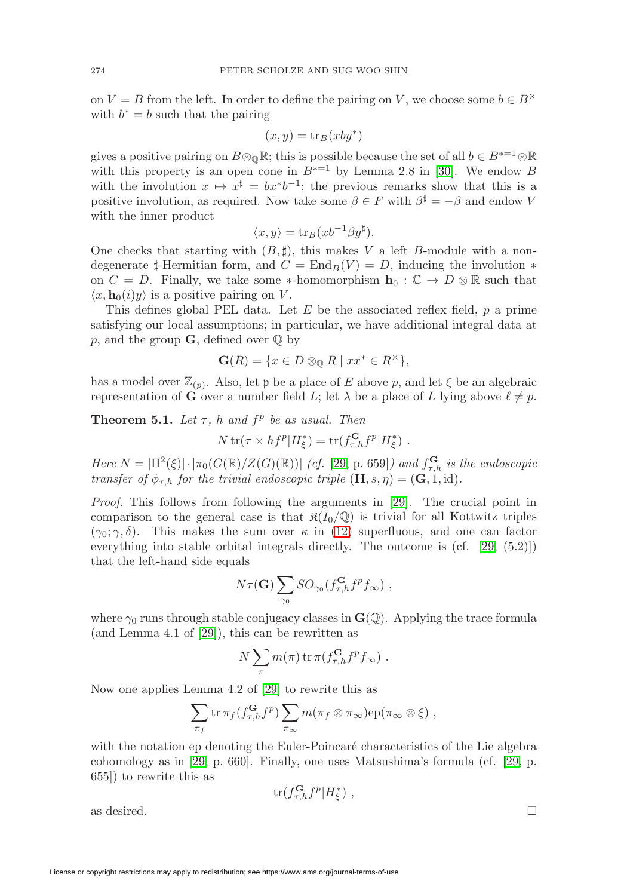on $V = B$ from the left. In order to define the pairing on $V$, we choose some $b \in B^\times$ with $b^* = b$ such that the pairing

$$(x, y) = \operatorname{tr}_B(xby^*)$$

gives a positive pairing on $B \otimes_{\mathbb{Q}} \mathbb{R}$; this is possible because the set of all $b \in B^{*=1} \otimes \mathbb{R}$ with this property is an open cone in $B^{*=1}$ by Lemma 2.8 in [30]. We endow $B$ with the involution $x \mapsto x^\sharp = bx^*b^{-1}$; the previous remarks show that this is a positive involution, as required. Now take some $\beta \in F$ with $\beta^\sharp = -\beta$ and endow $V$ with the inner product

$$\langle x, y \rangle = \operatorname{tr}_B(xb^{-1}\beta y^\sharp).$$

One checks that starting with $(B, \sharp)$, this makes $V$ a left $B$-module with a non-degenerate $\sharp$-Hermitian form, and $C = \operatorname{End}_B(V) = D$, inducing the involution $*$ on $C = D$. Finally, we take some $*$-homomorphism $\mathbf{h}_0 : \mathbb{C} \to D \otimes \mathbb{R}$ such that $\langle x, \mathbf{h}_0(i)y \rangle$ is a positive pairing on $V$.

This defines global PEL data. Let $E$ be the associated reflex field, $p$ a prime satisfying our local assumptions; in particular, we have additional integral data at $p$, and the group $\mathbf{G}$, defined over $\mathbb{Q}$ by

$$\mathbf{G}(R) = \{x \in D \otimes_{\mathbb{Q}} R \mid xx^* \in R^\times\},$$

has a model over $\mathbb{Z}_{(p)}$. Also, let $\mathfrak{p}$ be a place of $E$ above $p$, and let $\xi$ be an algebraic representation of $\mathbf{G}$ over a number field $L$; let $\lambda$ be a place of $L$ lying above $\ell \neq p$.

**Theorem 5.1.** *Let $\tau$, $h$ and $f^p$ be as usual. Then*

$$N \operatorname{tr}(\tau \times hf^p | H^*_\xi) = \operatorname{tr}(f^{\mathbf{G}}_{\tau,h} f^p | H^*_\xi) \ .$$

*Here $N = |\Pi^2(\xi)| \cdot |\pi_0(G(\mathbb{R})/Z(G)(\mathbb{R}))|$ (cf. [29, p. 659]) and $f^{\mathbf{G}}_{\tau,h}$ is the endoscopic transfer of $\phi_{\tau,h}$ for the trivial endoscopic triple $(\mathbf{H}, s, \eta) = (\mathbf{G}, 1, \mathrm{id})$.*

*Proof.* This follows from following the arguments in [29]. The crucial point in comparison to the general case is that $\mathfrak{K}(I_0/\mathbb{Q})$ is trivial for all Kottwitz triples $(\gamma_0; \gamma, \delta)$. This makes the sum over $\kappa$ in (12) superfluous, and one can factor everything into stable orbital integrals directly. The outcome is (cf. [29, (5.2)]) that the left-hand side equals

$$N\tau(\mathbf{G}) \sum_{\gamma_0} SO_{\gamma_0}(f^{\mathbf{G}}_{\tau,h} f^p f_\infty) \ ,$$

where $\gamma_0$ runs through stable conjugacy classes in $\mathbf{G}(\mathbb{Q})$. Applying the trace formula (and Lemma 4.1 of [29]), this can be rewritten as

$$N \sum_\pi m(\pi) \operatorname{tr} \pi(f^{\mathbf{G}}_{\tau,h} f^p f_\infty) \ .$$

Now one applies Lemma 4.2 of [29] to rewrite this as

$$\sum_{\pi_f} \operatorname{tr} \pi_f(f^{\mathbf{G}}_{\tau,h} f^p) \sum_{\pi_\infty} m(\pi_f \otimes \pi_\infty) \mathrm{ep}(\pi_\infty \otimes \xi) \ ,$$

with the notation ep denoting the Euler-Poincaré characteristics of the Lie algebra cohomology as in [29, p. 660]. Finally, one uses Matsushima's formula (cf. [29, p. 655]) to rewrite this as

$$\operatorname{tr}(f^{\mathbf{G}}_{\tau,h} f^p | H^*_\xi) \ ,$$

as desired. $\square$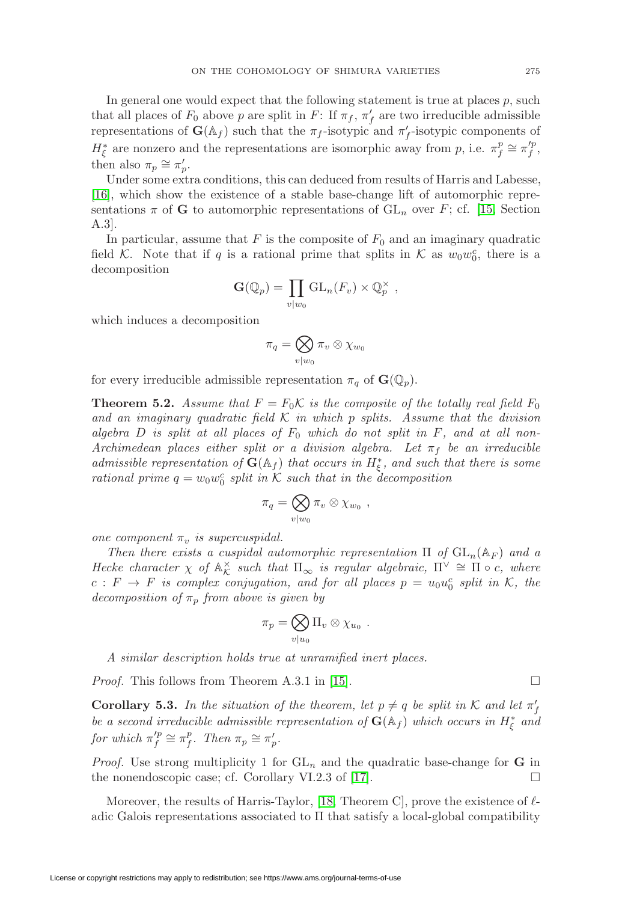In general one would expect that the following statement is true at places $p$, such that all places of $F_0$ above $p$ are split in $F$: If $\pi_f$, $\pi'_f$ are two irreducible admissible representations of $\mathbf{G}(\mathbb{A}_f)$ such that the $\pi_f$-isotypic and $\pi'_f$-isotypic components of $H^*_\xi$ are nonzero and the representations are isomorphic away from $p$, i.e. $\pi_f^p \cong \pi_f'^p$, then also $\pi_p \cong \pi'_p$.

Under some extra conditions, this can deduced from results of Harris and Labesse, [16], which show the existence of a stable base-change lift of automorphic representations $\pi$ of $\mathbf{G}$ to automorphic representations of $\mathrm{GL}_n$ over $F$; cf. [15, Section A.3].

In particular, assume that $F$ is the composite of $F_0$ and an imaginary quadratic field $\mathcal{K}$. Note that if $q$ is a rational prime that splits in $\mathcal{K}$ as $w_0 w_0^c$, there is a decomposition

$$\mathbf{G}(\mathbb{Q}_p) = \prod_{v|w_0} \mathrm{GL}_n(F_v) \times \mathbb{Q}_p^\times \ ,$$

which induces a decomposition

$$\pi_q = \bigotimes_{v|w_0} \pi_v \otimes \chi_{w_0}$$

for every irreducible admissible representation $\pi_q$ of $\mathbf{G}(\mathbb{Q}_p)$.

**Theorem 5.2.** *Assume that $F = F_0\mathcal{K}$ is the composite of the totally real field $F_0$ and an imaginary quadratic field $\mathcal{K}$ in which $p$ splits. Assume that the division algebra $D$ is split at all places of $F_0$ which do not split in $F$, and at all non-Archimedean places either split or a division algebra. Let $\pi_f$ be an irreducible admissible representation of $\mathbf{G}(\mathbb{A}_f)$ that occurs in $H^*_\xi$, and such that there is some rational prime $q = w_0 w_0^c$ split in $\mathcal{K}$ such that in the decomposition*

$$\pi_q = \bigotimes_{v|w_0} \pi_v \otimes \chi_{w_0} \ ,$$

*one component $\pi_v$ is supercuspidal.*

*Then there exists a cuspidal automorphic representation $\Pi$ of $\mathrm{GL}_n(\mathbb{A}_F)$ and a Hecke character $\chi$ of $\mathbb{A}_{\mathcal{K}}^\times$ such that $\Pi_\infty$ is regular algebraic, $\Pi^\vee \cong \Pi \circ c$, where $c : F \to F$ is complex conjugation, and for all places $p = u_0 u_0^c$ split in $\mathcal{K}$, the decomposition of $\pi_p$ from above is given by*

$$\pi_p = \bigotimes_{v|u_0} \Pi_v \otimes \chi_{u_0} \ .$$

*A similar description holds true at unramified inert places.*

*Proof.* This follows from Theorem A.3.1 in [15]. □

**Corollary 5.3.** *In the situation of the theorem, let $p \neq q$ be split in $\mathcal{K}$ and let $\pi'_f$ be a second irreducible admissible representation of $\mathbf{G}(\mathbb{A}_f)$ which occurs in $H^*_\xi$ and for which $\pi_f'^p \cong \pi_f^p$. Then $\pi_p \cong \pi'_p$.*

*Proof.* Use strong multiplicity 1 for $\mathrm{GL}_n$ and the quadratic base-change for $\mathbf{G}$ in the nonendoscopic case; cf. Corollary VI.2.3 of [17]. □

Moreover, the results of Harris-Taylor, [18, Theorem C], prove the existence of $\ell$-adic Galois representations associated to $\Pi$ that satisfy a local-global compatibility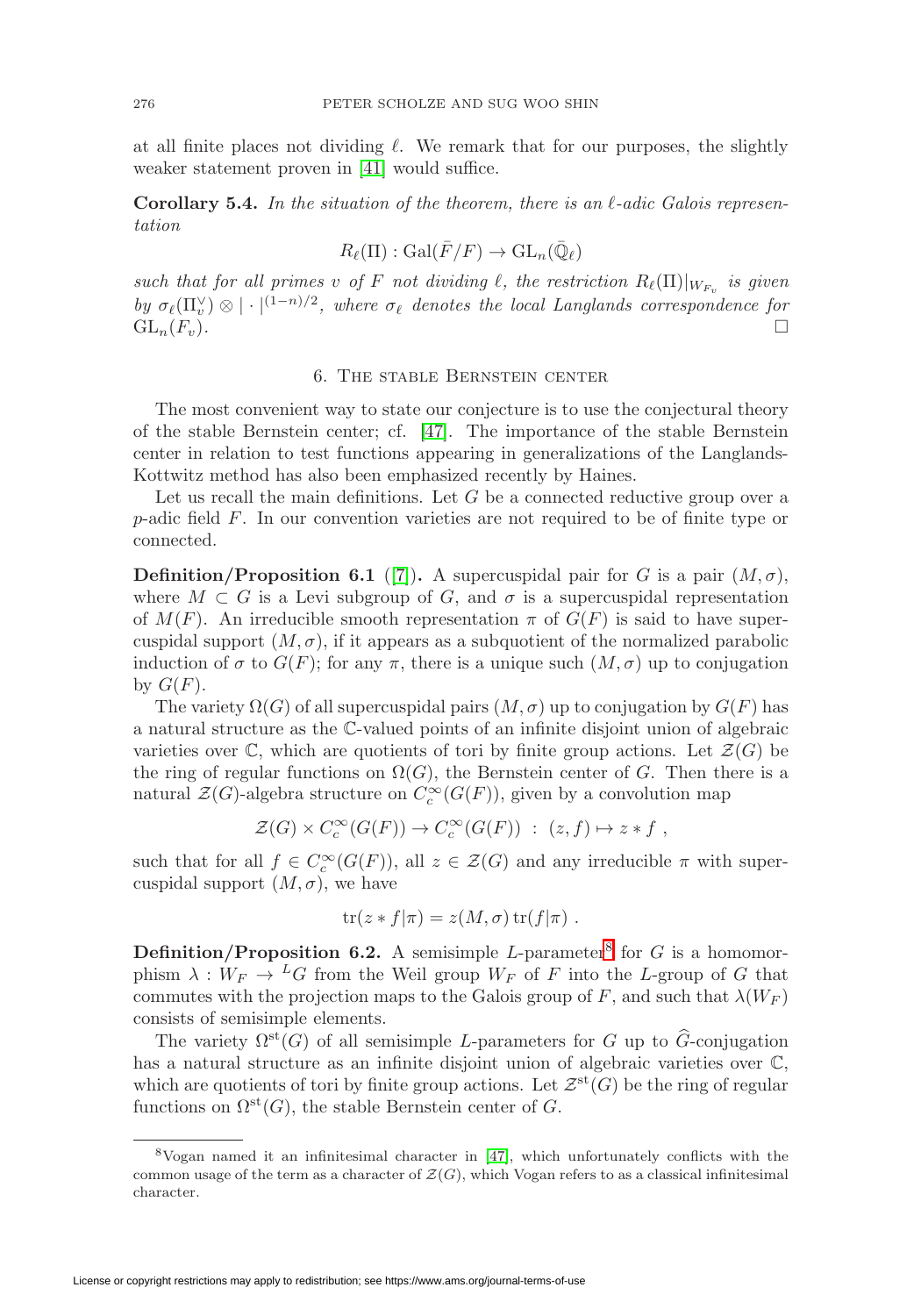at all finite places not dividing $\ell$. We remark that for our purposes, the slightly weaker statement proven in [41] would suffice.

**Corollary 5.4.** *In the situation of the theorem, there is an $\ell$-adic Galois representation*

$$R_\ell(\Pi) : \mathrm{Gal}(\bar{F}/F) \to \mathrm{GL}_n(\bar{\mathbb{Q}}_\ell)$$

*such that for all primes $v$ of $F$ not dividing $\ell$, the restriction $R_\ell(\Pi)|_{W_{F_v}}$ is given by $\sigma_\ell(\Pi_v^\vee) \otimes |\cdot|^{(1-n)/2}$, where $\sigma_\ell$ denotes the local Langlands correspondence for $\mathrm{GL}_n(F_v)$.* □

## 6. The stable Bernstein center

The most convenient way to state our conjecture is to use the conjectural theory of the stable Bernstein center; cf. [47]. The importance of the stable Bernstein center in relation to test functions appearing in generalizations of the Langlands-Kottwitz method has also been emphasized recently by Haines.

Let us recall the main definitions. Let $G$ be a connected reductive group over a $p$-adic field $F$. In our convention varieties are not required to be of finite type or connected.

**Definition/Proposition 6.1** ([7])**.** A supercuspidal pair for $G$ is a pair $(M, \sigma)$, where $M \subset G$ is a Levi subgroup of $G$, and $\sigma$ is a supercuspidal representation of $M(F)$. An irreducible smooth representation $\pi$ of $G(F)$ is said to have supercuspidal support $(M, \sigma)$, if it appears as a subquotient of the normalized parabolic induction of $\sigma$ to $G(F)$; for any $\pi$, there is a unique such $(M, \sigma)$ up to conjugation by $G(F)$.

The variety $\Omega(G)$ of all supercuspidal pairs $(M, \sigma)$ up to conjugation by $G(F)$ has a natural structure as the $\mathbb{C}$-valued points of an infinite disjoint union of algebraic varieties over $\mathbb{C}$, which are quotients of tori by finite group actions. Let $\mathcal{Z}(G)$ be the ring of regular functions on $\Omega(G)$, the Bernstein center of $G$. Then there is a natural $\mathcal{Z}(G)$-algebra structure on $C_c^\infty(G(F))$, given by a convolution map

$$\mathcal{Z}(G) \times C_c^\infty(G(F)) \to C_c^\infty(G(F)) \ : \ (z, f) \mapsto z * f \ ,$$

such that for all $f \in C_c^\infty(G(F))$, all $z \in \mathcal{Z}(G)$ and any irreducible $\pi$ with supercuspidal support $(M, \sigma)$, we have

$$\mathrm{tr}(z * f|\pi) = z(M, \sigma)\,\mathrm{tr}(f|\pi) \ .$$

**Definition/Proposition 6.2.** A semisimple $L$-parameter[8] for $G$ is a homomorphism $\lambda : W_F \to {}^LG$ from the Weil group $W_F$ of $F$ into the $L$-group of $G$ that commutes with the projection maps to the Galois group of $F$, and such that $\lambda(W_F)$ consists of semisimple elements.

The variety $\Omega^{\mathrm{st}}(G)$ of all semisimple $L$-parameters for $G$ up to $\widehat{G}$-conjugation has a natural structure as an infinite disjoint union of algebraic varieties over $\mathbb{C}$, which are quotients of tori by finite group actions. Let $\mathcal{Z}^{\mathrm{st}}(G)$ be the ring of regular functions on $\Omega^{\mathrm{st}}(G)$, the stable Bernstein center of $G$.

[8] Vogan named it an infinitesimal character in [47], which unfortunately conflicts with the common usage of the term as a character of $\mathcal{Z}(G)$, which Vogan refers to as a classical infinitesimal character.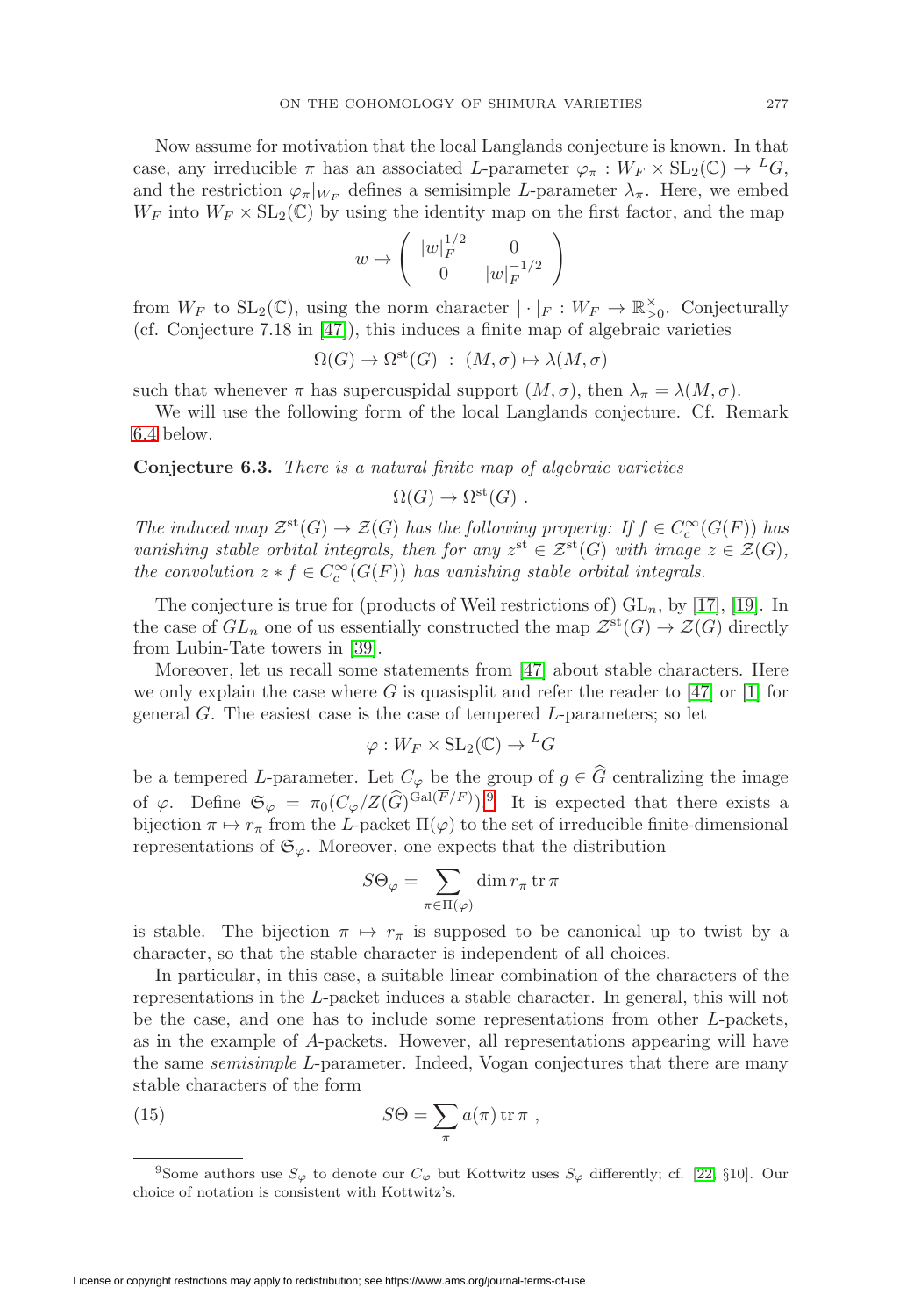Now assume for motivation that the local Langlands conjecture is known. In that case, any irreducible $\pi$ has an associated $L$-parameter $\varphi_\pi : W_F \times \mathrm{SL}_2(\mathbb{C}) \to {}^L G$, and the restriction $\varphi_\pi|_{W_F}$ defines a semisimple $L$-parameter $\lambda_\pi$. Here, we embed $W_F$ into $W_F \times \mathrm{SL}_2(\mathbb{C})$ by using the identity map on the first factor, and the map

$$w \mapsto \begin{pmatrix} |w|_F^{1/2} & 0 \\ 0 & |w|_F^{-1/2} \end{pmatrix}$$

from $W_F$ to $\mathrm{SL}_2(\mathbb{C})$, using the norm character $|\cdot|_F : W_F \to \mathbb{R}^\times_{>0}$. Conjecturally (cf. Conjecture 7.18 in [47]), this induces a finite map of algebraic varieties

$$\Omega(G) \to \Omega^{\mathrm{st}}(G) \; : \; (M, \sigma) \mapsto \lambda(M, \sigma)$$

such that whenever $\pi$ has supercuspidal support $(M, \sigma)$, then $\lambda_\pi = \lambda(M, \sigma)$.

We will use the following form of the local Langlands conjecture. Cf. Remark 6.4 below.

**Conjecture 6.3.** *There is a natural finite map of algebraic varieties*

$$\Omega(G) \to \Omega^{\mathrm{st}}(G) \ .$$

*The induced map $\mathcal{Z}^{\mathrm{st}}(G) \to \mathcal{Z}(G)$ has the following property: If $f \in C_c^\infty(G(F))$ has vanishing stable orbital integrals, then for any $z^{\mathrm{st}} \in \mathcal{Z}^{\mathrm{st}}(G)$ with image $z \in \mathcal{Z}(G)$, the convolution $z * f \in C_c^\infty(G(F))$ has vanishing stable orbital integrals.*

The conjecture is true for (products of Weil restrictions of) $\mathrm{GL}_n$, by [17], [19]. In the case of $GL_n$ one of us essentially constructed the map $\mathcal{Z}^{\mathrm{st}}(G) \to \mathcal{Z}(G)$ directly from Lubin-Tate towers in [39].

Moreover, let us recall some statements from [47] about stable characters. Here we only explain the case where $G$ is quasisplit and refer the reader to [47] or [1] for general $G$. The easiest case is the case of tempered $L$-parameters; so let

$$\varphi : W_F \times \mathrm{SL}_2(\mathbb{C}) \to {}^L G$$

be a tempered $L$-parameter. Let $C_\varphi$ be the group of $g \in \widehat{G}$ centralizing the image of $\varphi$. Define $\mathfrak{S}_\varphi = \pi_0(C_\varphi / Z(\widehat{G})^{\mathrm{Gal}(\overline{F}/F)})$.[9] It is expected that there exists a bijection $\pi \mapsto r_\pi$ from the $L$-packet $\Pi(\varphi)$ to the set of irreducible finite-dimensional representations of $\mathfrak{S}_\varphi$. Moreover, one expects that the distribution

$$S\Theta_\varphi = \sum_{\pi \in \Pi(\varphi)} \dim r_\pi \operatorname{tr} \pi$$

is stable. The bijection $\pi \mapsto r_\pi$ is supposed to be canonical up to twist by a character, so that the stable character is independent of all choices.

In particular, in this case, a suitable linear combination of the characters of the representations in the $L$-packet induces a stable character. In general, this will not be the case, and one has to include some representations from other $L$-packets, as in the example of $A$-packets. However, all representations appearing will have the same *semisimple* $L$-parameter. Indeed, Vogan conjectures that there are many stable characters of the form

$$S\Theta = \sum_{\pi} a(\pi) \operatorname{tr} \pi \ , \tag{15}$$

[9] Some authors use $S_\varphi$ to denote our $C_\varphi$ but Kottwitz uses $S_\varphi$ differently; cf. [22, §10]. Our choice of notation is consistent with Kottwitz's.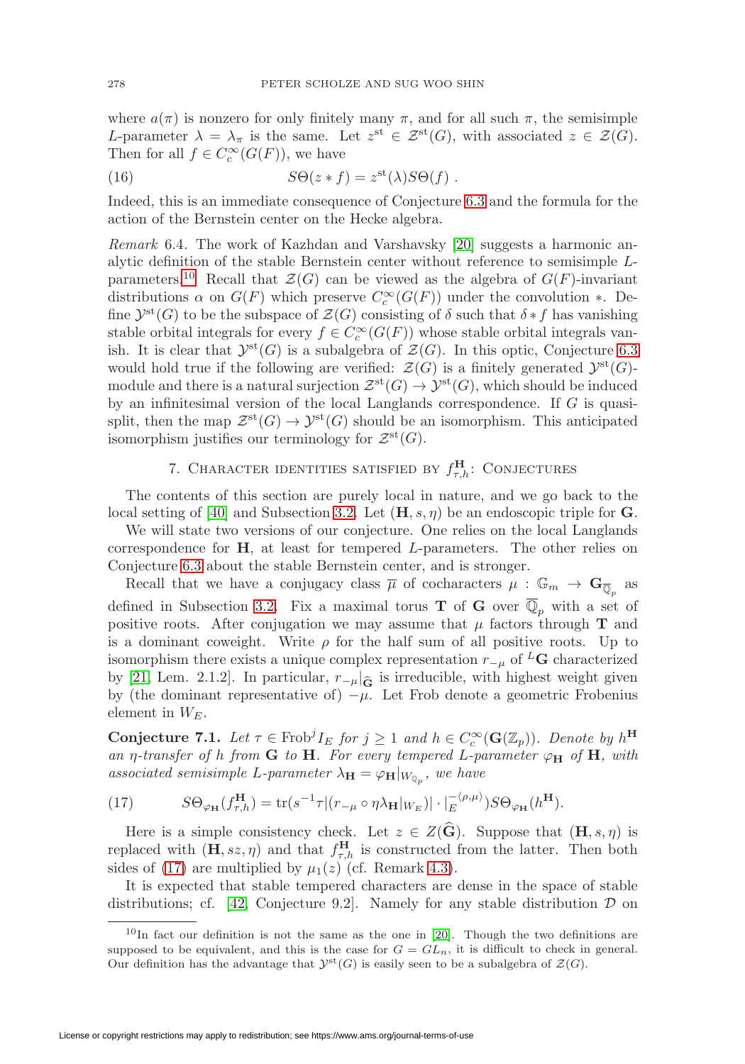where $a(\pi)$ is nonzero for only finitely many $\pi$, and for all such $\pi$, the semisimple $L$-parameter $\lambda = \lambda_\pi$ is the same. Let $z^{\mathrm{st}} \in \mathcal{Z}^{\mathrm{st}}(G)$, with associated $z \in \mathcal{Z}(G)$. Then for all $f \in C_c^\infty(G(F))$, we have

$$S\Theta(z * f) = z^{\mathrm{st}}(\lambda) S\Theta(f) \ . \tag{16}$$

Indeed, this is an immediate consequence of Conjecture 6.3 and the formula for the action of the Bernstein center on the Hecke algebra.

*Remark* 6.4. The work of Kazhdan and Varshavsky [20] suggests a harmonic analytic definition of the stable Bernstein center without reference to semisimple $L$-parameters.[10] Recall that $\mathcal{Z}(G)$ can be viewed as the algebra of $G(F)$-invariant distributions $\alpha$ on $G(F)$ which preserve $C_c^\infty(G(F))$ under the convolution $*$. Define $\mathcal{Y}^{\mathrm{st}}(G)$ to be the subspace of $\mathcal{Z}(G)$ consisting of $\delta$ such that $\delta * f$ has vanishing stable orbital integrals for every $f \in C_c^\infty(G(F))$ whose stable orbital integrals vanish. It is clear that $\mathcal{Y}^{\mathrm{st}}(G)$ is a subalgebra of $\mathcal{Z}(G)$. In this optic, Conjecture 6.3 would hold true if the following are verified: $\mathcal{Z}(G)$ is a finitely generated $\mathcal{Y}^{\mathrm{st}}(G)$-module and there is a natural surjection $\mathcal{Z}^{\mathrm{st}}(G) \to \mathcal{Y}^{\mathrm{st}}(G)$, which should be induced by an infinitesimal version of the local Langlands correspondence. If $G$ is quasi-split, then the map $\mathcal{Z}^{\mathrm{st}}(G) \to \mathcal{Y}^{\mathrm{st}}(G)$ should be an isomorphism. This anticipated isomorphism justifies our terminology for $\mathcal{Z}^{\mathrm{st}}(G)$.

## 7. Character identities satisfied by $f^{\mathbf{H}}_{\tau,h}$: Conjectures

The contents of this section are purely local in nature, and we go back to the local setting of [40] and Subsection 3.2. Let $(\mathbf{H}, s, \eta)$ be an endoscopic triple for $\mathbf{G}$.

We will state two versions of our conjecture. One relies on the local Langlands correspondence for $\mathbf{H}$, at least for tempered $L$-parameters. The other relies on Conjecture 6.3 about the stable Bernstein center, and is stronger.

Recall that we have a conjugacy class $\overline{\mu}$ of cocharacters $\mu : \mathbb{G}_m \to \mathbf{G}_{\overline{\mathbb{Q}}_p}$ as defined in Subsection 3.2. Fix a maximal torus $\mathbf{T}$ of $\mathbf{G}$ over $\overline{\mathbb{Q}}_p$ with a set of positive roots. After conjugation we may assume that $\mu$ factors through $\mathbf{T}$ and is a dominant coweight. Write $\rho$ for the half sum of all positive roots. Up to isomorphism there exists a unique complex representation $r_{-\mu}$ of ${}^L\mathbf{G}$ characterized by [21, Lem. 2.1.2]. In particular, $r_{-\mu}|_{\widehat{\mathbf{G}}}$ is irreducible, with highest weight given by (the dominant representative of) $-\mu$. Let Frob denote a geometric Frobenius element in $W_E$.

**Conjecture 7.1.** *Let $\tau \in \mathrm{Frob}^j I_E$ for $j \geq 1$ and $h \in C_c^\infty(\mathbf{G}(\mathbb{Z}_p))$. Denote by $h^{\mathbf{H}}$ an $\eta$-transfer of $h$ from $\mathbf{G}$ to $\mathbf{H}$. For every tempered $L$-parameter $\varphi_{\mathbf{H}}$ of $\mathbf{H}$, with associated semisimple $L$-parameter $\lambda_{\mathbf{H}} = \varphi_{\mathbf{H}}|_{W_{\mathbb{Q}_p}}$, we have*

$$S\Theta_{\varphi_{\mathbf{H}}}(f^{\mathbf{H}}_{\tau,h}) = \mathrm{tr}(s^{-1}\tau | (r_{-\mu} \circ \eta\lambda_{\mathbf{H}}|_{W_E})| \cdot |_E^{-\langle \rho, \mu\rangle}) S\Theta_{\varphi_{\mathbf{H}}}(h^{\mathbf{H}}). \tag{17}$$

Here is a simple consistency check. Let $z \in Z(\widehat{\mathbf{G}})$. Suppose that $(\mathbf{H}, s, \eta)$ is replaced with $(\mathbf{H}, sz, \eta)$ and that $f^{\mathbf{H}}_{\tau,h}$ is constructed from the latter. Then both sides of (17) are multiplied by $\mu_1(z)$ (cf. Remark 4.3).

It is expected that stable tempered characters are dense in the space of stable distributions; cf. [42, Conjecture 9.2]. Namely for any stable distribution $\mathcal{D}$ on

[10] In fact our definition is not the same as the one in [20]. Though the two definitions are supposed to be equivalent, and this is the case for $G = GL_n$, it is difficult to check in general. Our definition has the advantage that $\mathcal{Y}^{\mathrm{st}}(G)$ is easily seen to be a subalgebra of $\mathcal{Z}(G)$.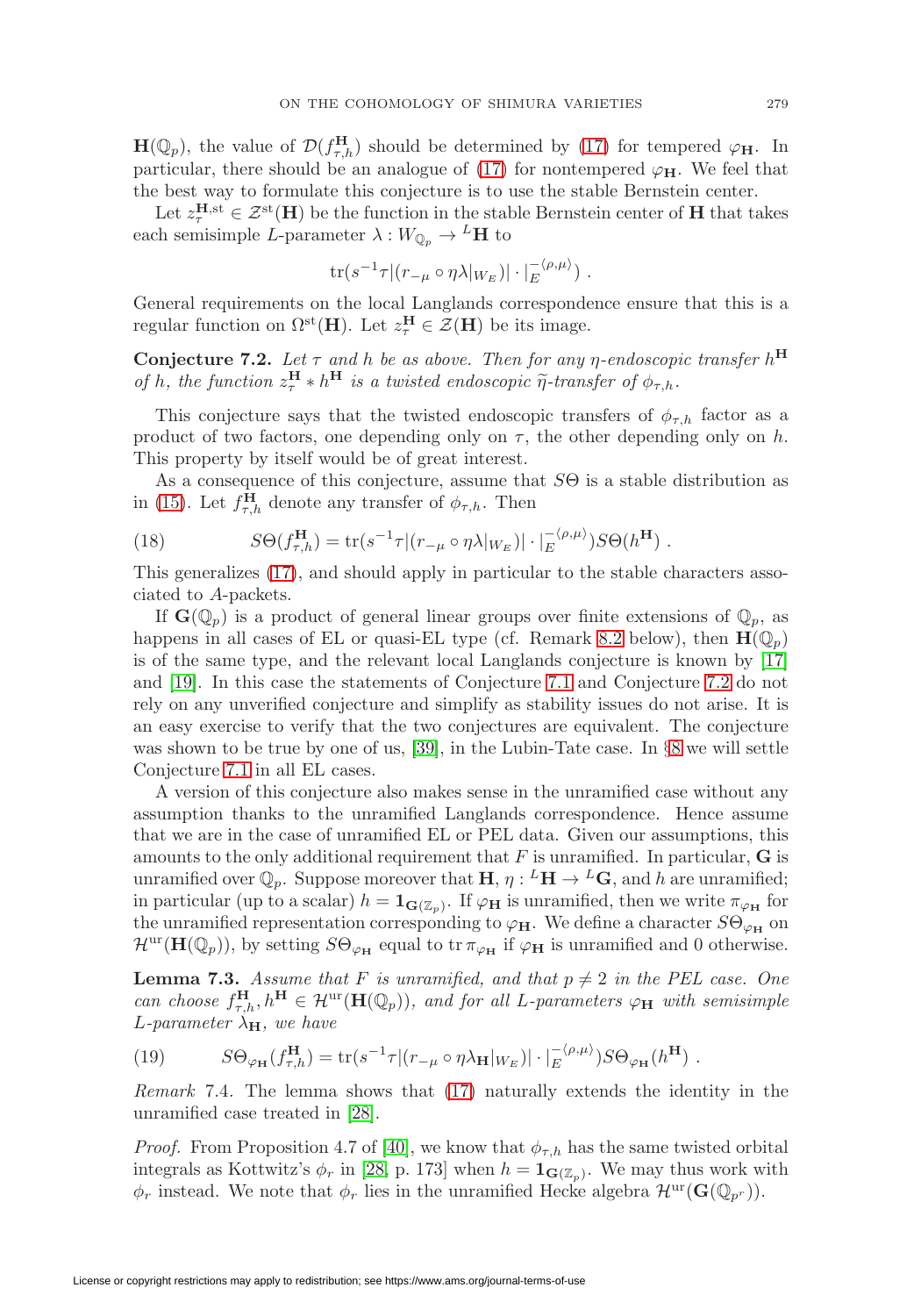$\mathbf{H}(\mathbb{Q}_p)$, the value of $\mathcal{D}(f^{\mathbf{H}}_{\tau,h})$ should be determined by (17) for tempered $\varphi_{\mathbf{H}}$. In particular, there should be an analogue of (17) for nontempered $\varphi_{\mathbf{H}}$. We feel that the best way to formulate this conjecture is to use the stable Bernstein center.

Let $z^{\mathbf{H},\mathrm{st}}_\tau \in \mathcal{Z}^{\mathrm{st}}(\mathbf{H})$ be the function in the stable Bernstein center of $\mathbf{H}$ that takes each semisimple $L$-parameter $\lambda : W_{\mathbb{Q}_p} \to {}^L\mathbf{H}$ to

$$\mathrm{tr}(s^{-1}\tau | (r_{-\mu} \circ \eta\lambda|_{W_E})| \cdot |_E^{-\langle \rho,\mu\rangle}) \ .$$

General requirements on the local Langlands correspondence ensure that this is a regular function on $\Omega^{\mathrm{st}}(\mathbf{H})$. Let $z^{\mathbf{H}}_\tau \in \mathcal{Z}(\mathbf{H})$ be its image.

**Conjecture 7.2.** *Let $\tau$ and $h$ be as above. Then for any $\eta$-endoscopic transfer $h^{\mathbf{H}}$ of $h$, the function $z^{\mathbf{H}}_\tau * h^{\mathbf{H}}$ is a twisted endoscopic $\widetilde{\eta}$-transfer of $\phi_{\tau,h}$.*

This conjecture says that the twisted endoscopic transfers of $\phi_{\tau,h}$ factor as a product of two factors, one depending only on $\tau$, the other depending only on $h$. This property by itself would be of great interest.

As a consequence of this conjecture, assume that $S\Theta$ is a stable distribution as in (15). Let $f^{\mathbf{H}}_{\tau,h}$ denote any transfer of $\phi_{\tau,h}$. Then

$$S\Theta(f^{\mathbf{H}}_{\tau,h}) = \mathrm{tr}(s^{-1}\tau|(r_{-\mu} \circ \eta\lambda|_{W_E})| \cdot |_E^{-\langle\rho,\mu\rangle}) S\Theta(h^{\mathbf{H}}) \ . \tag{18}$$

This generalizes (17), and should apply in particular to the stable characters associated to $A$-packets.

If $\mathbf{G}(\mathbb{Q}_p)$ is a product of general linear groups over finite extensions of $\mathbb{Q}_p$, as happens in all cases of EL or quasi-EL type (cf. Remark 8.2 below), then $\mathbf{H}(\mathbb{Q}_p)$ is of the same type, and the relevant local Langlands conjecture is known by [17] and [19]. In this case the statements of Conjecture 7.1 and Conjecture 7.2 do not rely on any unverified conjecture and simplify as stability issues do not arise. It is an easy exercise to verify that the two conjectures are equivalent. The conjecture was shown to be true by one of us, [39], in the Lubin-Tate case. In §8 we will settle Conjecture 7.1 in all EL cases.

A version of this conjecture also makes sense in the unramified case without any assumption thanks to the unramified Langlands correspondence. Hence assume that we are in the case of unramified EL or PEL data. Given our assumptions, this amounts to the only additional requirement that $F$ is unramified. In particular, $\mathbf{G}$ is unramified over $\mathbb{Q}_p$. Suppose moreover that $\mathbf{H}$, $\eta : {}^L\mathbf{H} \to {}^L\mathbf{G}$, and $h$ are unramified; in particular (up to a scalar) $h = \mathbf{1}_{\mathbf{G}(\mathbb{Z}_p)}$. If $\varphi_{\mathbf{H}}$ is unramified, then we write $\pi_{\varphi_{\mathbf{H}}}$ for the unramified representation corresponding to $\varphi_{\mathbf{H}}$. We define a character $S\Theta_{\varphi_{\mathbf{H}}}$ on $\mathcal{H}^{\mathrm{ur}}(\mathbf{H}(\mathbb{Q}_p))$, by setting $S\Theta_{\varphi_{\mathbf{H}}}$ equal to $\mathrm{tr}\,\pi_{\varphi_{\mathbf{H}}}$ if $\varphi_{\mathbf{H}}$ is unramified and 0 otherwise.

**Lemma 7.3.** *Assume that $F$ is unramified, and that $p \neq 2$ in the PEL case. One can choose $f^{\mathbf{H}}_{\tau,h}, h^{\mathbf{H}} \in \mathcal{H}^{\mathrm{ur}}(\mathbf{H}(\mathbb{Q}_p))$, and for all $L$-parameters $\varphi_{\mathbf{H}}$ with semisimple $L$-parameter $\lambda_{\mathbf{H}}$, we have*

$$S\Theta_{\varphi_{\mathbf{H}}}(f^{\mathbf{H}}_{\tau,h}) = \mathrm{tr}(s^{-1}\tau|(r_{-\mu} \circ \eta\lambda_{\mathbf{H}}|_{W_E})| \cdot |_E^{-\langle\rho,\mu\rangle}) S\Theta_{\varphi_{\mathbf{H}}}(h^{\mathbf{H}}) \ . \tag{19}$$

*Remark* 7.4. The lemma shows that (17) naturally extends the identity in the unramified case treated in [28].

*Proof.* From Proposition 4.7 of [40], we know that $\phi_{\tau,h}$ has the same twisted orbital integrals as Kottwitz's $\phi_r$ in [28, p. 173] when $h = \mathbf{1}_{\mathbf{G}(\mathbb{Z}_p)}$. We may thus work with $\phi_r$ instead. We note that $\phi_r$ lies in the unramified Hecke algebra $\mathcal{H}^{\mathrm{ur}}(\mathbf{G}(\mathbb{Q}_{p^r}))$.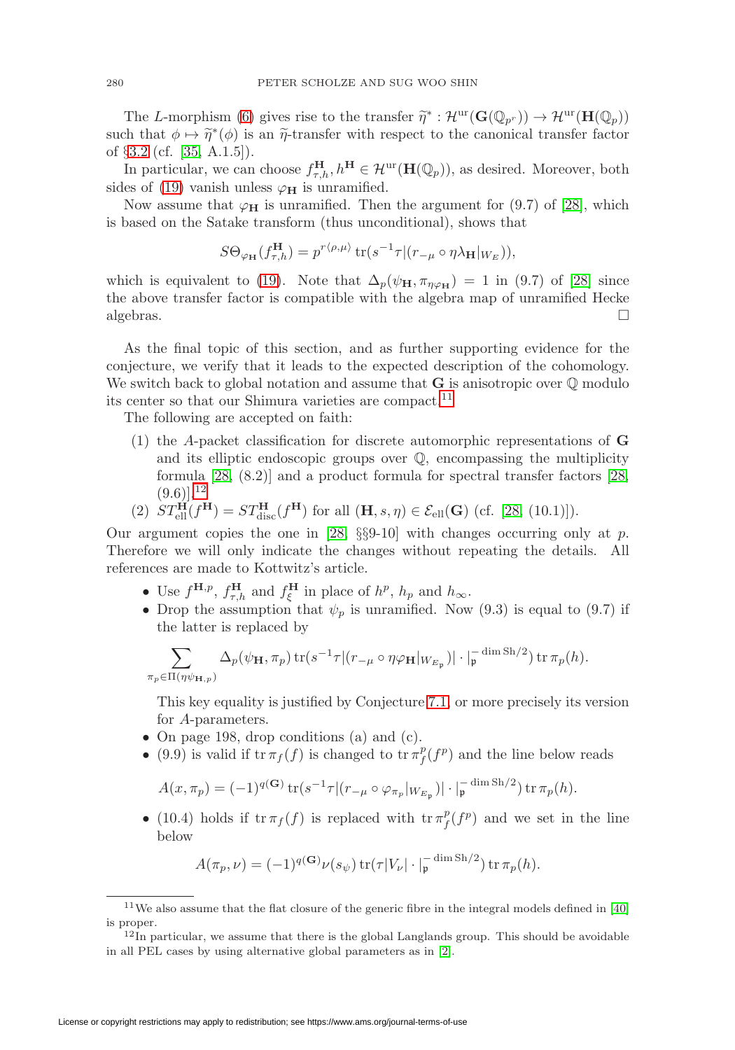The $L$-morphism (6) gives rise to the transfer $\widetilde{\eta}^* : \mathcal{H}^{\mathrm{ur}}(\mathbf{G}(\mathbb{Q}_{p^r})) \to \mathcal{H}^{\mathrm{ur}}(\mathbf{H}(\mathbb{Q}_p))$ such that $\phi \mapsto \widetilde{\eta}^*(\phi)$ is an $\widetilde{\eta}$-transfer with respect to the canonical transfer factor of §3.2 (cf. [35, A.1.5]).

In particular, we can choose $f^{\mathbf{H}}_{\tau,h}, h^{\mathbf{H}} \in \mathcal{H}^{\mathrm{ur}}(\mathbf{H}(\mathbb{Q}_p))$, as desired. Moreover, both sides of (19) vanish unless $\varphi_{\mathbf{H}}$ is unramified.

Now assume that $\varphi_{\mathbf{H}}$ is unramified. Then the argument for (9.7) of [28], which is based on the Satake transform (thus unconditional), shows that

$$S\Theta_{\varphi_{\mathbf{H}}}(f^{\mathbf{H}}_{\tau,h}) = p^{r\langle \rho,\mu\rangle} \operatorname{tr}(s^{-1}\tau | (r_{-\mu} \circ \eta\lambda_{\mathbf{H}}|_{W_E})),$$

which is equivalent to (19). Note that $\Delta_p(\psi_{\mathbf{H}}, \pi_{\eta\varphi_{\mathbf{H}}}) = 1$ in (9.7) of [28] since the above transfer factor is compatible with the algebra map of unramified Hecke algebras. $\square$

As the final topic of this section, and as further supporting evidence for the conjecture, we verify that it leads to the expected description of the cohomology. We switch back to global notation and assume that $\mathbf{G}$ is anisotropic over $\mathbb{Q}$ modulo its center so that our Shimura varieties are compact.[11]

The following are accepted on faith:

(1) the $A$-packet classification for discrete automorphic representations of $\mathbf{G}$ and its elliptic endoscopic groups over $\mathbb{Q}$, encompassing the multiplicity formula [28, (8.2)] and a product formula for spectral transfer factors [28, (9.6)],[12]

(2) $ST^{\mathbf{H}}_{\mathrm{ell}}(f^{\mathbf{H}}) = ST^{\mathbf{H}}_{\mathrm{disc}}(f^{\mathbf{H}})$ for all $(\mathbf{H}, s, \eta) \in \mathcal{E}_{\mathrm{ell}}(\mathbf{G})$ (cf. [28, (10.1)]).

Our argument copies the one in [28, §§9-10] with changes occurring only at $p$. Therefore we will only indicate the changes without repeating the details. All references are made to Kottwitz's article.

- Use $f^{\mathbf{H},p}$, $f^{\mathbf{H}}_{\tau,h}$ and $f^{\mathbf{H}}_{\xi}$ in place of $h^p$, $h_p$ and $h_\infty$.
- Drop the assumption that $\psi_p$ is unramified. Now (9.3) is equal to (9.7) if the latter is replaced by

$$\sum_{\pi_p \in \Pi(\eta\psi_{\mathbf{H},p})} \Delta_p(\psi_{\mathbf{H}}, \pi_p) \operatorname{tr}(s^{-1}\tau | (r_{-\mu} \circ \eta\varphi_{\mathbf{H}}|_{W_{E_{\mathfrak{p}}}})| \cdot |_{\mathfrak{p}}^{-\dim \mathrm{Sh}/2}) \operatorname{tr} \pi_p(h).$$

  This key equality is justified by Conjecture 7.1, or more precisely its version for $A$-parameters.
- On page 198, drop conditions (a) and (c).
- (9.9) is valid if $\operatorname{tr} \pi_f(f)$ is changed to $\operatorname{tr} \pi^p_f(f^p)$ and the line below reads

$$A(x, \pi_p) = (-1)^{q(\mathbf{G})} \operatorname{tr}(s^{-1}\tau | (r_{-\mu} \circ \varphi_{\pi_p}|_{W_{E_{\mathfrak{p}}}})| \cdot |_{\mathfrak{p}}^{-\dim \mathrm{Sh}/2}) \operatorname{tr} \pi_p(h).$$

- (10.4) holds if $\operatorname{tr} \pi_f(f)$ is replaced with $\operatorname{tr} \pi^p_f(f^p)$ and we set in the line below

$$A(\pi_p, \nu) = (-1)^{q(\mathbf{G})} \nu(s_\psi) \operatorname{tr}(\tau | V_\nu| \cdot |_{\mathfrak{p}}^{-\dim \mathrm{Sh}/2}) \operatorname{tr} \pi_p(h).$$

---

[11] We also assume that the flat closure of the generic fibre in the integral models defined in [40] is proper.

[12] In particular, we assume that there is the global Langlands group. This should be avoidable in all PEL cases by using alternative global parameters as in [2].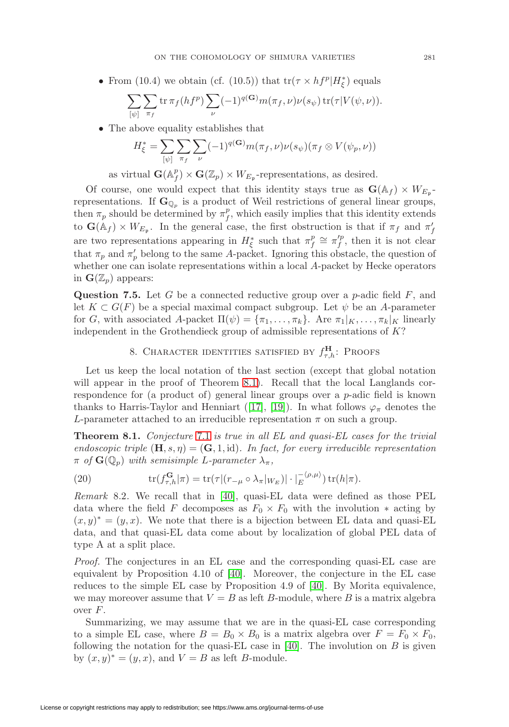- From (10.4) we obtain (cf. (10.5)) that $\mathrm{tr}(\tau \times hf^p | H^*_\xi)$ equals

$$\sum_{[\psi]} \sum_{\pi_f} \mathrm{tr}\, \pi_f(hf^p) \sum_{\nu} (-1)^{q(\mathbf{G})} m(\pi_f, \nu) \nu(s_\psi) \, \mathrm{tr}(\tau | V(\psi, \nu)).$$

- The above equality establishes that

$$H^*_\xi = \sum_{[\psi]} \sum_{\pi_f} \sum_{\nu} (-1)^{q(\mathbf{G})} m(\pi_f, \nu) \nu(s_\psi) (\pi_f \otimes V(\psi_p, \nu))$$

as virtual $\mathbf{G}(\mathbb{A}^p_f) \times \mathbf{G}(\mathbb{Z}_p) \times W_{E_\mathfrak{p}}$-representations, as desired.

Of course, one would expect that this identity stays true as $\mathbf{G}(\mathbb{A}_f) \times W_{E_\mathfrak{p}}$-representations. If $\mathbf{G}_{\mathbb{Q}_p}$ is a product of Weil restrictions of general linear groups, then $\pi_p$ should be determined by $\pi^p_f$, which easily implies that this identity extends to $\mathbf{G}(\mathbb{A}_f) \times W_{E_\mathfrak{p}}$. In the general case, the first obstruction is that if $\pi_f$ and $\pi'_f$ are two representations appearing in $H^*_\xi$ such that $\pi^p_f \cong \pi'^p_f$, then it is not clear that $\pi_p$ and $\pi'_p$ belong to the same $A$-packet. Ignoring this obstacle, the question of whether one can isolate representations within a local $A$-packet by Hecke operators in $\mathbf{G}(\mathbb{Z}_p)$ appears:

**Question 7.5.** Let $G$ be a connected reductive group over a $p$-adic field $F$, and let $K \subset G(F)$ be a special maximal compact subgroup. Let $\psi$ be an $A$-parameter for $G$, with associated $A$-packet $\Pi(\psi) = \{\pi_1, \ldots, \pi_k\}$. Are $\pi_1|_K, \ldots, \pi_k|_K$ linearly independent in the Grothendieck group of admissible representations of $K$?

## 8. Character identities satisfied by $f^{\mathbf{H}}_{\tau,h}$: Proofs

Let us keep the local notation of the last section (except that global notation will appear in the proof of Theorem 8.1). Recall that the local Langlands correspondence for (a product of) general linear groups over a $p$-adic field is known thanks to Harris-Taylor and Henniart ([17], [19]). In what follows $\varphi_\pi$ denotes the $L$-parameter attached to an irreducible representation $\pi$ on such a group.

**Theorem 8.1.** *Conjecture 7.1 is true in all EL and quasi-EL cases for the trivial endoscopic triple $(\mathbf{H}, s, \eta) = (\mathbf{G}, 1, \mathrm{id})$. In fact, for every irreducible representation $\pi$ of $\mathbf{G}(\mathbb{Q}_p)$ with semisimple $L$-parameter $\lambda_\pi$,*

$$\mathrm{tr}(f^{\mathbf{G}}_{\tau,h} | \pi) = \mathrm{tr}(\tau | (r_{-\mu} \circ \lambda_\pi|_{W_E}) | \cdot |_E^{-\langle \rho, \mu \rangle}) \, \mathrm{tr}(h | \pi). \tag{20}$$

*Remark* 8.2. We recall that in [40], quasi-EL data were defined as those PEL data where the field $F$ decomposes as $F_0 \times F_0$ with the involution $*$ acting by $(x, y)^* = (y, x)$. We note that there is a bijection between EL data and quasi-EL data, and that quasi-EL data come about by localization of global PEL data of type A at a split place.

*Proof.* The conjectures in an EL case and the corresponding quasi-EL case are equivalent by Proposition 4.10 of [40]. Moreover, the conjecture in the EL case reduces to the simple EL case by Proposition 4.9 of [40]. By Morita equivalence, we may moreover assume that $V = B$ as left $B$-module, where $B$ is a matrix algebra over $F$.

Summarizing, we may assume that we are in the quasi-EL case corresponding to a simple EL case, where $B = B_0 \times B_0$ is a matrix algebra over $F = F_0 \times F_0$, following the notation for the quasi-EL case in [40]. The involution on $B$ is given by $(x, y)^* = (y, x)$, and $V = B$ as left $B$-module.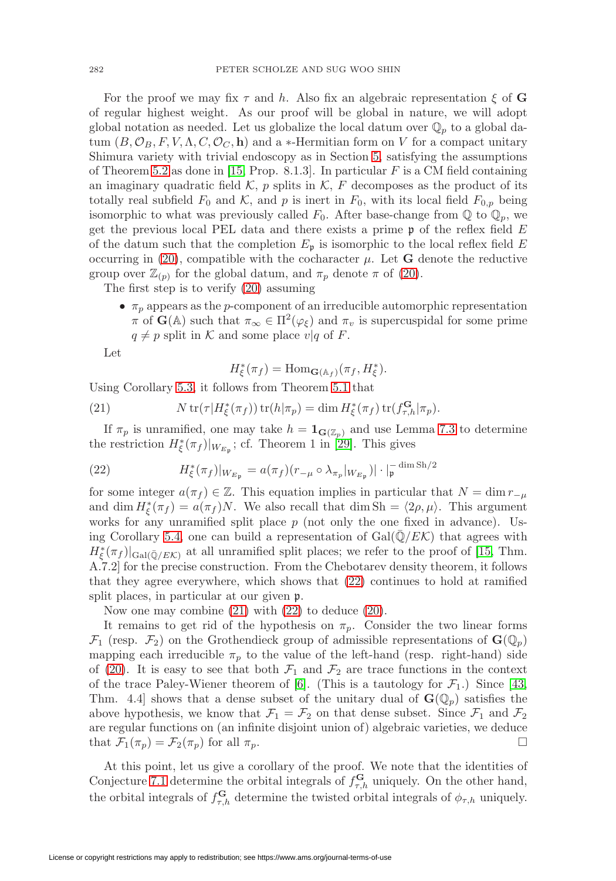For the proof we may fix $\tau$ and $h$. Also fix an algebraic representation $\xi$ of $\mathbf{G}$ of regular highest weight. As our proof will be global in nature, we will adopt global notation as needed. Let us globalize the local datum over $\mathbb{Q}_p$ to a global datum $(B, \mathcal{O}_B, F, V, \Lambda, C, \mathcal{O}_C, \mathbf{h})$ and a $*$-Hermitian form on $V$ for a compact unitary Shimura variety with trivial endoscopy as in Section 5, satisfying the assumptions of Theorem 5.2 as done in [15, Prop. 8.1.3]. In particular $F$ is a CM field containing an imaginary quadratic field $\mathcal{K}$, $p$ splits in $\mathcal{K}$, $F$ decomposes as the product of its totally real subfield $F_0$ and $\mathcal{K}$, and $p$ is inert in $F_0$, with its local field $F_{0,p}$ being isomorphic to what was previously called $F_0$. After base-change from $\mathbb{Q}$ to $\mathbb{Q}_p$, we get the previous local PEL data and there exists a prime $\mathfrak{p}$ of the reflex field $E$ of the datum such that the completion $E_{\mathfrak{p}}$ is isomorphic to the local reflex field $E$ occurring in (20), compatible with the cocharacter $\mu$. Let $\mathbf{G}$ denote the reductive group over $\mathbb{Z}_{(p)}$ for the global datum, and $\pi_p$ denote $\pi$ of (20).

The first step is to verify (20) assuming

- $\pi_p$ appears as the $p$-component of an irreducible automorphic representation $\pi$ of $\mathbf{G}(\mathbb{A})$ such that $\pi_\infty \in \Pi^2(\varphi_\xi)$ and $\pi_v$ is supercuspidal for some prime $q \neq p$ split in $\mathcal{K}$ and some place $v|q$ of $F$.

Let

$$H^*_\xi(\pi_f) = \mathrm{Hom}_{\mathbf{G}(\mathbb{A}_f)}(\pi_f, H^*_\xi).$$

Using Corollary 5.3, it follows from Theorem 5.1 that

$$N \operatorname{tr}(\tau | H^*_\xi(\pi_f)) \operatorname{tr}(h|\pi_p) = \dim H^*_\xi(\pi_f) \operatorname{tr}(f^{\mathbf{G}}_{\tau,h}|\pi_p). \tag{21}$$

If $\pi_p$ is unramified, one may take $h = \mathbf{1}_{\mathbf{G}(\mathbb{Z}_p)}$ and use Lemma 7.3 to determine the restriction $H^*_\xi(\pi_f)|_{W_{E_{\mathfrak{p}}}}$; cf. Theorem 1 in [29]. This gives

$$H^*_\xi(\pi_f)|_{W_{E_{\mathfrak{p}}}} = a(\pi_f)(r_{-\mu} \circ \lambda_{\pi_p}|_{W_{E_{\mathfrak{p}}}})| \cdot |_{\mathfrak{p}}^{-\dim \mathrm{Sh}/2} \tag{22}$$

for some integer $a(\pi_f) \in \mathbb{Z}$. This equation implies in particular that $N = \dim r_{-\mu}$ and $\dim H^*_\xi(\pi_f) = a(\pi_f)N$. We also recall that $\dim \mathrm{Sh} = \langle 2\rho, \mu \rangle$. This argument works for any unramified split place $p$ (not only the one fixed in advance). Using Corollary 5.4, one can build a representation of $\mathrm{Gal}(\bar{\mathbb{Q}}/E\mathcal{K})$ that agrees with $H^*_\xi(\pi_f)|_{\mathrm{Gal}(\bar{\mathbb{Q}}/E\mathcal{K})}$ at all unramified split places; we refer to the proof of [15, Thm. A.7.2] for the precise construction. From the Chebotarev density theorem, it follows that they agree everywhere, which shows that (22) continues to hold at ramified split places, in particular at our given $\mathfrak{p}$.

Now one may combine (21) with (22) to deduce (20).

It remains to get rid of the hypothesis on $\pi_p$. Consider the two linear forms $\mathcal{F}_1$ (resp. $\mathcal{F}_2$) on the Grothendieck group of admissible representations of $\mathbf{G}(\mathbb{Q}_p)$ mapping each irreducible $\pi_p$ to the value of the left-hand (resp. right-hand) side of (20). It is easy to see that both $\mathcal{F}_1$ and $\mathcal{F}_2$ are trace functions in the context of the trace Paley-Wiener theorem of [6]. (This is a tautology for $\mathcal{F}_1$.) Since [43, Thm. 4.4] shows that a dense subset of the unitary dual of $\mathbf{G}(\mathbb{Q}_p)$ satisfies the above hypothesis, we know that $\mathcal{F}_1 = \mathcal{F}_2$ on that dense subset. Since $\mathcal{F}_1$ and $\mathcal{F}_2$ are regular functions on (an infinite disjoint union of) algebraic varieties, we deduce that $\mathcal{F}_1(\pi_p) = \mathcal{F}_2(\pi_p)$ for all $\pi_p$. □

At this point, let us give a corollary of the proof. We note that the identities of Conjecture 7.1 determine the orbital integrals of $f^{\mathbf{G}}_{\tau,h}$ uniquely. On the other hand, the orbital integrals of $f^{\mathbf{G}}_{\tau,h}$ determine the twisted orbital integrals of $\phi_{\tau,h}$ uniquely.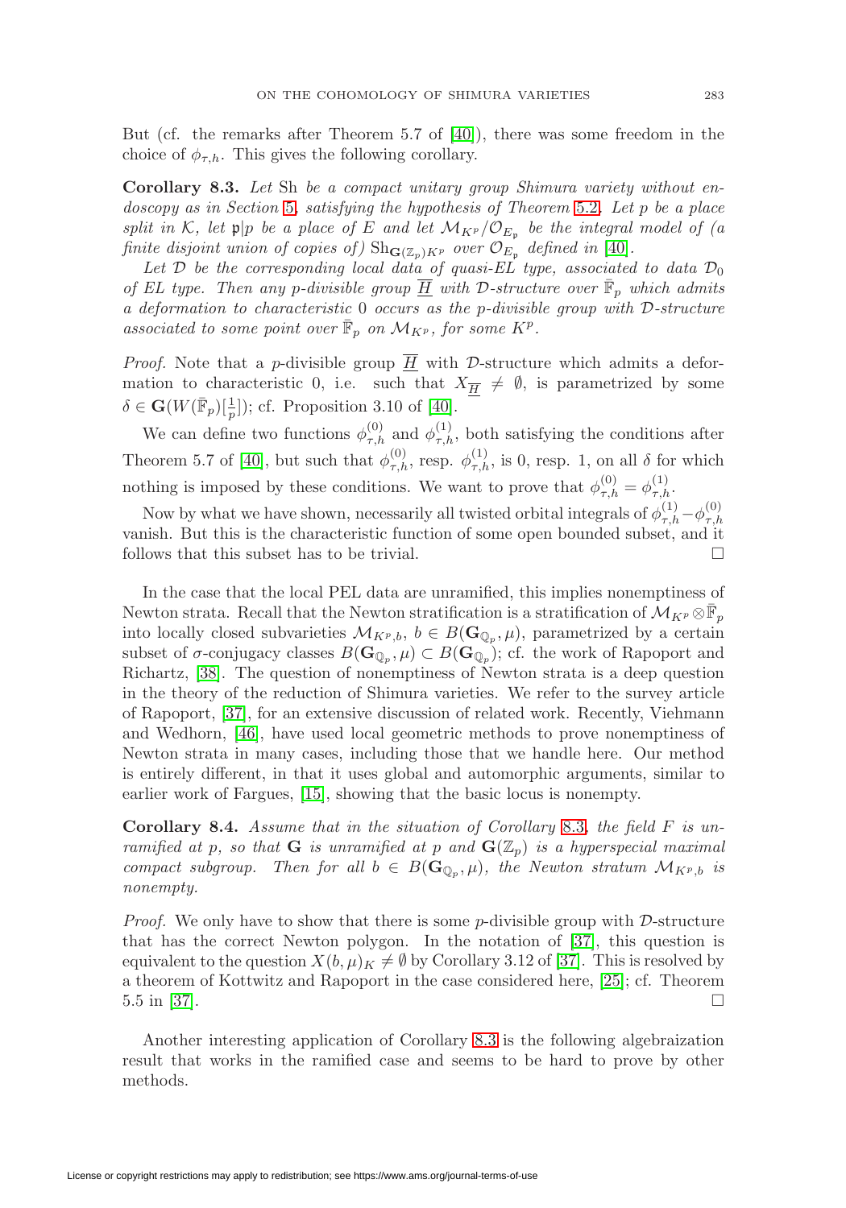But (cf. the remarks after Theorem 5.7 of [40]), there was some freedom in the choice of $\phi_{\tau,h}$. This gives the following corollary.

**Corollary 8.3.** *Let* Sh *be a compact unitary group Shimura variety without endoscopy as in Section 5, satisfying the hypothesis of Theorem 5.2. Let $p$ be a place split in $\mathcal{K}$, let $\mathfrak{p}|p$ be a place of $E$ and let $\mathcal{M}_{K^p}/\mathcal{O}_{E_\mathfrak{p}}$ be the integral model of (a finite disjoint union of copies of) $\mathrm{Sh}_{\mathbf{G}(\mathbb{Z}_p)K^p}$ over $\mathcal{O}_{E_\mathfrak{p}}$ defined in [40].*

*Let $\mathcal{D}$ be the corresponding local data of quasi-EL type, associated to data $\mathcal{D}_0$ of EL type. Then any $p$-divisible group $\underline{\overline{H}}$ with $\mathcal{D}$-structure over $\bar{\mathbb{F}}_p$ which admits a deformation to characteristic 0 occurs as the $p$-divisible group with $\mathcal{D}$-structure associated to some point over $\bar{\mathbb{F}}_p$ on $\mathcal{M}_{K^p}$, for some $K^p$.*

*Proof.* Note that a $p$-divisible group $\underline{\overline{H}}$ with $\mathcal{D}$-structure which admits a deformation to characteristic 0, i.e. such that $X_{\underline{\overline{H}}} \neq \emptyset$, is parametrized by some $\delta \in \mathbf{G}(W(\bar{\mathbb{F}}_p)[\frac{1}{p}])$; cf. Proposition 3.10 of [40].

We can define two functions $\phi^{(0)}_{\tau,h}$ and $\phi^{(1)}_{\tau,h}$, both satisfying the conditions after Theorem 5.7 of [40], but such that $\phi^{(0)}_{\tau,h}$, resp. $\phi^{(1)}_{\tau,h}$, is 0, resp. 1, on all $\delta$ for which nothing is imposed by these conditions. We want to prove that $\phi^{(0)}_{\tau,h} = \phi^{(1)}_{\tau,h}$.

Now by what we have shown, necessarily all twisted orbital integrals of $\phi^{(1)}_{\tau,h} - \phi^{(0)}_{\tau,h}$ vanish. But this is the characteristic function of some open bounded subset, and it follows that this subset has to be trivial. □

In the case that the local PEL data are unramified, this implies nonemptiness of Newton strata. Recall that the Newton stratification is a stratification of $\mathcal{M}_{K^p} \otimes \bar{\mathbb{F}}_p$ into locally closed subvarieties $\mathcal{M}_{K^p,b}$, $b \in B(\mathbf{G}_{\mathbb{Q}_p}, \mu)$, parametrized by a certain subset of $\sigma$-conjugacy classes $B(\mathbf{G}_{\mathbb{Q}_p}, \mu) \subset B(\mathbf{G}_{\mathbb{Q}_p})$; cf. the work of Rapoport and Richartz, [38]. The question of nonemptiness of Newton strata is a deep question in the theory of the reduction of Shimura varieties. We refer to the survey article of Rapoport, [37], for an extensive discussion of related work. Recently, Viehmann and Wedhorn, [46], have used local geometric methods to prove nonemptiness of Newton strata in many cases, including those that we handle here. Our method is entirely different, in that it uses global and automorphic arguments, similar to earlier work of Fargues, [15], showing that the basic locus is nonempty.

**Corollary 8.4.** *Assume that in the situation of Corollary 8.3, the field $F$ is unramified at $p$, so that $\mathbf{G}$ is unramified at $p$ and $\mathbf{G}(\mathbb{Z}_p)$ is a hyperspecial maximal compact subgroup. Then for all $b \in B(\mathbf{G}_{\mathbb{Q}_p}, \mu)$, the Newton stratum $\mathcal{M}_{K^p,b}$ is nonempty.*

*Proof.* We only have to show that there is some $p$-divisible group with $\mathcal{D}$-structure that has the correct Newton polygon. In the notation of [37], this question is equivalent to the question $X(b,\mu)_K \neq \emptyset$ by Corollary 3.12 of [37]. This is resolved by a theorem of Kottwitz and Rapoport in the case considered here, [25]; cf. Theorem 5.5 in [37]. □

Another interesting application of Corollary 8.3 is the following algebraization result that works in the ramified case and seems to be hard to prove by other methods.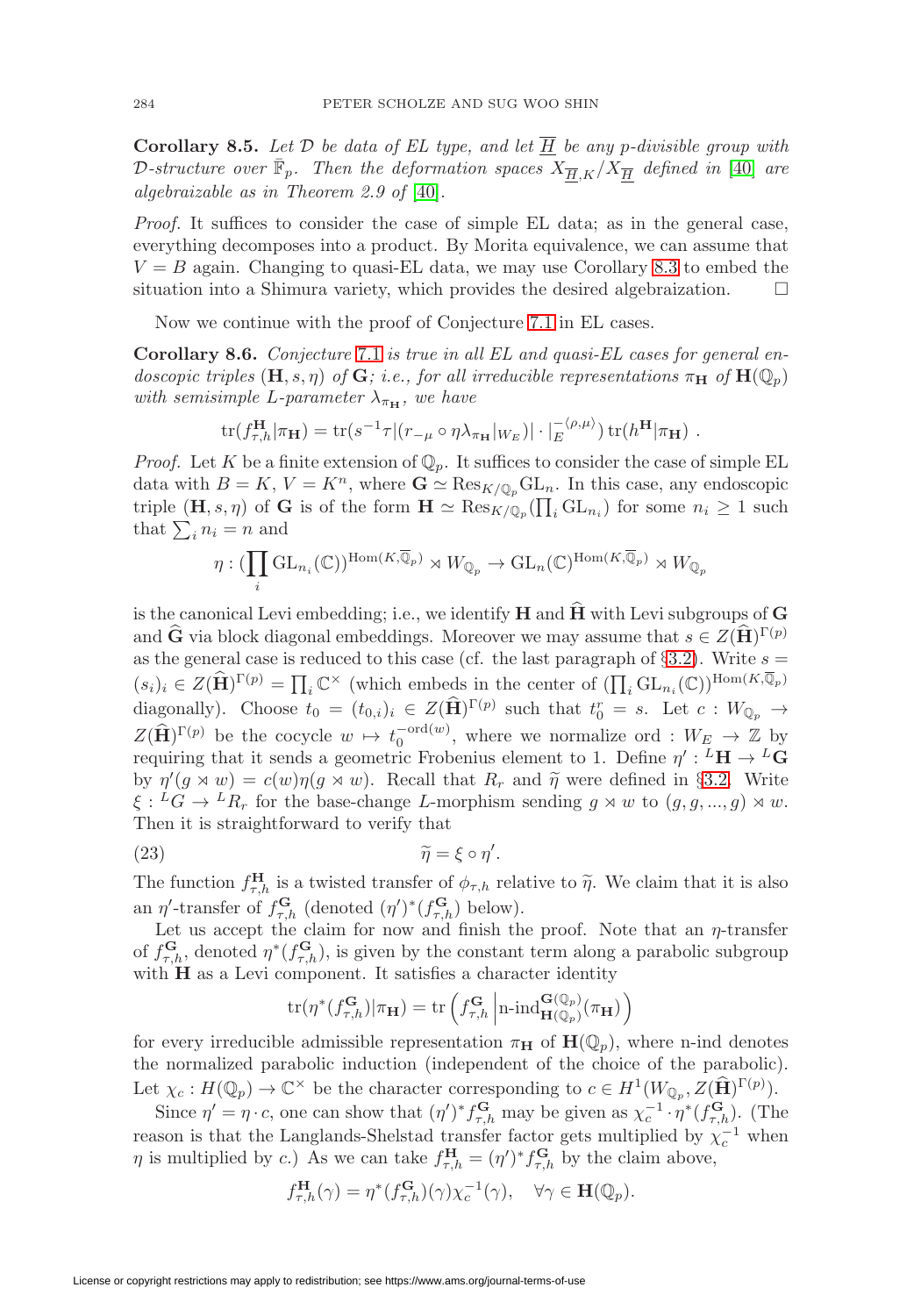**Corollary 8.5.** *Let $\mathcal{D}$ be data of EL type, and let $\overline{H}$ be any p-divisible group with $\mathcal{D}$-structure over $\bar{\mathbb{F}}_p$. Then the deformation spaces $X_{\overline{H},K}/X_{\overline{H}}$ defined in [40] are algebraizable as in Theorem 2.9 of [40].*

*Proof.* It suffices to consider the case of simple EL data; as in the general case, everything decomposes into a product. By Morita equivalence, we can assume that $V = B$ again. Changing to quasi-EL data, we may use Corollary 8.3 to embed the situation into a Shimura variety, which provides the desired algebraization. □

Now we continue with the proof of Conjecture 7.1 in EL cases.

**Corollary 8.6.** *Conjecture 7.1 is true in all EL and quasi-EL cases for general endoscopic triples $(\mathbf{H}, s, \eta)$ of $\mathbf{G}$; i.e., for all irreducible representations $\pi_{\mathbf{H}}$ of $\mathbf{H}(\mathbb{Q}_p)$ with semisimple L-parameter $\lambda_{\pi_{\mathbf{H}}}$, we have*

$$\mathrm{tr}(f^{\mathbf{H}}_{\tau,h}|\pi_{\mathbf{H}}) = \mathrm{tr}(s^{-1}\tau|(r_{-\mu}\circ\eta\lambda_{\pi_{\mathbf{H}}}|_{W_E})| \cdot |_E^{-\langle\rho,\mu\rangle})\,\mathrm{tr}(h^{\mathbf{H}}|\pi_{\mathbf{H}})\ .$$

*Proof.* Let $K$ be a finite extension of $\mathbb{Q}_p$. It suffices to consider the case of simple EL data with $B = K$, $V = K^n$, where $\mathbf{G} \simeq \mathrm{Res}_{K/\mathbb{Q}_p}\mathrm{GL}_n$. In this case, any endoscopic triple $(\mathbf{H}, s, \eta)$ of $\mathbf{G}$ is of the form $\mathbf{H} \simeq \mathrm{Res}_{K/\mathbb{Q}_p}(\prod_i \mathrm{GL}_{n_i})$ for some $n_i \geq 1$ such that $\sum_i n_i = n$ and

$$\eta : (\prod_i \mathrm{GL}_{n_i}(\mathbb{C}))^{\mathrm{Hom}(K,\overline{\mathbb{Q}}_p)} \rtimes W_{\mathbb{Q}_p} \to \mathrm{GL}_n(\mathbb{C})^{\mathrm{Hom}(K,\overline{\mathbb{Q}}_p)} \rtimes W_{\mathbb{Q}_p}$$

is the canonical Levi embedding; i.e., we identify $\mathbf{H}$ and $\widehat{\mathbf{H}}$ with Levi subgroups of $\mathbf{G}$ and $\widehat{\mathbf{G}}$ via block diagonal embeddings. Moreover we may assume that $s \in Z(\widehat{\mathbf{H}})^{\Gamma(p)}$ as the general case is reduced to this case (cf. the last paragraph of §3.2). Write $s = (s_i)_i \in Z(\widehat{\mathbf{H}})^{\Gamma(p)} = \prod_i \mathbb{C}^\times$ (which embeds in the center of $(\prod_i \mathrm{GL}_{n_i}(\mathbb{C}))^{\mathrm{Hom}(K,\overline{\mathbb{Q}}_p)}$ diagonally). Choose $t_0 = (t_{0,i})_i \in Z(\widehat{\mathbf{H}})^{\Gamma(p)}$ such that $t_0^r = s$. Let $c : W_{\mathbb{Q}_p} \to Z(\widehat{\mathbf{H}})^{\Gamma(p)}$ be the cocycle $w \mapsto t_0^{-\mathrm{ord}(w)}$, where we normalize $\mathrm{ord} : W_E \to \mathbb{Z}$ by requiring that it sends a geometric Frobenius element to 1. Define $\eta' : {}^L\mathbf{H} \to {}^L\mathbf{G}$ by $\eta'(g \rtimes w) = c(w)\eta(g \rtimes w)$. Recall that $R_r$ and $\widetilde{\eta}$ were defined in §3.2. Write $\xi : {}^LG \to {}^LR_r$ for the base-change $L$-morphism sending $g \rtimes w$ to $(g, g, ..., g) \rtimes w$. Then it is straightforward to verify that

$$\widetilde{\eta} = \xi \circ \eta'. \tag{23}$$

The function $f^{\mathbf{H}}_{\tau,h}$ is a twisted transfer of $\phi_{\tau,h}$ relative to $\widetilde{\eta}$. We claim that it is also an $\eta'$-transfer of $f^{\mathbf{G}}_{\tau,h}$ (denoted $(\eta')^*(f^{\mathbf{G}}_{\tau,h})$ below).

Let us accept the claim for now and finish the proof. Note that an $\eta$-transfer of $f^{\mathbf{G}}_{\tau,h}$, denoted $\eta^*(f^{\mathbf{G}}_{\tau,h})$, is given by the constant term along a parabolic subgroup with $\mathbf{H}$ as a Levi component. It satisfies a character identity

$$\mathrm{tr}(\eta^*(f^{\mathbf{G}}_{\tau,h})|\pi_{\mathbf{H}}) = \mathrm{tr}\left(f^{\mathbf{G}}_{\tau,h}\,\middle|\,\text{n-ind}^{\mathbf{G}(\mathbb{Q}_p)}_{\mathbf{H}(\mathbb{Q}_p)}(\pi_{\mathbf{H}})\right)$$

for every irreducible admissible representation $\pi_{\mathbf{H}}$ of $\mathbf{H}(\mathbb{Q}_p)$, where n-ind denotes the normalized parabolic induction (independent of the choice of the parabolic). Let $\chi_c : H(\mathbb{Q}_p) \to \mathbb{C}^\times$ be the character corresponding to $c \in H^1(W_{\mathbb{Q}_p}, Z(\widehat{\mathbf{H}})^{\Gamma(p)})$.

Since $\eta' = \eta \cdot c$, one can show that $(\eta')^* f^{\mathbf{G}}_{\tau,h}$ may be given as $\chi_c^{-1} \cdot \eta^*(f^{\mathbf{G}}_{\tau,h})$. (The reason is that the Langlands-Shelstad transfer factor gets multiplied by $\chi_c^{-1}$ when $\eta$ is multiplied by $c$.) As we can take $f^{\mathbf{H}}_{\tau,h} = (\eta')^* f^{\mathbf{G}}_{\tau,h}$ by the claim above,

$$f^{\mathbf{H}}_{\tau,h}(\gamma) = \eta^*(f^{\mathbf{G}}_{\tau,h})(\gamma)\chi_c^{-1}(\gamma), \quad \forall \gamma \in \mathbf{H}(\mathbb{Q}_p).$$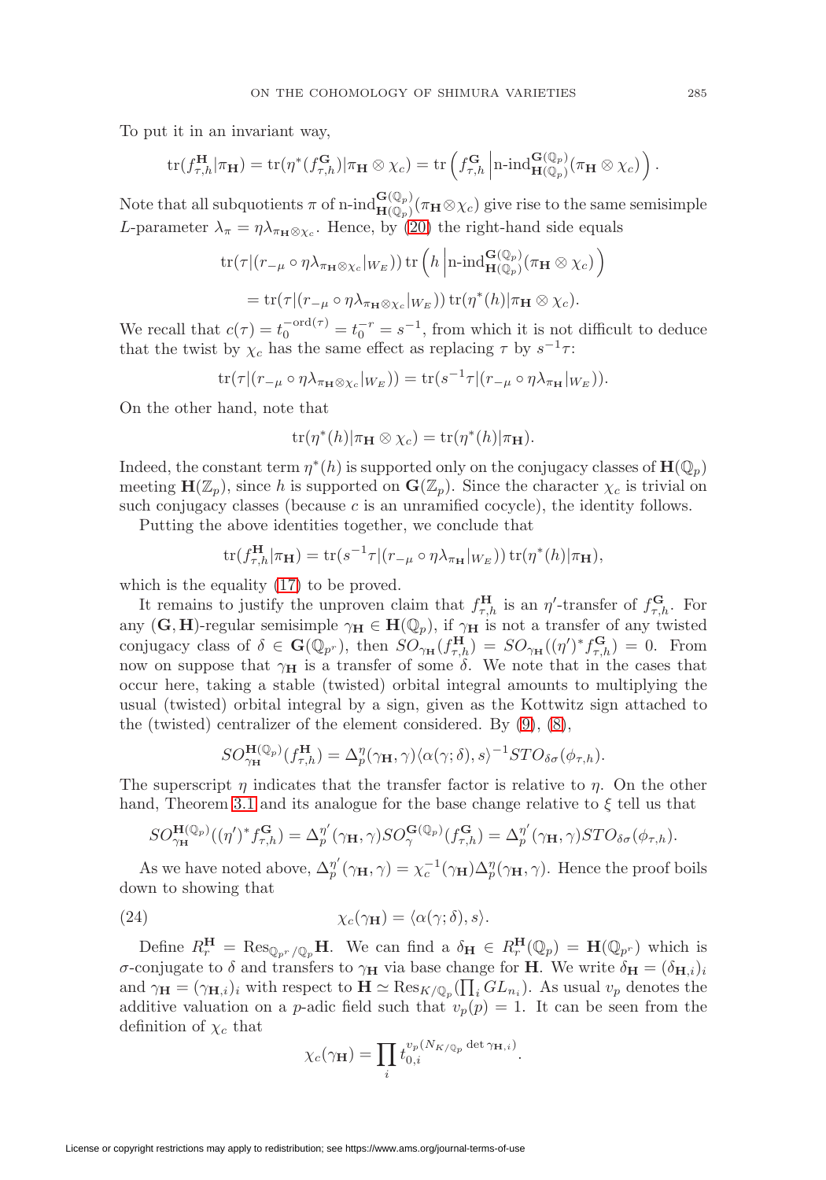To put it in an invariant way,

$$\mathrm{tr}(f^{\mathbf{H}}_{\tau,h}|\pi_{\mathbf{H}}) = \mathrm{tr}(\eta^*(f^{\mathbf{G}}_{\tau,h})|\pi_{\mathbf{H}} \otimes \chi_c) = \mathrm{tr}\left(f^{\mathbf{G}}_{\tau,h}\left|\text{n-ind}^{\mathbf{G}(\mathbb{Q}_p)}_{\mathbf{H}(\mathbb{Q}_p)}(\pi_{\mathbf{H}} \otimes \chi_c)\right.\right).$$

Note that all subquotients $\pi$ of $\text{n-ind}^{\mathbf{G}(\mathbb{Q}_p)}_{\mathbf{H}(\mathbb{Q}_p)}(\pi_{\mathbf{H}}\otimes\chi_c)$ give rise to the same semisimple $L$-parameter $\lambda_\pi = \eta\lambda_{\pi_{\mathbf{H}}\otimes\chi_c}$. Hence, by (20) the right-hand side equals

$$\begin{aligned}
&\mathrm{tr}(\tau|(r_{-\mu}\circ\eta\lambda_{\pi_{\mathbf{H}}\otimes\chi_c}|_{W_E}))\,\mathrm{tr}\left(h\left|\text{n-ind}^{\mathbf{G}(\mathbb{Q}_p)}_{\mathbf{H}(\mathbb{Q}_p)}(\pi_{\mathbf{H}} \otimes \chi_c)\right.\right)\\
&\quad= \mathrm{tr}(\tau|(r_{-\mu}\circ\eta\lambda_{\pi_{\mathbf{H}}\otimes\chi_c}|_{W_E}))\,\mathrm{tr}(\eta^*(h)|\pi_{\mathbf{H}}\otimes\chi_c).
\end{aligned}$$

We recall that $c(\tau) = t_0^{-\mathrm{ord}(\tau)} = t_0^{-r} = s^{-1}$, from which it is not difficult to deduce that the twist by $\chi_c$ has the same effect as replacing $\tau$ by $s^{-1}\tau$:

$$\mathrm{tr}(\tau|(r_{-\mu}\circ\eta\lambda_{\pi_{\mathbf{H}}\otimes\chi_c}|_{W_E})) = \mathrm{tr}(s^{-1}\tau|(r_{-\mu}\circ\eta\lambda_{\pi_{\mathbf{H}}}|_{W_E})).$$

On the other hand, note that

$$\mathrm{tr}(\eta^*(h)|\pi_{\mathbf{H}}\otimes\chi_c) = \mathrm{tr}(\eta^*(h)|\pi_{\mathbf{H}}).$$

Indeed, the constant term $\eta^*(h)$ is supported only on the conjugacy classes of $\mathbf{H}(\mathbb{Q}_p)$ meeting $\mathbf{H}(\mathbb{Z}_p)$, since $h$ is supported on $\mathbf{G}(\mathbb{Z}_p)$. Since the character $\chi_c$ is trivial on such conjugacy classes (because $c$ is an unramified cocycle), the identity follows.

Putting the above identities together, we conclude that

$$\mathrm{tr}(f^{\mathbf{H}}_{\tau,h}|\pi_{\mathbf{H}}) = \mathrm{tr}(s^{-1}\tau|(r_{-\mu}\circ\eta\lambda_{\pi_{\mathbf{H}}}|_{W_E}))\,\mathrm{tr}(\eta^*(h)|\pi_{\mathbf{H}}),$$

which is the equality (17) to be proved.

It remains to justify the unproven claim that $f^{\mathbf{H}}_{\tau,h}$ is an $\eta'$-transfer of $f^{\mathbf{G}}_{\tau,h}$. For any $(\mathbf{G},\mathbf{H})$-regular semisimple $\gamma_{\mathbf{H}} \in \mathbf{H}(\mathbb{Q}_p)$, if $\gamma_{\mathbf{H}}$ is not a transfer of any twisted conjugacy class of $\delta \in \mathbf{G}(\mathbb{Q}_{p^r})$, then $SO_{\gamma_{\mathbf{H}}}(f^{\mathbf{H}}_{\tau,h}) = SO_{\gamma_{\mathbf{H}}}((\eta')^* f^{\mathbf{G}}_{\tau,h}) = 0$. From now on suppose that $\gamma_{\mathbf{H}}$ is a transfer of some $\delta$. We note that in the cases that occur here, taking a stable (twisted) orbital integral amounts to multiplying the usual (twisted) orbital integral by a sign, given as the Kottwitz sign attached to the (twisted) centralizer of the element considered. By (9), (8),

$$SO^{\mathbf{H}(\mathbb{Q}_p)}_{\gamma_{\mathbf{H}}}(f^{\mathbf{H}}_{\tau,h}) = \Delta^\eta_p(\gamma_{\mathbf{H}},\gamma)\langle\alpha(\gamma;\delta),s\rangle^{-1} STO_{\delta\sigma}(\phi_{\tau,h}).$$

The superscript $\eta$ indicates that the transfer factor is relative to $\eta$. On the other hand, Theorem 3.1 and its analogue for the base change relative to $\xi$ tell us that

$$SO^{\mathbf{H}(\mathbb{Q}_p)}_{\gamma_{\mathbf{H}}}((\eta')^* f^{\mathbf{G}}_{\tau,h}) = \Delta^{\eta'}_p(\gamma_{\mathbf{H}},\gamma) SO^{\mathbf{G}(\mathbb{Q}_p)}_{\gamma}(f^{\mathbf{G}}_{\tau,h}) = \Delta^{\eta'}_p(\gamma_{\mathbf{H}},\gamma) STO_{\delta\sigma}(\phi_{\tau,h}).$$

As we have noted above, $\Delta^{\eta'}_p(\gamma_{\mathbf{H}},\gamma) = \chi_c^{-1}(\gamma_{\mathbf{H}})\Delta^\eta_p(\gamma_{\mathbf{H}},\gamma)$. Hence the proof boils down to showing that

$$\chi_c(\gamma_{\mathbf{H}}) = \langle\alpha(\gamma;\delta),s\rangle. \tag{24}$$

Define $R^{\mathbf{H}}_r = \mathrm{Res}_{\mathbb{Q}_{p^r}/\mathbb{Q}_p}\mathbf{H}$. We can find a $\delta_{\mathbf{H}} \in R^{\mathbf{H}}_r(\mathbb{Q}_p) = \mathbf{H}(\mathbb{Q}_{p^r})$ which is $\sigma$-conjugate to $\delta$ and transfers to $\gamma_{\mathbf{H}}$ via base change for $\mathbf{H}$. We write $\delta_{\mathbf{H}} = (\delta_{\mathbf{H},i})_i$ and $\gamma_{\mathbf{H}} = (\gamma_{\mathbf{H},i})_i$ with respect to $\mathbf{H} \simeq \mathrm{Res}_{K/\mathbb{Q}_p}(\prod_i GL_{n_i})$. As usual $v_p$ denotes the additive valuation on a $p$-adic field such that $v_p(p) = 1$. It can be seen from the definition of $\chi_c$ that

$$\chi_c(\gamma_{\mathbf{H}}) = \prod_i t_{0,i}^{v_p(N_{K/\mathbb{Q}_p}\det\gamma_{\mathbf{H},i})}.$$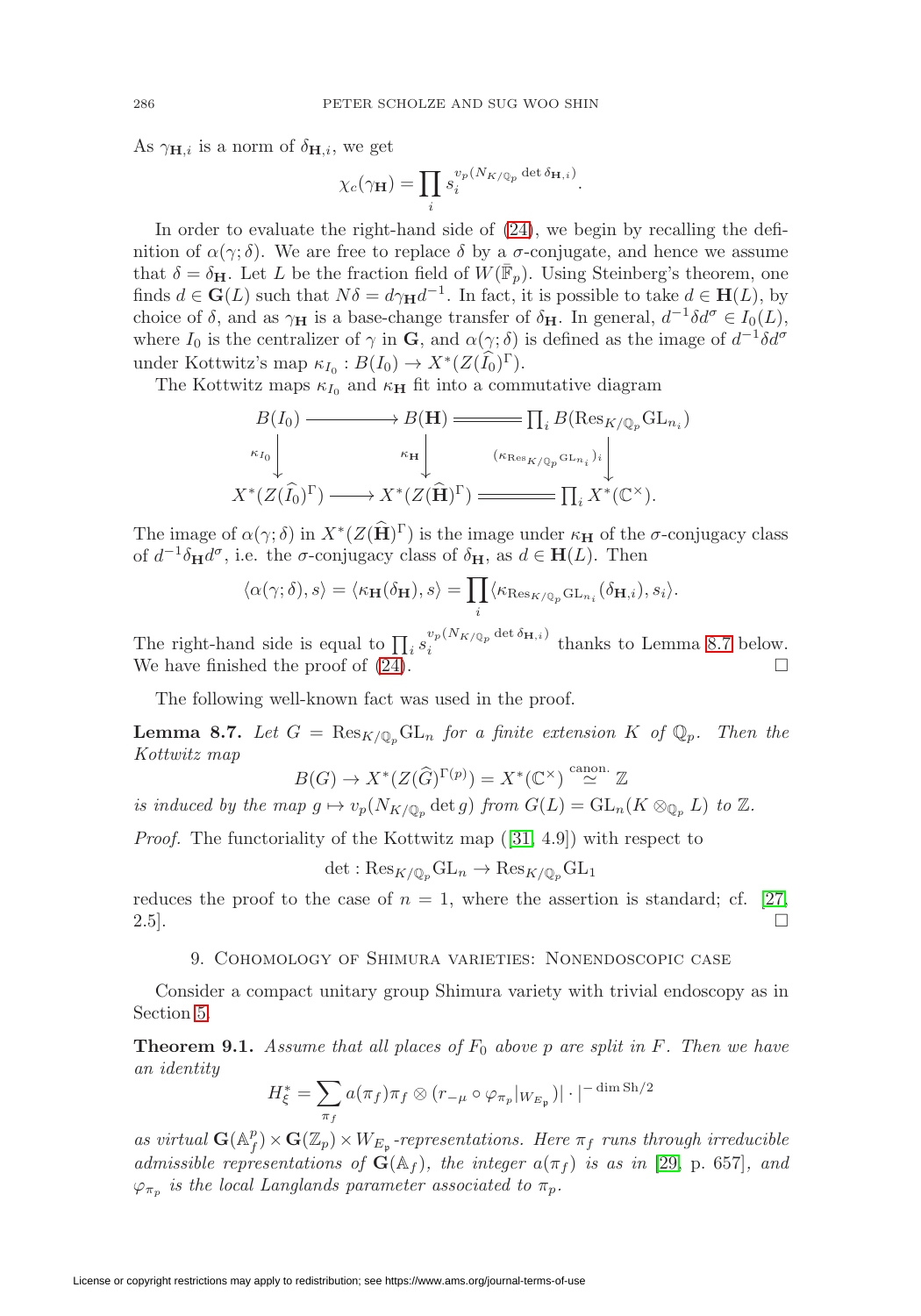As $\gamma_{\mathbf{H},i}$ is a norm of $\delta_{\mathbf{H},i}$, we get

$$\chi_c(\gamma_{\mathbf{H}}) = \prod_i s_i^{v_p(N_{K/\mathbb{Q}_p} \det \delta_{\mathbf{H},i})}.$$

In order to evaluate the right-hand side of (24), we begin by recalling the definition of $\alpha(\gamma;\delta)$. We are free to replace $\delta$ by a $\sigma$-conjugate, and hence we assume that $\delta = \delta_{\mathbf{H}}$. Let $L$ be the fraction field of $W(\bar{\mathbb{F}}_p)$. Using Steinberg's theorem, one finds $d \in \mathbf{G}(L)$ such that $N\delta = d\gamma_{\mathbf{H}} d^{-1}$. In fact, it is possible to take $d \in \mathbf{H}(L)$, by choice of $\delta$, and as $\gamma_{\mathbf{H}}$ is a base-change transfer of $\delta_{\mathbf{H}}$. In general, $d^{-1}\delta d^{\sigma} \in I_0(L)$, where $I_0$ is the centralizer of $\gamma$ in $\mathbf{G}$, and $\alpha(\gamma;\delta)$ is defined as the image of $d^{-1}\delta d^{\sigma}$ under Kottwitz's map $\kappa_{I_0} : B(I_0) \to X^*(Z(\widehat{I_0})^{\Gamma})$.

The Kottwitz maps $\kappa_{I_0}$ and $\kappa_{\mathbf{H}}$ fit into a commutative diagram

$$\begin{array}{ccccc}
B(I_0) & \longrightarrow & B(\mathbf{H}) & = & \prod_i B(\mathrm{Res}_{K/\mathbb{Q}_p}\mathrm{GL}_{n_i}) \\
\downarrow{\scriptstyle \kappa_{I_0}} & & \downarrow{\scriptstyle \kappa_{\mathbf{H}}} & & \downarrow{\scriptstyle (\kappa_{\mathrm{Res}_{K/\mathbb{Q}_p}\mathrm{GL}_{n_i}})_i} \\
X^*(Z(\widehat{I_0})^{\Gamma}) & \longrightarrow & X^*(Z(\widehat{\mathbf{H}})^{\Gamma}) & = & \prod_i X^*(\mathbb{C}^\times).
\end{array}$$

The image of $\alpha(\gamma;\delta)$ in $X^*(Z(\widehat{\mathbf{H}})^{\Gamma})$ is the image under $\kappa_{\mathbf{H}}$ of the $\sigma$-conjugacy class of $d^{-1}\delta_{\mathbf{H}} d^{\sigma}$, i.e. the $\sigma$-conjugacy class of $\delta_{\mathbf{H}}$, as $d \in \mathbf{H}(L)$. Then

$$\langle \alpha(\gamma;\delta), s\rangle = \langle \kappa_{\mathbf{H}}(\delta_{\mathbf{H}}), s\rangle = \prod_i \langle \kappa_{\mathrm{Res}_{K/\mathbb{Q}_p}\mathrm{GL}_{n_i}}(\delta_{\mathbf{H},i}), s_i\rangle.$$

The right-hand side is equal to $\prod_i s_i^{v_p(N_{K/\mathbb{Q}_p} \det \delta_{\mathbf{H},i})}$ thanks to Lemma 8.7 below. We have finished the proof of (24). $\square$

The following well-known fact was used in the proof.

**Lemma 8.7.** *Let $G = \mathrm{Res}_{K/\mathbb{Q}_p}\mathrm{GL}_n$ for a finite extension $K$ of $\mathbb{Q}_p$. Then the Kottwitz map*

$$B(G) \to X^*(Z(\widehat{G})^{\Gamma(p)}) = X^*(\mathbb{C}^\times) \overset{\text{canon.}}{\simeq} \mathbb{Z}$$

*is induced by the map $g \mapsto v_p(N_{K/\mathbb{Q}_p} \det g)$ from $G(L) = \mathrm{GL}_n(K \otimes_{\mathbb{Q}_p} L)$ to $\mathbb{Z}$.*

*Proof.* The functoriality of the Kottwitz map ([31, 4.9]) with respect to

$$\det : \mathrm{Res}_{K/\mathbb{Q}_p}\mathrm{GL}_n \to \mathrm{Res}_{K/\mathbb{Q}_p}\mathrm{GL}_1$$

reduces the proof to the case of $n = 1$, where the assertion is standard; cf. [27, 2.5]. $\square$

## 9. Cohomology of Shimura varieties: Nonendoscopic case

Consider a compact unitary group Shimura variety with trivial endoscopy as in Section 5.

**Theorem 9.1.** *Assume that all places of $F_0$ above $p$ are split in $F$. Then we have an identity*

$$H_\xi^* = \sum_{\pi_f} a(\pi_f)\pi_f \otimes (r_{-\mu} \circ \varphi_{\pi_p}|_{W_{E_{\mathfrak{p}}}})|\cdot|^{-\dim \mathrm{Sh}/2}$$

*as virtual $\mathbf{G}(\mathbb{A}_f^p) \times \mathbf{G}(\mathbb{Z}_p) \times W_{E_{\mathfrak{p}}}$-representations. Here $\pi_f$ runs through irreducible admissible representations of $\mathbf{G}(\mathbb{A}_f)$, the integer $a(\pi_f)$ is as in* [29, p. 657]*, and $\varphi_{\pi_p}$ is the local Langlands parameter associated to $\pi_p$.*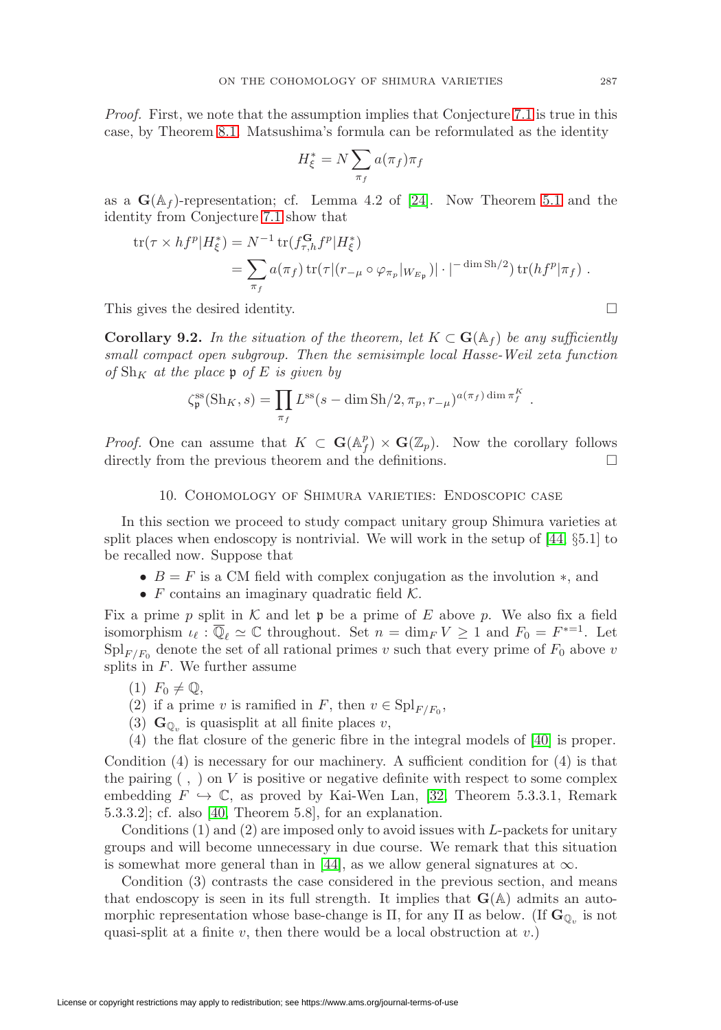*Proof.* First, we note that the assumption implies that Conjecture 7.1 is true in this case, by Theorem 8.1. Matsushima's formula can be reformulated as the identity

$$H^*_\xi = N \sum_{\pi_f} a(\pi_f)\pi_f$$

as a $\mathbf{G}(\mathbb{A}_f)$-representation; cf. Lemma 4.2 of [24]. Now Theorem 5.1 and the identity from Conjecture 7.1 show that

$$\begin{aligned}
\operatorname{tr}(\tau \times hf^p | H^*_\xi) &= N^{-1} \operatorname{tr}(f^{\mathbf{G}}_{\tau,h} f^p | H^*_\xi) \\
&= \sum_{\pi_f} a(\pi_f) \operatorname{tr}(\tau | (r_{-\mu} \circ \varphi_{\pi_p}|_{W_{E_\mathfrak{p}}}) | \cdot |^{-\dim \mathrm{Sh}/2}) \operatorname{tr}(hf^p | \pi_f) \ .
\end{aligned}$$

This gives the desired identity. ∎

**Corollary 9.2.** *In the situation of the theorem, let $K \subset \mathbf{G}(\mathbb{A}_f)$ be any sufficiently small compact open subgroup. Then the semisimple local Hasse-Weil zeta function of $\mathrm{Sh}_K$ at the place $\mathfrak{p}$ of $E$ is given by*

$$\zeta^{\mathrm{ss}}_\mathfrak{p}(\mathrm{Sh}_K, s) = \prod_{\pi_f} L^{\mathrm{ss}}(s - \dim \mathrm{Sh}/2, \pi_p, r_{-\mu})^{a(\pi_f) \dim \pi_f^K} \ .$$

*Proof.* One can assume that $K \subset \mathbf{G}(\mathbb{A}^p_f) \times \mathbf{G}(\mathbb{Z}_p)$. Now the corollary follows directly from the previous theorem and the definitions. ∎

## 10. Cohomology of Shimura varieties: Endoscopic case

In this section we proceed to study compact unitary group Shimura varieties at split places when endoscopy is nontrivial. We will work in the setup of [44, §5.1] to be recalled now. Suppose that

- $B = F$ is a CM field with complex conjugation as the involution $*$, and
- $F$ contains an imaginary quadratic field $\mathcal{K}$.

Fix a prime $p$ split in $\mathcal{K}$ and let $\mathfrak{p}$ be a prime of $E$ above $p$. We also fix a field isomorphism $\iota_\ell : \overline{\mathbb{Q}}_\ell \simeq \mathbb{C}$ throughout. Set $n = \dim_F V \geq 1$ and $F_0 = F^{*=1}$. Let $\mathrm{Spl}_{F/F_0}$ denote the set of all rational primes $v$ such that every prime of $F_0$ above $v$ splits in $F$. We further assume

1. $F_0 \neq \mathbb{Q}$,
2. if a prime $v$ is ramified in $F$, then $v \in \mathrm{Spl}_{F/F_0}$,
3. $\mathbf{G}_{\mathbb{Q}_v}$ is quasisplit at all finite places $v$,
4. the flat closure of the generic fibre in the integral models of [40] is proper.

Condition (4) is necessary for our machinery. A sufficient condition for (4) is that the pairing $(\ ,\ )$ on $V$ is positive or negative definite with respect to some complex embedding $F \hookrightarrow \mathbb{C}$, as proved by Kai-Wen Lan, [32, Theorem 5.3.3.1, Remark 5.3.3.2]; cf. also [40, Theorem 5.8], for an explanation.

Conditions (1) and (2) are imposed only to avoid issues with $L$-packets for unitary groups and will become unnecessary in due course. We remark that this situation is somewhat more general than in [44], as we allow general signatures at $\infty$.

Condition (3) contrasts the case considered in the previous section, and means that endoscopy is seen in its full strength. It implies that $\mathbf{G}(\mathbb{A})$ admits an automorphic representation whose base-change is $\Pi$, for any $\Pi$ as below. (If $\mathbf{G}_{\mathbb{Q}_v}$ is not quasi-split at a finite $v$, then there would be a local obstruction at $v$.)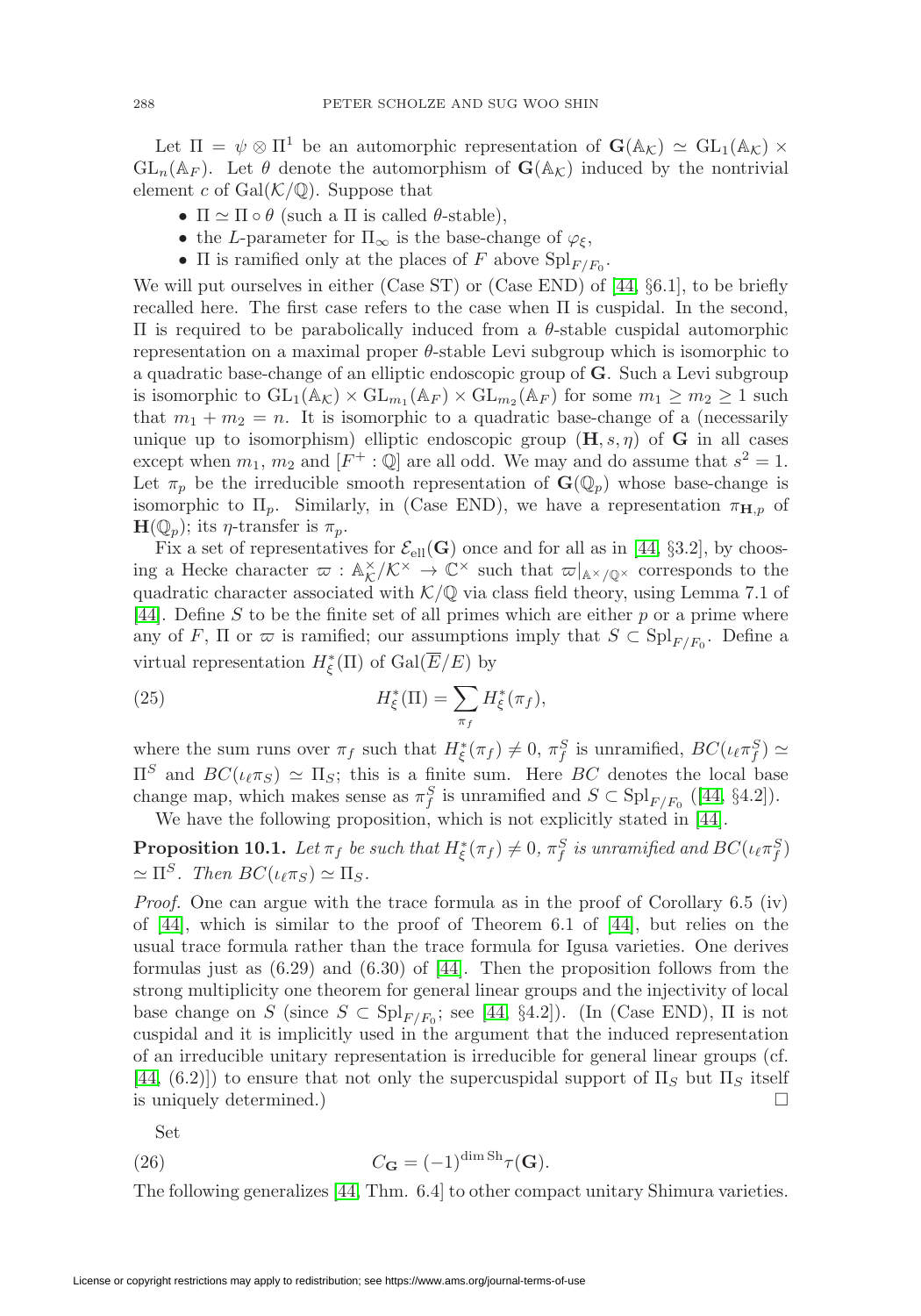Let $\Pi = \psi \otimes \Pi^1$ be an automorphic representation of $\mathbf{G}(\mathbb{A}_{\mathcal{K}}) \simeq \mathrm{GL}_1(\mathbb{A}_{\mathcal{K}}) \times \mathrm{GL}_n(\mathbb{A}_F)$. Let $\theta$ denote the automorphism of $\mathbf{G}(\mathbb{A}_{\mathcal{K}})$ induced by the nontrivial element $c$ of $\mathrm{Gal}(\mathcal{K}/\mathbb{Q})$. Suppose that

- $\Pi \simeq \Pi \circ \theta$ (such a $\Pi$ is called $\theta$-stable),
- the $L$-parameter for $\Pi_\infty$ is the base-change of $\varphi_\xi$,
- $\Pi$ is ramified only at the places of $F$ above $\mathrm{Spl}_{F/F_0}$.

We will put ourselves in either (Case ST) or (Case END) of [44, §6.1], to be briefly recalled here. The first case refers to the case when $\Pi$ is cuspidal. In the second, $\Pi$ is required to be parabolically induced from a $\theta$-stable cuspidal automorphic representation on a maximal proper $\theta$-stable Levi subgroup which is isomorphic to a quadratic base-change of an elliptic endoscopic group of $\mathbf{G}$. Such a Levi subgroup is isomorphic to $\mathrm{GL}_1(\mathbb{A}_{\mathcal{K}}) \times \mathrm{GL}_{m_1}(\mathbb{A}_F) \times \mathrm{GL}_{m_2}(\mathbb{A}_F)$ for some $m_1 \geq m_2 \geq 1$ such that $m_1 + m_2 = n$. It is isomorphic to a quadratic base-change of a (necessarily unique up to isomorphism) elliptic endoscopic group $(\mathbf{H}, s, \eta)$ of $\mathbf{G}$ in all cases except when $m_1$, $m_2$ and $[F^+ : \mathbb{Q}]$ are all odd. We may and do assume that $s^2 = 1$. Let $\pi_p$ be the irreducible smooth representation of $\mathbf{G}(\mathbb{Q}_p)$ whose base-change is isomorphic to $\Pi_p$. Similarly, in (Case END), we have a representation $\pi_{\mathbf{H},p}$ of $\mathbf{H}(\mathbb{Q}_p)$; its $\eta$-transfer is $\pi_p$.

Fix a set of representatives for $\mathcal{E}_{\mathrm{ell}}(\mathbf{G})$ once and for all as in [44, §3.2], by choosing a Hecke character $\varpi : \mathbb{A}_{\mathcal{K}}^\times/\mathcal{K}^\times \to \mathbb{C}^\times$ such that $\varpi|_{\mathbb{A}^\times/\mathbb{Q}^\times}$ corresponds to the quadratic character associated with $\mathcal{K}/\mathbb{Q}$ via class field theory, using Lemma 7.1 of [44]. Define $S$ to be the finite set of all primes which are either $p$ or a prime where any of $F$, $\Pi$ or $\varpi$ is ramified; our assumptions imply that $S \subset \mathrm{Spl}_{F/F_0}$. Define a virtual representation $H^*_\xi(\Pi)$ of $\mathrm{Gal}(\overline{E}/E)$ by

$$H^*_\xi(\Pi) = \sum_{\pi_f} H^*_\xi(\pi_f), \tag{25}$$

where the sum runs over $\pi_f$ such that $H^*_\xi(\pi_f) \neq 0$, $\pi_f^S$ is unramified, $BC(\iota_\ell \pi_f^S) \simeq \Pi^S$ and $BC(\iota_\ell \pi_S) \simeq \Pi_S$; this is a finite sum. Here $BC$ denotes the local base change map, which makes sense as $\pi_f^S$ is unramified and $S \subset \mathrm{Spl}_{F/F_0}$ ([44, §4.2]).

We have the following proposition, which is not explicitly stated in [44].

**Proposition 10.1.** *Let $\pi_f$ be such that $H^*_\xi(\pi_f) \neq 0$, $\pi_f^S$ is unramified and $BC(\iota_\ell \pi_f^S) \simeq \Pi^S$. Then $BC(\iota_\ell \pi_S) \simeq \Pi_S$.*

*Proof.* One can argue with the trace formula as in the proof of Corollary 6.5 (iv) of [44], which is similar to the proof of Theorem 6.1 of [44], but relies on the usual trace formula rather than the trace formula for Igusa varieties. One derives formulas just as (6.29) and (6.30) of [44]. Then the proposition follows from the strong multiplicity one theorem for general linear groups and the injectivity of local base change on $S$ (since $S \subset \mathrm{Spl}_{F/F_0}$; see [44, §4.2]). (In (Case END), $\Pi$ is not cuspidal and it is implicitly used in the argument that the induced representation of an irreducible unitary representation is irreducible for general linear groups (cf. [44, (6.2)]) to ensure that not only the supercuspidal support of $\Pi_S$ but $\Pi_S$ itself is uniquely determined.) $\square$

Set

$$C_{\mathbf{G}} = (-1)^{\dim \mathrm{Sh}} \tau(\mathbf{G}). \tag{26}$$

The following generalizes [44, Thm. 6.4] to other compact unitary Shimura varieties.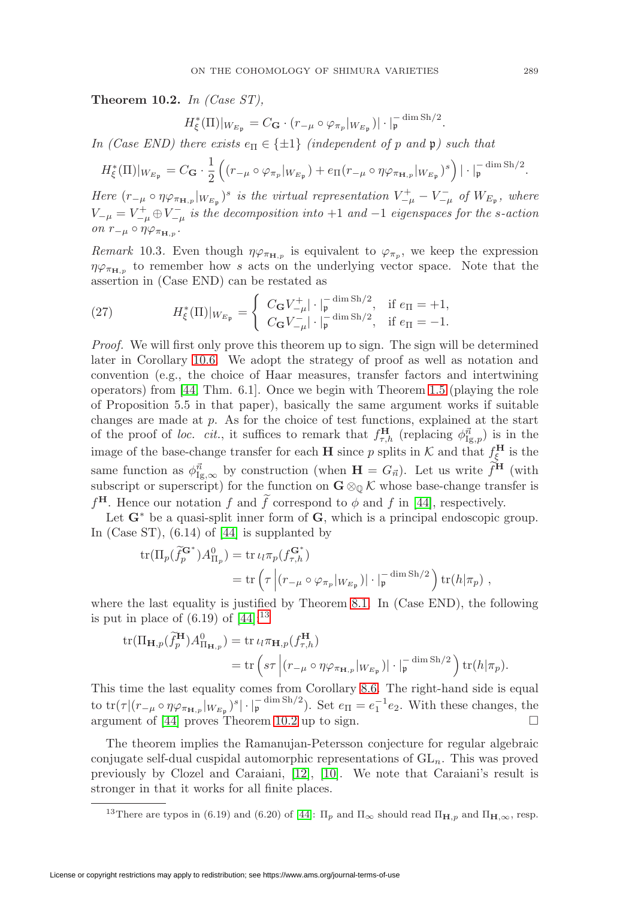**Theorem 10.2.** *In (Case ST),*

$$H^*_\xi(\Pi)|_{W_{E_\mathfrak{p}}} = C_{\mathbf{G}} \cdot (r_{-\mu} \circ \varphi_{\pi_p}|_{W_{E_\mathfrak{p}}})| \cdot |_\mathfrak{p}^{-\dim \mathrm{Sh}/2}.$$

*In (Case END) there exists $e_\Pi \in \{\pm 1\}$ (independent of $p$ and $\mathfrak{p}$) such that*

$$H^*_\xi(\Pi)|_{W_{E_\mathfrak{p}}} = C_{\mathbf{G}} \cdot \frac{1}{2}\left( (r_{-\mu} \circ \varphi_{\pi_p}|_{W_{E_\mathfrak{p}}}) + e_\Pi (r_{-\mu} \circ \eta\varphi_{\pi_{\mathbf{H},p}}|_{W_{E_\mathfrak{p}}})^s \right) | \cdot |_\mathfrak{p}^{-\dim \mathrm{Sh}/2}.$$

*Here $(r_{-\mu} \circ \eta\varphi_{\pi_{\mathbf{H},p}}|_{W_{E_\mathfrak{p}}})^s$ is the virtual representation $V^+_{-\mu} - V^-_{-\mu}$ of $W_{E_\mathfrak{p}}$, where $V_{-\mu} = V^+_{-\mu} \oplus V^-_{-\mu}$ is the decomposition into $+1$ and $-1$ eigenspaces for the $s$-action on $r_{-\mu} \circ \eta\varphi_{\pi_{\mathbf{H},p}}$.*

*Remark* 10.3. Even though $\eta\varphi_{\pi_{\mathbf{H},p}}$ is equivalent to $\varphi_{\pi_p}$, we keep the expression $\eta\varphi_{\pi_{\mathbf{H},p}}$ to remember how $s$ acts on the underlying vector space. Note that the assertion in (Case END) can be restated as

$$H^*_\xi(\Pi)|_{W_{E_\mathfrak{p}}} = \begin{cases} C_{\mathbf{G}} V^+_{-\mu}| \cdot |_\mathfrak{p}^{-\dim \mathrm{Sh}/2}, & \text{if } e_\Pi = +1, \\ C_{\mathbf{G}} V^-_{-\mu}| \cdot |_\mathfrak{p}^{-\dim \mathrm{Sh}/2}, & \text{if } e_\Pi = -1. \end{cases} \tag{27}$$

*Proof.* We will first only prove this theorem up to sign. The sign will be determined later in Corollary 10.6. We adopt the strategy of proof as well as notation and convention (e.g., the choice of Haar measures, transfer factors and intertwining operators) from [44, Thm. 6.1]. Once we begin with Theorem 1.5 (playing the role of Proposition 5.5 in that paper), basically the same argument works if suitable changes are made at $p$. As for the choice of test functions, explained at the start of the proof of *loc. cit.*, it suffices to remark that $f^{\mathbf{H}}_{\tau,h}$ (replacing $\phi^{\vec{n}}_{\mathrm{Ig},p}$) is in the image of the base-change transfer for each $\mathbf{H}$ since $p$ splits in $\mathcal{K}$ and that $f^{\mathbf{H}}_\xi$ is the same function as $\phi^{\vec{n}}_{\mathrm{Ig},\infty}$ by construction (when $\mathbf{H} = G_{\vec{n}}$). Let us write $\widetilde{f}^{\mathbf{H}}$ (with subscript or superscript) for the function on $\mathbf{G} \otimes_\mathbb{Q} \mathcal{K}$ whose base-change transfer is $f^{\mathbf{H}}$. Hence our notation $f$ and $\widetilde{f}$ correspond to $\phi$ and $f$ in [44], respectively.

Let $\mathbf{G}^*$ be a quasi-split inner form of $\mathbf{G}$, which is a principal endoscopic group. In (Case ST), (6.14) of [44] is supplanted by

$$\begin{aligned} \mathrm{tr}(\Pi_p(\widetilde{f}^{\mathbf{G}^*}_p) A^0_{\Pi_p}) &= \mathrm{tr}\, \iota_l \pi_p(f^{\mathbf{G}^*}_{\tau,h}) \\ &= \mathrm{tr}\left( \tau \left| (r_{-\mu} \circ \varphi_{\pi_p}|_{W_{E_\mathfrak{p}}}) \right| \cdot |_\mathfrak{p}^{-\dim \mathrm{Sh}/2} \right) \mathrm{tr}(h|\pi_p)\ , \end{aligned}$$

where the last equality is justified by Theorem 8.1. In (Case END), the following is put in place of (6.19) of [44].[13]

$$\begin{aligned} \mathrm{tr}(\Pi_{\mathbf{H},p}(\widetilde{f}^{\mathbf{H}}_p) A^0_{\Pi_{\mathbf{H},p}}) &= \mathrm{tr}\, \iota_l \pi_{\mathbf{H},p}(f^{\mathbf{H}}_{\tau,h}) \\ &= \mathrm{tr}\left( s\tau \left| (r_{-\mu} \circ \eta\varphi_{\pi_{\mathbf{H},p}}|_{W_{E_\mathfrak{p}}}) \right| \cdot |_\mathfrak{p}^{-\dim \mathrm{Sh}/2} \right) \mathrm{tr}(h|\pi_p). \end{aligned}$$

This time the last equality comes from Corollary 8.6. The right-hand side is equal to $\mathrm{tr}(\tau|(r_{-\mu} \circ \eta\varphi_{\pi_{\mathbf{H},p}}|_{W_{E_\mathfrak{p}}})^s| \cdot |_\mathfrak{p}^{-\dim \mathrm{Sh}/2})$. Set $e_\Pi = e_1^{-1} e_2$. With these changes, the argument of [44] proves Theorem 10.2 up to sign. $\square$

The theorem implies the Ramanujan-Petersson conjecture for regular algebraic conjugate self-dual cuspidal automorphic representations of $\mathrm{GL}_n$. This was proved previously by Clozel and Caraiani, [12], [10]. We note that Caraiani's result is stronger in that it works for all finite places.

---

[13] There are typos in (6.19) and (6.20) of [44]: $\Pi_p$ and $\Pi_\infty$ should read $\Pi_{\mathbf{H},p}$ and $\Pi_{\mathbf{H},\infty}$, resp.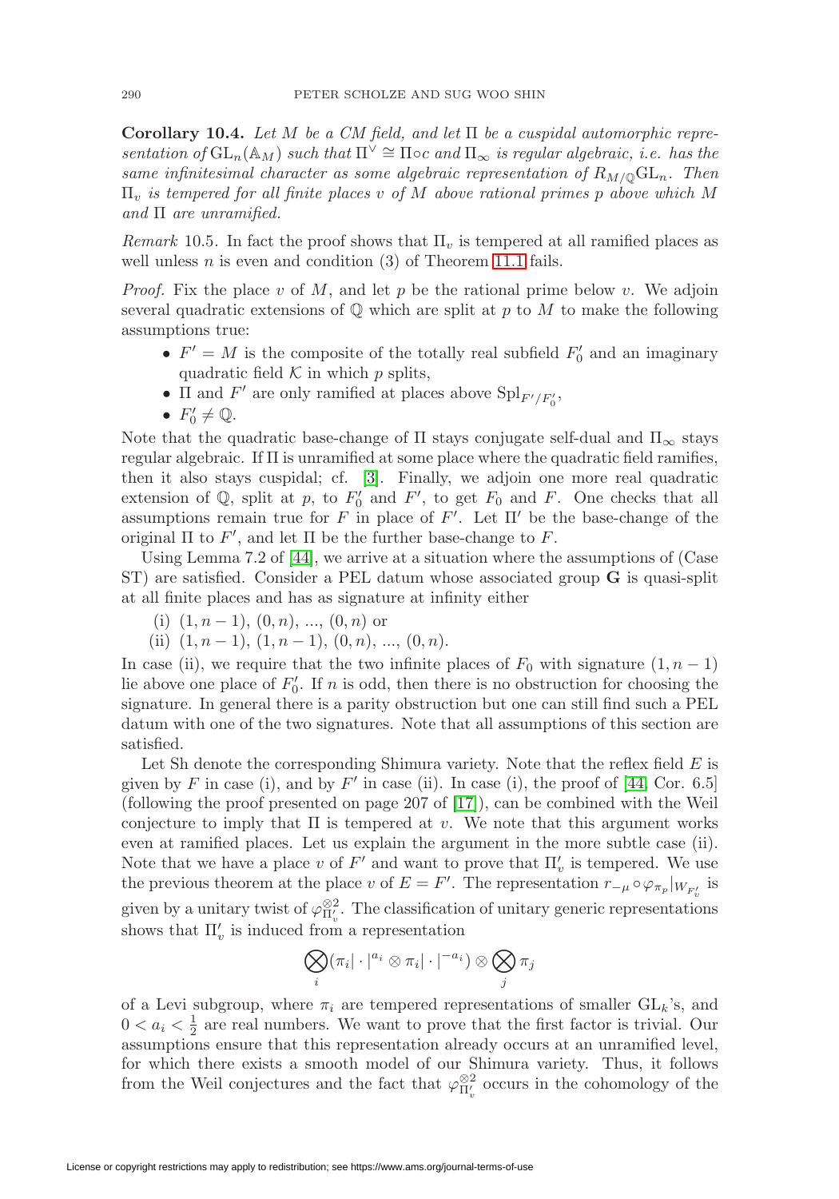**Corollary 10.4.** *Let $M$ be a CM field, and let $\Pi$ be a cuspidal automorphic representation of $\mathrm{GL}_n(\mathbb{A}_M)$ such that $\Pi^\vee \cong \Pi\circ c$ and $\Pi_\infty$ is regular algebraic, i.e. has the same infinitesimal character as some algebraic representation of $R_{M/\mathbb{Q}}\mathrm{GL}_n$. Then $\Pi_v$ is tempered for all finite places $v$ of $M$ above rational primes $p$ above which $M$ and $\Pi$ are unramified.*

*Remark* 10.5. In fact the proof shows that $\Pi_v$ is tempered at all ramified places as well unless $n$ is even and condition (3) of Theorem 11.1 fails.

*Proof.* Fix the place $v$ of $M$, and let $p$ be the rational prime below $v$. We adjoin several quadratic extensions of $\mathbb{Q}$ which are split at $p$ to $M$ to make the following assumptions true:

- $F' = M$ is the composite of the totally real subfield $F'_0$ and an imaginary quadratic field $\mathcal{K}$ in which $p$ splits,
- $\Pi$ and $F'$ are only ramified at places above $\mathrm{Spl}_{F'/F'_0}$,
- $F'_0 \neq \mathbb{Q}$.

Note that the quadratic base-change of $\Pi$ stays conjugate self-dual and $\Pi_\infty$ stays regular algebraic. If $\Pi$ is unramified at some place where the quadratic field ramifies, then it also stays cuspidal; cf. [3]. Finally, we adjoin one more real quadratic extension of $\mathbb{Q}$, split at $p$, to $F'_0$ and $F'$, to get $F_0$ and $F$. One checks that all assumptions remain true for $F$ in place of $F'$. Let $\Pi'$ be the base-change of the original $\Pi$ to $F'$, and let $\Pi$ be the further base-change to $F$.

Using Lemma 7.2 of [44], we arrive at a situation where the assumptions of (Case ST) are satisfied. Consider a PEL datum whose associated group $\mathbf{G}$ is quasi-split at all finite places and has as signature at infinity either

(i) $(1, n-1)$, $(0, n)$, ..., $(0, n)$ or
(ii) $(1, n-1)$, $(1, n-1)$, $(0, n)$, ..., $(0, n)$.

In case (ii), we require that the two infinite places of $F_0$ with signature $(1, n-1)$ lie above one place of $F'_0$. If $n$ is odd, then there is no obstruction for choosing the signature. In general there is a parity obstruction but one can still find such a PEL datum with one of the two signatures. Note that all assumptions of this section are satisfied.

Let Sh denote the corresponding Shimura variety. Note that the reflex field $E$ is given by $F$ in case (i), and by $F'$ in case (ii). In case (i), the proof of [44, Cor. 6.5] (following the proof presented on page 207 of [17]), can be combined with the Weil conjecture to imply that $\Pi$ is tempered at $v$. We note that this argument works even at ramified places. Let us explain the argument in the more subtle case (ii). Note that we have a place $v$ of $F'$ and want to prove that $\Pi'_v$ is tempered. We use the previous theorem at the place $v$ of $E = F'$. The representation $r_{-\mu} \circ \varphi_{\pi_p}|_{W_{F'_v}}$ is given by a unitary twist of $\varphi_{\Pi'_v}^{\otimes 2}$. The classification of unitary generic representations shows that $\Pi'_v$ is induced from a representation

$$\bigotimes_i (\pi_i|\cdot|^{a_i} \otimes \pi_i|\cdot|^{-a_i}) \otimes \bigotimes_j \pi_j$$

of a Levi subgroup, where $\pi_i$ are tempered representations of smaller $\mathrm{GL}_k$'s, and $0 < a_i < \frac{1}{2}$ are real numbers. We want to prove that the first factor is trivial. Our assumptions ensure that this representation already occurs at an unramified level, for which there exists a smooth model of our Shimura variety. Thus, it follows from the Weil conjectures and the fact that $\varphi_{\Pi'_v}^{\otimes 2}$ occurs in the cohomology of the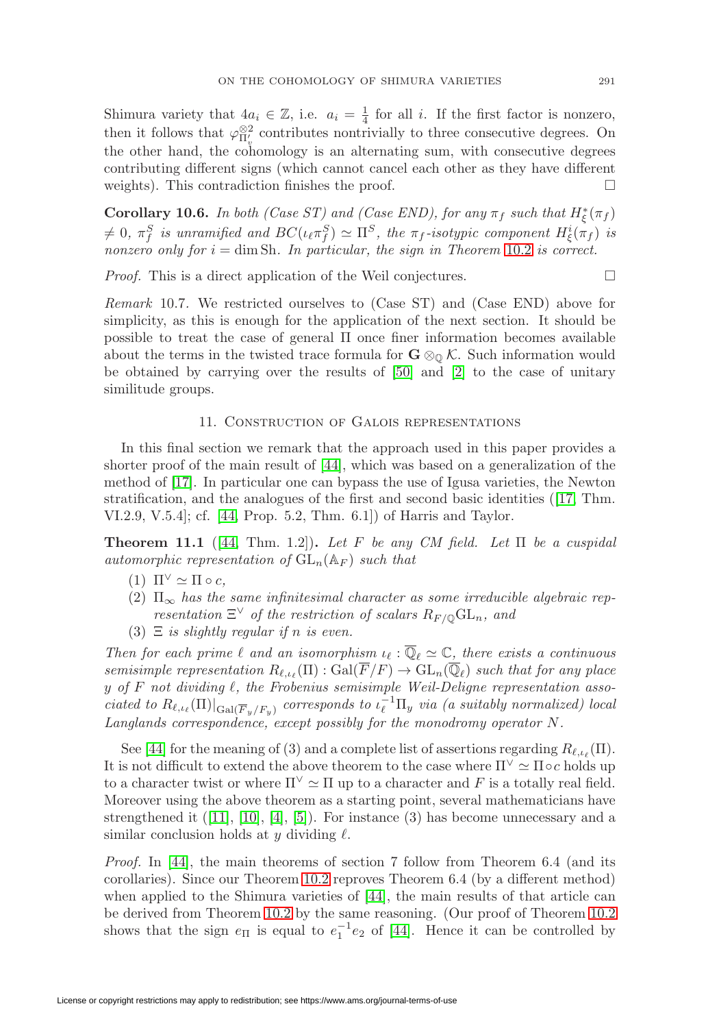Shimura variety that $4a_i \in \mathbb{Z}$, i.e. $a_i = \frac{1}{4}$ for all $i$. If the first factor is nonzero, then it follows that $\varphi^{\otimes 2}_{\Pi'_v}$ contributes nontrivially to three consecutive degrees. On the other hand, the cohomology is an alternating sum, with consecutive degrees contributing different signs (which cannot cancel each other as they have different weights). This contradiction finishes the proof. □

**Corollary 10.6.** *In both (Case ST) and (Case END), for any $\pi_f$ such that $H^*_\xi(\pi_f) \neq 0$, $\pi^S_f$ is unramified and $BC(\iota_\ell \pi^S_f) \simeq \Pi^S$, the $\pi_f$-isotypic component $H^i_\xi(\pi_f)$ is nonzero only for $i = \dim \mathrm{Sh}$. In particular, the sign in Theorem 10.2 is correct.*

*Proof.* This is a direct application of the Weil conjectures. □

*Remark* 10.7. We restricted ourselves to (Case ST) and (Case END) above for simplicity, as this is enough for the application of the next section. It should be possible to treat the case of general $\Pi$ once finer information becomes available about the terms in the twisted trace formula for $\mathbf{G} \otimes_{\mathbb{Q}} \mathcal{K}$. Such information would be obtained by carrying over the results of [50] and [2] to the case of unitary similitude groups.

## 11. Construction of Galois representations

In this final section we remark that the approach used in this paper provides a shorter proof of the main result of [44], which was based on a generalization of the method of [17]. In particular one can bypass the use of Igusa varieties, the Newton stratification, and the analogues of the first and second basic identities ([17, Thm. VI.2.9, V.5.4]; cf. [44, Prop. 5.2, Thm. 6.1]) of Harris and Taylor.

**Theorem 11.1** ([44, Thm. 1.2])**.** *Let $F$ be any CM field. Let $\Pi$ be a cuspidal automorphic representation of $\mathrm{GL}_n(\mathbb{A}_F)$ such that*

1. *$\Pi^\vee \simeq \Pi \circ c$,*
2. *$\Pi_\infty$ has the same infinitesimal character as some irreducible algebraic representation $\Xi^\vee$ of the restriction of scalars $R_{F/\mathbb{Q}}\mathrm{GL}_n$, and*
3. *$\Xi$ is slightly regular if $n$ is even.*

*Then for each prime $\ell$ and an isomorphism $\iota_\ell : \overline{\mathbb{Q}}_\ell \simeq \mathbb{C}$, there exists a continuous semisimple representation $R_{\ell,\iota_\ell}(\Pi) : \mathrm{Gal}(\overline{F}/F) \to \mathrm{GL}_n(\overline{\mathbb{Q}}_\ell)$ such that for any place $y$ of $F$ not dividing $\ell$, the Frobenius semisimple Weil-Deligne representation associated to $R_{\ell,\iota_\ell}(\Pi)|_{\mathrm{Gal}(\overline{F}_y/F_y)}$ corresponds to $\iota_\ell^{-1}\Pi_y$ via (a suitably normalized) local Langlands correspondence, except possibly for the monodromy operator $N$.*

See [44] for the meaning of (3) and a complete list of assertions regarding $R_{\ell,\iota_\ell}(\Pi)$. It is not difficult to extend the above theorem to the case where $\Pi^\vee \simeq \Pi \circ c$ holds up to a character twist or where $\Pi^\vee \simeq \Pi$ up to a character and $F$ is a totally real field. Moreover using the above theorem as a starting point, several mathematicians have strengthened it ([11], [10], [4], [5]). For instance (3) has become unnecessary and a similar conclusion holds at $y$ dividing $\ell$.

*Proof.* In [44], the main theorems of section 7 follow from Theorem 6.4 (and its corollaries). Since our Theorem 10.2 reproves Theorem 6.4 (by a different method) when applied to the Shimura varieties of [44], the main results of that article can be derived from Theorem 10.2 by the same reasoning. (Our proof of Theorem 10.2 shows that the sign $e_\Pi$ is equal to $e_1^{-1}e_2$ of [44]. Hence it can be controlled by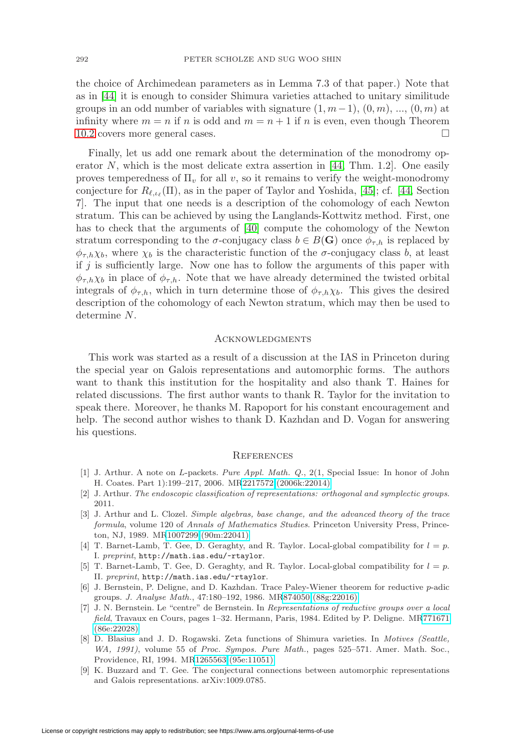the choice of Archimedean parameters as in Lemma 7.3 of that paper.) Note that as in [44] it is enough to consider Shimura varieties attached to unitary similitude groups in an odd number of variables with signature $(1, m-1)$, $(0, m)$, ..., $(0, m)$ at infinity where $m = n$ if $n$ is odd and $m = n+1$ if $n$ is even, even though Theorem 10.2 covers more general cases. □

Finally, let us add one remark about the determination of the monodromy operator $N$, which is the most delicate extra assertion in [44, Thm. 1.2]. One easily proves temperedness of $\Pi_v$ for all $v$, so it remains to verify the weight-monodromy conjecture for $R_{\ell,\iota_\ell}(\Pi)$, as in the paper of Taylor and Yoshida, [45]; cf. [44, Section 7]. The input that one needs is a description of the cohomology of each Newton stratum. This can be achieved by using the Langlands-Kottwitz method. First, one has to check that the arguments of [40] compute the cohomology of the Newton stratum corresponding to the $\sigma$-conjugacy class $b \in B(\mathbf{G})$ once $\phi_{\tau,h}$ is replaced by $\phi_{\tau,h}\chi_b$, where $\chi_b$ is the characteristic function of the $\sigma$-conjugacy class $b$, at least if $j$ is sufficiently large. Now one has to follow the arguments of this paper with $\phi_{\tau,h}\chi_b$ in place of $\phi_{\tau,h}$. Note that we have already determined the twisted orbital integrals of $\phi_{\tau,h}$, which in turn determine those of $\phi_{\tau,h}\chi_b$. This gives the desired description of the cohomology of each Newton stratum, which may then be used to determine $N$.

## Acknowledgments

This work was started as a result of a discussion at the IAS in Princeton during the special year on Galois representations and automorphic forms. The authors want to thank this institution for the hospitality and also thank T. Haines for related discussions. The first author wants to thank R. Taylor for the invitation to speak there. Moreover, he thanks M. Rapoport for his constant encouragement and help. The second author wishes to thank D. Kazhdan and D. Vogan for answering his questions.

## References

[1] J. Arthur. A note on $L$-packets. *Pure Appl. Math. Q.*, 2(1, Special Issue: In honor of John H. Coates. Part 1):199–217, 2006. MR2217572 (2006k:22014)

[2] J. Arthur. *The endoscopic classification of representations: orthogonal and symplectic groups*. 2011.

[3] J. Arthur and L. Clozel. *Simple algebras, base change, and the advanced theory of the trace formula*, volume 120 of *Annals of Mathematics Studies*. Princeton University Press, Princeton, NJ, 1989. MR1007299 (90m:22041)

[4] T. Barnet-Lamb, T. Gee, D. Geraghty, and R. Taylor. Local-global compatibility for $l = p$. I. *preprint*, `http://math.ias.edu/~rtaylor`.

[5] T. Barnet-Lamb, T. Gee, D. Geraghty, and R. Taylor. Local-global compatibility for $l = p$. II. *preprint*, `http://math.ias.edu/~rtaylor`.

[6] J. Bernstein, P. Deligne, and D. Kazhdan. Trace Paley-Wiener theorem for reductive $p$-adic groups. *J. Analyse Math.*, 47:180–192, 1986. MR874050 (88g:22016)

[7] J. N. Bernstein. Le "centre" de Bernstein. In *Representations of reductive groups over a local field*, Travaux en Cours, pages 1–32. Hermann, Paris, 1984. Edited by P. Deligne. MR771671 (86e:22028)

[8] D. Blasius and J. D. Rogawski. Zeta functions of Shimura varieties. In *Motives (Seattle, WA, 1991)*, volume 55 of *Proc. Sympos. Pure Math.*, pages 525–571. Amer. Math. Soc., Providence, RI, 1994. MR1265563 (95e:11051)

[9] K. Buzzard and T. Gee. The conjectural connections between automorphic representations and Galois representations. arXiv:1009.0785.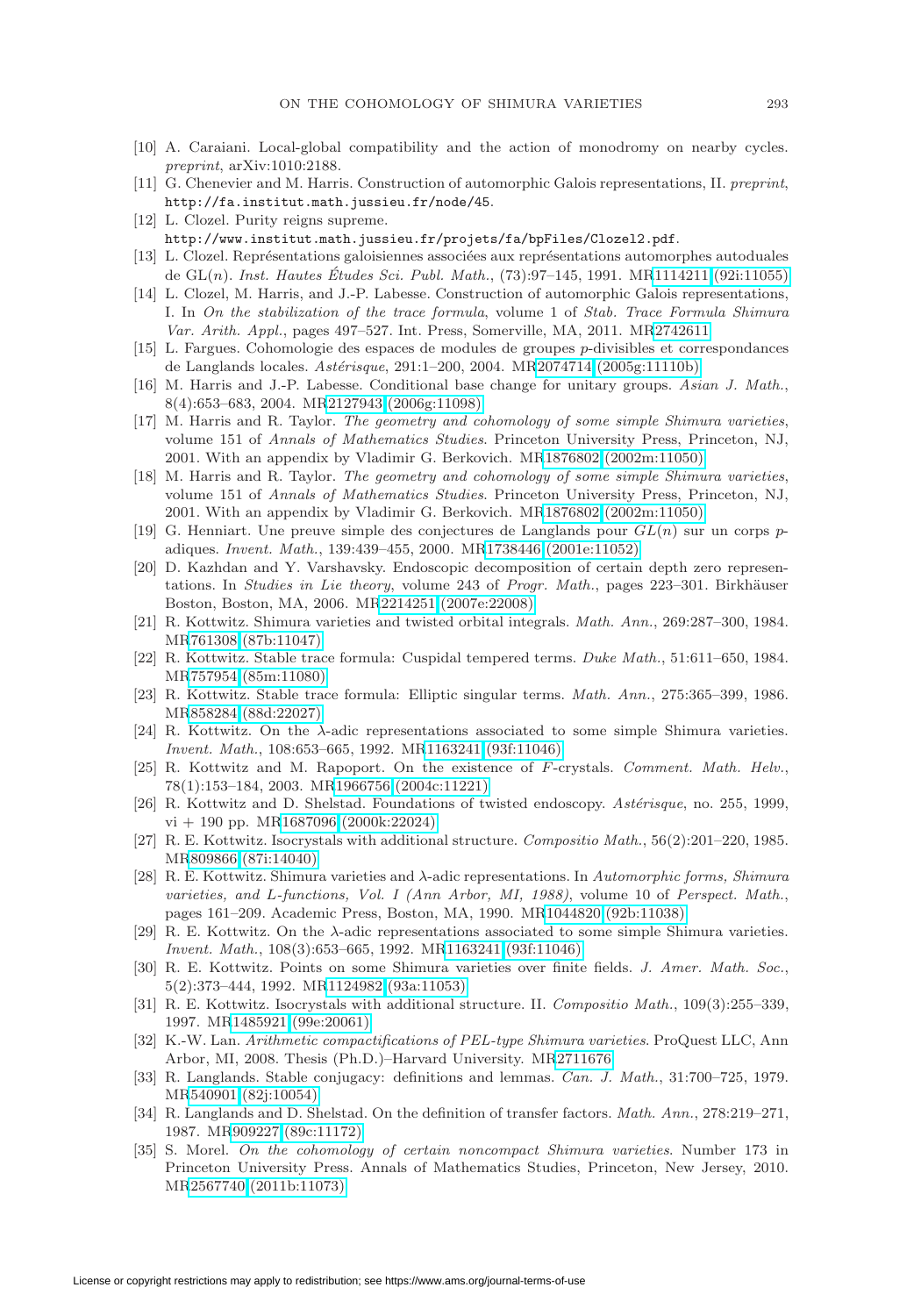[10] A. Caraiani. Local-global compatibility and the action of monodromy on nearby cycles. *preprint*, arXiv:1010:2188.

[11] G. Chenevier and M. Harris. Construction of automorphic Galois representations, II. *preprint*, http://fa.institut.math.jussieu.fr/node/45.

[12] L. Clozel. Purity reigns supreme. http://www.institut.math.jussieu.fr/projets/fa/bpFiles/Clozel2.pdf.

[13] L. Clozel. Représentations galoisiennes associées aux représentations automorphes autoduales de GL$(n)$. *Inst. Hautes Études Sci. Publ. Math.*, (73):97–145, 1991. MR1114211 (92i:11055)

[14] L. Clozel, M. Harris, and J.-P. Labesse. Construction of automorphic Galois representations, I. In *On the stabilization of the trace formula*, volume 1 of *Stab. Trace Formula Shimura Var. Arith. Appl.*, pages 497–527. Int. Press, Somerville, MA, 2011. MR2742611

[15] L. Fargues. Cohomologie des espaces de modules de groupes $p$-divisibles et correspondances de Langlands locales. *Astérisque*, 291:1–200, 2004. MR2074714 (2005g:11110b)

[16] M. Harris and J.-P. Labesse. Conditional base change for unitary groups. *Asian J. Math.*, 8(4):653–683, 2004. MR2127943 (2006g:11098)

[17] M. Harris and R. Taylor. *The geometry and cohomology of some simple Shimura varieties*, volume 151 of *Annals of Mathematics Studies*. Princeton University Press, Princeton, NJ, 2001. With an appendix by Vladimir G. Berkovich. MR1876802 (2002m:11050)

[18] M. Harris and R. Taylor. *The geometry and cohomology of some simple Shimura varieties*, volume 151 of *Annals of Mathematics Studies*. Princeton University Press, Princeton, NJ, 2001. With an appendix by Vladimir G. Berkovich. MR1876802 (2002m:11050)

[19] G. Henniart. Une preuve simple des conjectures de Langlands pour $GL(n)$ sur un corps $p$-adiques. *Invent. Math.*, 139:439–455, 2000. MR1738446 (2001e:11052)

[20] D. Kazhdan and Y. Varshavsky. Endoscopic decomposition of certain depth zero representations. In *Studies in Lie theory*, volume 243 of *Progr. Math.*, pages 223–301. Birkhäuser Boston, Boston, MA, 2006. MR2214251 (2007e:22008)

[21] R. Kottwitz. Shimura varieties and twisted orbital integrals. *Math. Ann.*, 269:287–300, 1984. MR761308 (87b:11047)

[22] R. Kottwitz. Stable trace formula: Cuspidal tempered terms. *Duke Math.*, 51:611–650, 1984. MR757954 (85m:11080)

[23] R. Kottwitz. Stable trace formula: Elliptic singular terms. *Math. Ann.*, 275:365–399, 1986. MR858284 (88d:22027)

[24] R. Kottwitz. On the $\lambda$-adic representations associated to some simple Shimura varieties. *Invent. Math.*, 108:653–665, 1992. MR1163241 (93f:11046)

[25] R. Kottwitz and M. Rapoport. On the existence of $F$-crystals. *Comment. Math. Helv.*, 78(1):153–184, 2003. MR1966756 (2004c:11221)

[26] R. Kottwitz and D. Shelstad. Foundations of twisted endoscopy. *Astérisque*, no. 255, 1999, vi + 190 pp. MR1687096 (2000k:22024)

[27] R. E. Kottwitz. Isocrystals with additional structure. *Compositio Math.*, 56(2):201–220, 1985. MR809866 (87i:14040)

[28] R. E. Kottwitz. Shimura varieties and $\lambda$-adic representations. In *Automorphic forms, Shimura varieties, and L-functions, Vol. I (Ann Arbor, MI, 1988)*, volume 10 of *Perspect. Math.*, pages 161–209. Academic Press, Boston, MA, 1990. MR1044820 (92b:11038)

[29] R. E. Kottwitz. On the $\lambda$-adic representations associated to some simple Shimura varieties. *Invent. Math.*, 108(3):653–665, 1992. MR1163241 (93f:11046)

[30] R. E. Kottwitz. Points on some Shimura varieties over finite fields. *J. Amer. Math. Soc.*, 5(2):373–444, 1992. MR1124982 (93a:11053)

[31] R. E. Kottwitz. Isocrystals with additional structure. II. *Compositio Math.*, 109(3):255–339, 1997. MR1485921 (99e:20061)

[32] K.-W. Lan. *Arithmetic compactifications of PEL-type Shimura varieties*. ProQuest LLC, Ann Arbor, MI, 2008. Thesis (Ph.D.)–Harvard University. MR2711676

[33] R. Langlands. Stable conjugacy: definitions and lemmas. *Can. J. Math.*, 31:700–725, 1979. MR540901 (82j:10054)

[34] R. Langlands and D. Shelstad. On the definition of transfer factors. *Math. Ann.*, 278:219–271, 1987. MR909227 (89c:11172)

[35] S. Morel. *On the cohomology of certain noncompact Shimura varieties*. Number 173 in Princeton University Press. Annals of Mathematics Studies, Princeton, New Jersey, 2010. MR2567740 (2011b:11073)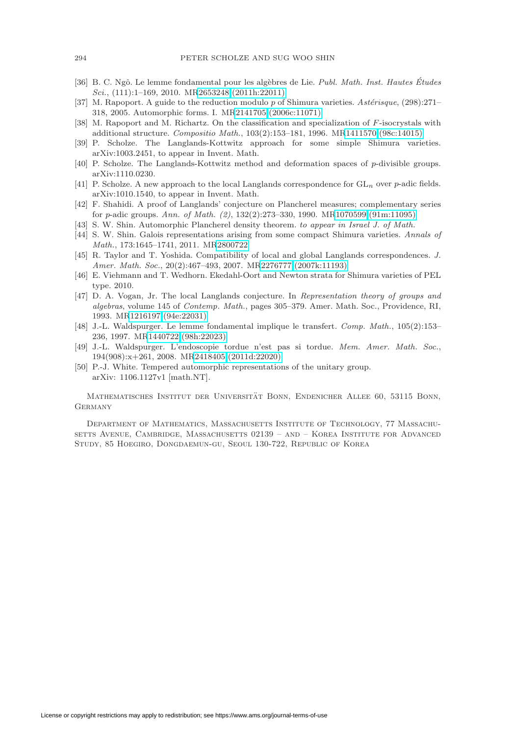[36] B. C. Ngô. Le lemme fondamental pour les algèbres de Lie. *Publ. Math. Inst. Hautes Études Sci.*, (111):1–169, 2010. MR2653248 (2011h:22011)

[37] M. Rapoport. A guide to the reduction modulo $p$ of Shimura varieties. *Astérisque*, (298):271–318, 2005. Automorphic forms. I. MR2141705 (2006c:11071)

[38] M. Rapoport and M. Richartz. On the classification and specialization of $F$-isocrystals with additional structure. *Compositio Math.*, 103(2):153–181, 1996. MR1411570 (98c:14015)

[39] P. Scholze. The Langlands-Kottwitz approach for some simple Shimura varieties. arXiv:1003.2451, to appear in Invent. Math.

[40] P. Scholze. The Langlands-Kottwitz method and deformation spaces of $p$-divisible groups. arXiv:1110.0230.

[41] P. Scholze. A new approach to the local Langlands correspondence for $\mathrm{GL}_n$ over $p$-adic fields. arXiv:1010.1540, to appear in Invent. Math.

[42] F. Shahidi. A proof of Langlands' conjecture on Plancherel measures; complementary series for $p$-adic groups. *Ann. of Math. (2)*, 132(2):273–330, 1990. MR1070599 (91m:11095)

[43] S. W. Shin. Automorphic Plancherel density theorem. *to appear in Israel J. of Math.*

[44] S. W. Shin. Galois representations arising from some compact Shimura varieties. *Annals of Math.*, 173:1645–1741, 2011. MR2800722

[45] R. Taylor and T. Yoshida. Compatibility of local and global Langlands correspondences. *J. Amer. Math. Soc.*, 20(2):467–493, 2007. MR2276777 (2007k:11193)

[46] E. Viehmann and T. Wedhorn. Ekedahl-Oort and Newton strata for Shimura varieties of PEL type. 2010.

[47] D. A. Vogan, Jr. The local Langlands conjecture. In *Representation theory of groups and algebras*, volume 145 of *Contemp. Math.*, pages 305–379. Amer. Math. Soc., Providence, RI, 1993. MR1216197 (94e:22031)

[48] J.-L. Waldspurger. Le lemme fondamental implique le transfert. *Comp. Math.*, 105(2):153–236, 1997. MR1440722 (98h:22023)

[49] J.-L. Waldspurger. L'endoscopie tordue n'est pas si tordue. *Mem. Amer. Math. Soc.*, 194(908):x+261, 2008. MR2418405 (2011d:22020)

[50] P.-J. White. Tempered automorphic representations of the unitary group. arXiv: 1106.1127v1 [math.NT].

Mathematisches Institut der Universität Bonn, Endenicher Allee 60, 53115 Bonn, Germany

Department of Mathematics, Massachusetts Institute of Technology, 77 Massachusetts Avenue, Cambridge, Massachusetts 02139 – and – Korea Institute for Advanced Study, 85 Hoegiro, Dongdaemun-gu, Seoul 130-722, Republic of Korea